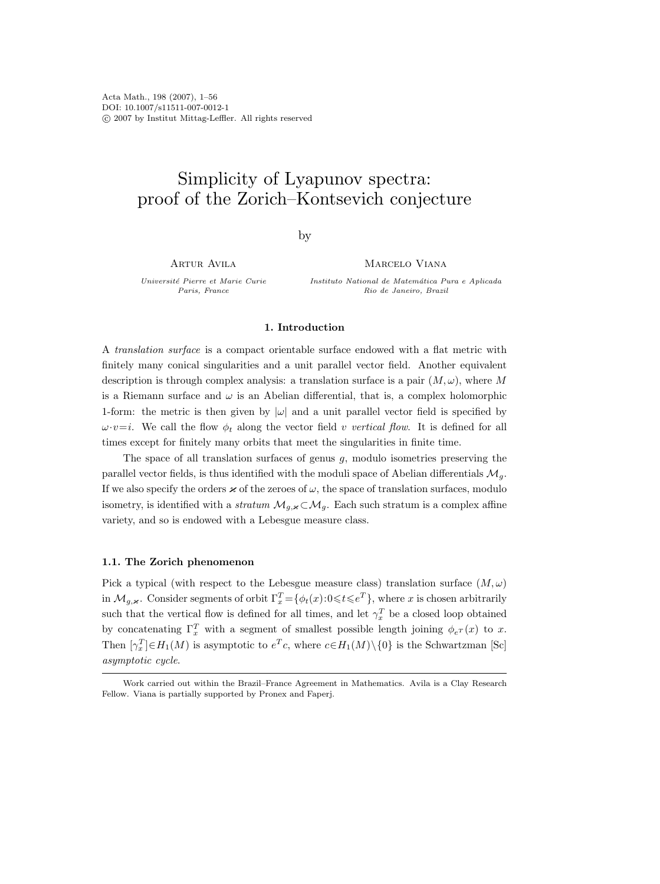Acta Math., 198 (2007), 1–56
DOI: 10.1007/s11511-007-0012-1
© 2007 by Institut Mittag-Leffler. All rights reserved

# Simplicity of Lyapunov spectra: proof of the Zorich–Kontsevich conjecture

by

Artur Avila
*Université Pierre et Marie Curie*
*Paris, France*

Marcelo Viana
*Instituto National de Matemática Pura e Aplicada*
*Rio de Janeiro, Brazil*

## 1. Introduction

A *translation surface* is a compact orientable surface endowed with a flat metric with finitely many conical singularities and a unit parallel vector field. Another equivalent description is through complex analysis: a translation surface is a pair $(M,\omega)$, where $M$ is a Riemann surface and $\omega$ is an Abelian differential, that is, a complex holomorphic 1-form: the metric is then given by $|\omega|$ and a unit parallel vector field is specified by $\omega\cdot v=i$. We call the flow $\phi_t$ along the vector field $v$ *vertical flow*. It is defined for all times except for finitely many orbits that meet the singularities in finite time.

The space of all translation surfaces of genus $g$, modulo isometries preserving the parallel vector fields, is thus identified with the moduli space of Abelian differentials $\mathcal{M}_g$. If we also specify the orders $\varkappa$ of the zeroes of $\omega$, the space of translation surfaces, modulo isometry, is identified with a *stratum* $\mathcal{M}_{g,\varkappa}\subset\mathcal{M}_g$. Each such stratum is a complex affine variety, and so is endowed with a Lebesgue measure class.

### 1.1. The Zorich phenomenon

Pick a typical (with respect to the Lebesgue measure class) translation surface $(M,\omega)$ in $\mathcal{M}_{g,\varkappa}$. Consider segments of orbit $\Gamma_x^T=\{\phi_t(x):0\leqslant t\leqslant e^T\}$, where $x$ is chosen arbitrarily such that the vertical flow is defined for all times, and let $\gamma_x^T$ be a closed loop obtained by concatenating $\Gamma_x^T$ with a segment of smallest possible length joining $\phi_{e^T}(x)$ to $x$. Then $[\gamma_x^T]\in H_1(M)$ is asymptotic to $e^T c$, where $c\in H_1(M)\setminus\{0\}$ is the Schwartzman [Sc] *asymptotic cycle*.

Work carried out within the Brazil–France Agreement in Mathematics. Avila is a Clay Research Fellow. Viana is partially supported by Pronex and Faperj.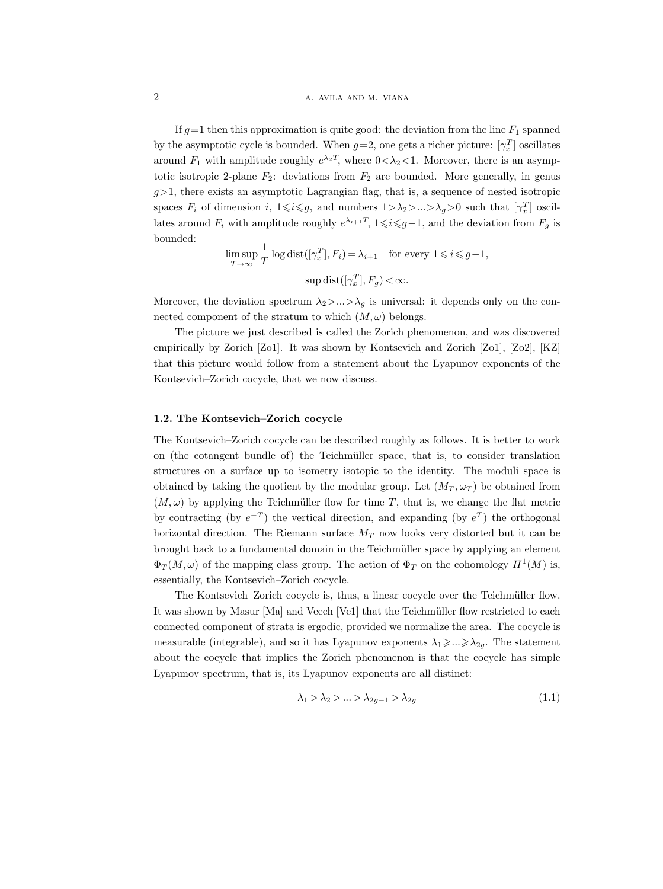If $g=1$ then this approximation is quite good: the deviation from the line $F_1$ spanned by the asymptotic cycle is bounded. When $g=2$, one gets a richer picture: $[\gamma_x^T]$ oscillates around $F_1$ with amplitude roughly $e^{\lambda_2 T}$, where $0<\lambda_2<1$. Moreover, there is an asymptotic isotropic 2-plane $F_2$: deviations from $F_2$ are bounded. More generally, in genus $g>1$, there exists an asymptotic Lagrangian flag, that is, a sequence of nested isotropic spaces $F_i$ of dimension $i$, $1 \leqslant i \leqslant g$, and numbers $1>\lambda_2>...>\lambda_g>0$ such that $[\gamma_x^T]$ oscillates around $F_i$ with amplitude roughly $e^{\lambda_{i+1}T}$, $1 \leqslant i \leqslant g-1$, and the deviation from $F_g$ is bounded:

$$\limsup_{T\to\infty} \frac{1}{T} \log \operatorname{dist}([\gamma_x^T], F_i) = \lambda_{i+1} \quad \text{for every } 1 \leqslant i \leqslant g-1,$$

$$\sup \operatorname{dist}([\gamma_x^T], F_g) < \infty.$$

Moreover, the deviation spectrum $\lambda_2 > ... > \lambda_g$ is universal: it depends only on the connected component of the stratum to which $(M, \omega)$ belongs.

The picture we just described is called the Zorich phenomenon, and was discovered empirically by Zorich [Zo1]. It was shown by Kontsevich and Zorich [Zo1], [Zo2], [KZ] that this picture would follow from a statement about the Lyapunov exponents of the Kontsevich–Zorich cocycle, that we now discuss.

### 1.2. The Kontsevich–Zorich cocycle

The Kontsevich–Zorich cocycle can be described roughly as follows. It is better to work on (the cotangent bundle of) the Teichmüller space, that is, to consider translation structures on a surface up to isometry isotopic to the identity. The moduli space is obtained by taking the quotient by the modular group. Let $(M_T, \omega_T)$ be obtained from $(M, \omega)$ by applying the Teichmüller flow for time $T$, that is, we change the flat metric by contracting (by $e^{-T}$) the vertical direction, and expanding (by $e^T$) the orthogonal horizontal direction. The Riemann surface $M_T$ now looks very distorted but it can be brought back to a fundamental domain in the Teichmüller space by applying an element $\Phi_T(M, \omega)$ of the mapping class group. The action of $\Phi_T$ on the cohomology $H^1(M)$ is, essentially, the Kontsevich–Zorich cocycle.

The Kontsevich–Zorich cocycle is, thus, a linear cocycle over the Teichmüller flow. It was shown by Masur [Ma] and Veech [Ve1] that the Teichmüller flow restricted to each connected component of strata is ergodic, provided we normalize the area. The cocycle is measurable (integrable), and so it has Lyapunov exponents $\lambda_1 \geqslant ... \geqslant \lambda_{2g}$. The statement about the cocycle that implies the Zorich phenomenon is that the cocycle has simple Lyapunov spectrum, that is, its Lyapunov exponents are all distinct:

$$\lambda_1 > \lambda_2 > ... > \lambda_{2g-1} > \lambda_{2g} \tag{1.1}$$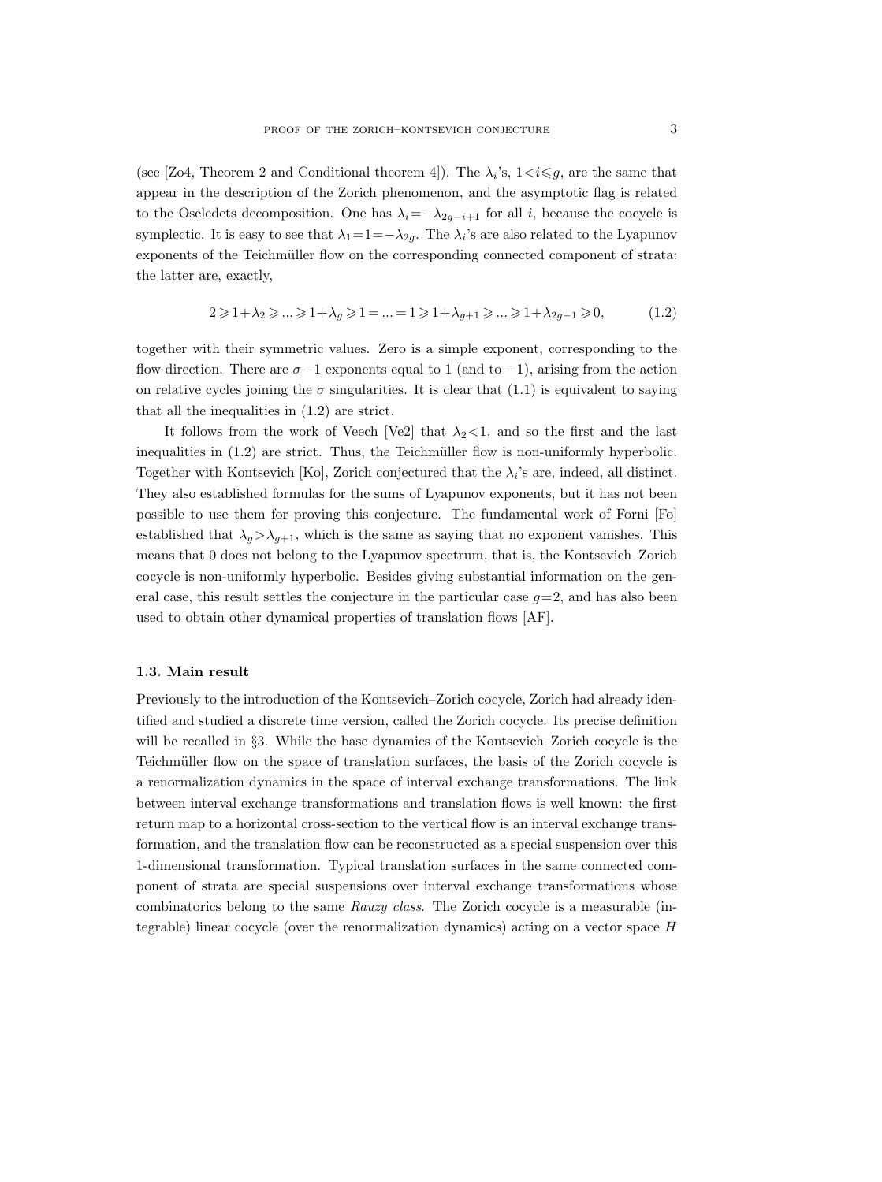(see [Zo4, Theorem 2 and Conditional theorem 4]). The $\lambda_i$'s, $1<i\leqslant g$, are the same that appear in the description of the Zorich phenomenon, and the asymptotic flag is related to the Oseledets decomposition. One has $\lambda_i=-\lambda_{2g-i+1}$ for all $i$, because the cocycle is symplectic. It is easy to see that $\lambda_1=1=-\lambda_{2g}$. The $\lambda_i$'s are also related to the Lyapunov exponents of the Teichmüller flow on the corresponding connected component of strata: the latter are, exactly,

$$2\geqslant 1+\lambda_2\geqslant ...\geqslant 1+\lambda_g\geqslant 1=...=1\geqslant 1+\lambda_{g+1}\geqslant ...\geqslant 1+\lambda_{2g-1}\geqslant 0, \tag{1.2}$$

together with their symmetric values. Zero is a simple exponent, corresponding to the flow direction. There are $\sigma-1$ exponents equal to 1 (and to $-1$), arising from the action on relative cycles joining the $\sigma$ singularities. It is clear that (1.1) is equivalent to saying that all the inequalities in (1.2) are strict.

It follows from the work of Veech [Ve2] that $\lambda_2<1$, and so the first and the last inequalities in (1.2) are strict. Thus, the Teichmüller flow is non-uniformly hyperbolic. Together with Kontsevich [Ko], Zorich conjectured that the $\lambda_i$'s are, indeed, all distinct. They also established formulas for the sums of Lyapunov exponents, but it has not been possible to use them for proving this conjecture. The fundamental work of Forni [Fo] established that $\lambda_g>\lambda_{g+1}$, which is the same as saying that no exponent vanishes. This means that 0 does not belong to the Lyapunov spectrum, that is, the Kontsevich–Zorich cocycle is non-uniformly hyperbolic. Besides giving substantial information on the general case, this result settles the conjecture in the particular case $g=2$, and has also been used to obtain other dynamical properties of translation flows [AF].

### 1.3. Main result

Previously to the introduction of the Kontsevich–Zorich cocycle, Zorich had already identified and studied a discrete time version, called the Zorich cocycle. Its precise definition will be recalled in §3. While the base dynamics of the Kontsevich–Zorich cocycle is the Teichmüller flow on the space of translation surfaces, the basis of the Zorich cocycle is a renormalization dynamics in the space of interval exchange transformations. The link between interval exchange transformations and translation flows is well known: the first return map to a horizontal cross-section to the vertical flow is an interval exchange transformation, and the translation flow can be reconstructed as a special suspension over this 1-dimensional transformation. Typical translation surfaces in the same connected component of strata are special suspensions over interval exchange transformations whose combinatorics belong to the same *Rauzy class*. The Zorich cocycle is a measurable (integrable) linear cocycle (over the renormalization dynamics) acting on a vector space $H$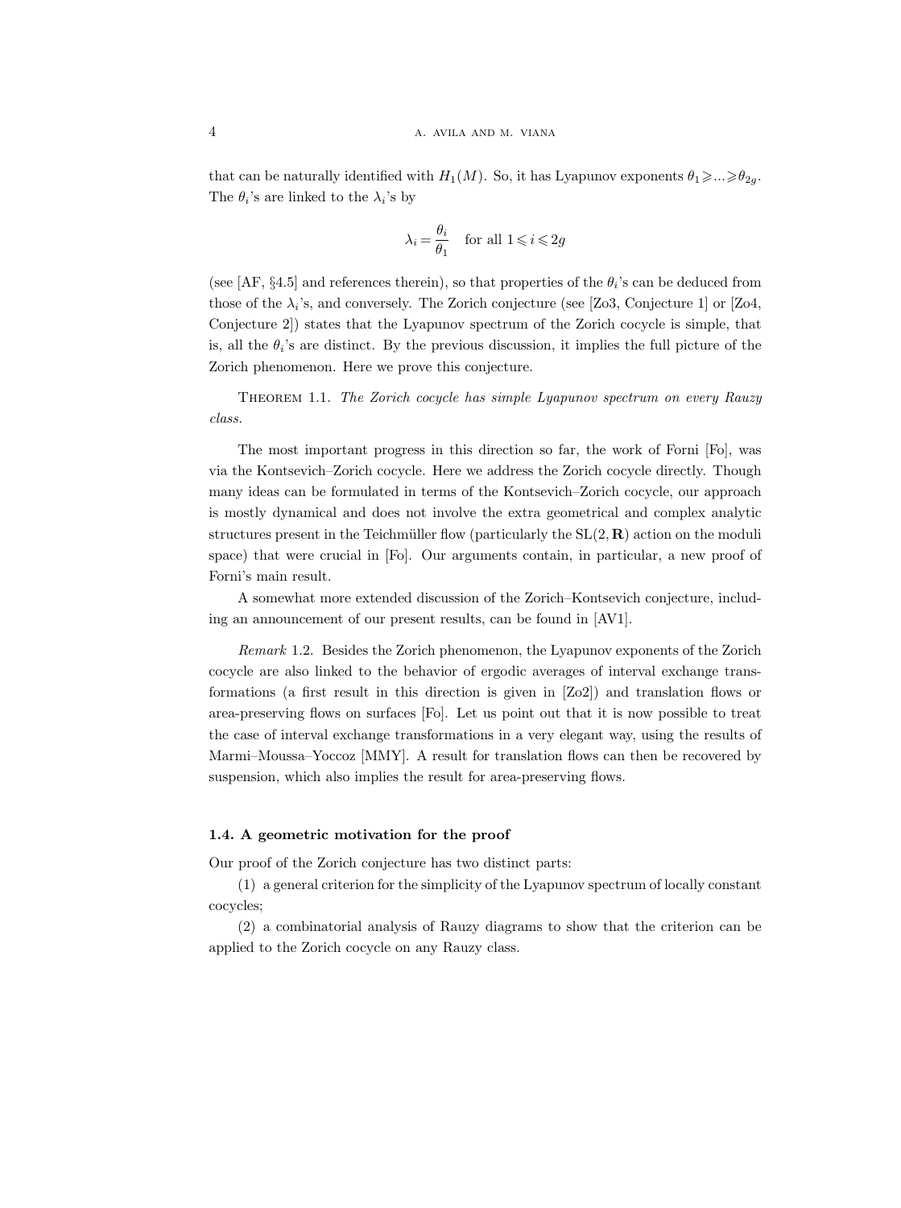that can be naturally identified with $H_1(M)$. So, it has Lyapunov exponents $\theta_1 \geqslant ... \geqslant \theta_{2g}$. The $\theta_i$'s are linked to the $\lambda_i$'s by

$$\lambda_i = \frac{\theta_i}{\theta_1} \quad \text{for all } 1 \leqslant i \leqslant 2g$$

(see [AF, §4.5] and references therein), so that properties of the $\theta_i$'s can be deduced from those of the $\lambda_i$'s, and conversely. The Zorich conjecture (see [Zo3, Conjecture 1] or [Zo4, Conjecture 2]) states that the Lyapunov spectrum of the Zorich cocycle is simple, that is, all the $\theta_i$'s are distinct. By the previous discussion, it implies the full picture of the Zorich phenomenon. Here we prove this conjecture.

Theorem 1.1. *The Zorich cocycle has simple Lyapunov spectrum on every Rauzy class.*

The most important progress in this direction so far, the work of Forni [Fo], was via the Kontsevich–Zorich cocycle. Here we address the Zorich cocycle directly. Though many ideas can be formulated in terms of the Kontsevich–Zorich cocycle, our approach is mostly dynamical and does not involve the extra geometrical and complex analytic structures present in the Teichmüller flow (particularly the $\mathrm{SL}(2,\mathbf{R})$ action on the moduli space) that were crucial in [Fo]. Our arguments contain, in particular, a new proof of Forni's main result.

A somewhat more extended discussion of the Zorich–Kontsevich conjecture, including an announcement of our present results, can be found in [AV1].

*Remark* 1.2. Besides the Zorich phenomenon, the Lyapunov exponents of the Zorich cocycle are also linked to the behavior of ergodic averages of interval exchange transformations (a first result in this direction is given in [Zo2]) and translation flows or area-preserving flows on surfaces [Fo]. Let us point out that it is now possible to treat the case of interval exchange transformations in a very elegant way, using the results of Marmi–Moussa–Yoccoz [MMY]. A result for translation flows can then be recovered by suspension, which also implies the result for area-preserving flows.

### 1.4. A geometric motivation for the proof

Our proof of the Zorich conjecture has two distinct parts:

(1) a general criterion for the simplicity of the Lyapunov spectrum of locally constant cocycles;

(2) a combinatorial analysis of Rauzy diagrams to show that the criterion can be applied to the Zorich cocycle on any Rauzy class.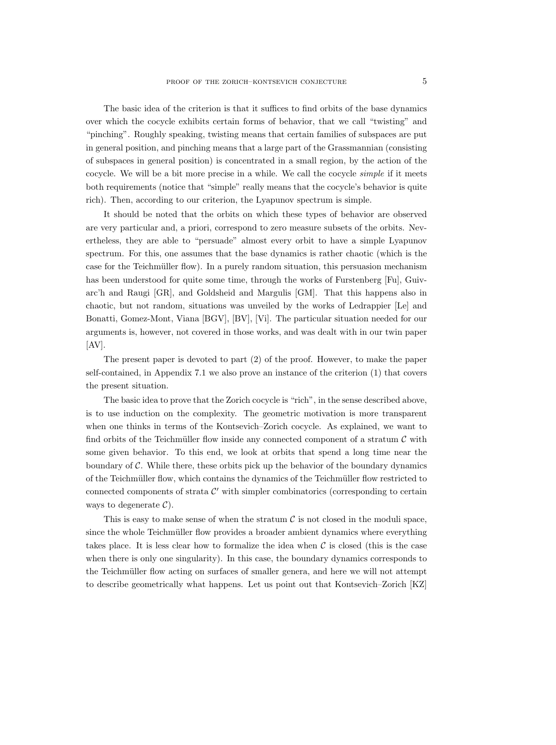The basic idea of the criterion is that it suffices to find orbits of the base dynamics over which the cocycle exhibits certain forms of behavior, that we call "twisting" and "pinching". Roughly speaking, twisting means that certain families of subspaces are put in general position, and pinching means that a large part of the Grassmannian (consisting of subspaces in general position) is concentrated in a small region, by the action of the cocycle. We will be a bit more precise in a while. We call the cocycle *simple* if it meets both requirements (notice that "simple" really means that the cocycle's behavior is quite rich). Then, according to our criterion, the Lyapunov spectrum is simple.

It should be noted that the orbits on which these types of behavior are observed are very particular and, a priori, correspond to zero measure subsets of the orbits. Nevertheless, they are able to "persuade" almost every orbit to have a simple Lyapunov spectrum. For this, one assumes that the base dynamics is rather chaotic (which is the case for the Teichmüller flow). In a purely random situation, this persuasion mechanism has been understood for quite some time, through the works of Furstenberg [Fu], Guivarc'h and Raugi [GR], and Goldsheid and Margulis [GM]. That this happens also in chaotic, but not random, situations was unveiled by the works of Ledrappier [Le] and Bonatti, Gomez-Mont, Viana [BGV], [BV], [Vi]. The particular situation needed for our arguments is, however, not covered in those works, and was dealt with in our twin paper [AV].

The present paper is devoted to part (2) of the proof. However, to make the paper self-contained, in Appendix 7.1 we also prove an instance of the criterion (1) that covers the present situation.

The basic idea to prove that the Zorich cocycle is "rich", in the sense described above, is to use induction on the complexity. The geometric motivation is more transparent when one thinks in terms of the Kontsevich–Zorich cocycle. As explained, we want to find orbits of the Teichmüller flow inside any connected component of a stratum $\mathcal{C}$ with some given behavior. To this end, we look at orbits that spend a long time near the boundary of $\mathcal{C}$. While there, these orbits pick up the behavior of the boundary dynamics of the Teichmüller flow, which contains the dynamics of the Teichmüller flow restricted to connected components of strata $\mathcal{C}'$ with simpler combinatorics (corresponding to certain ways to degenerate $\mathcal{C}$).

This is easy to make sense of when the stratum $\mathcal{C}$ is not closed in the moduli space, since the whole Teichmüller flow provides a broader ambient dynamics where everything takes place. It is less clear how to formalize the idea when $\mathcal{C}$ is closed (this is the case when there is only one singularity). In this case, the boundary dynamics corresponds to the Teichmüller flow acting on surfaces of smaller genera, and here we will not attempt to describe geometrically what happens. Let us point out that Kontsevich–Zorich [KZ]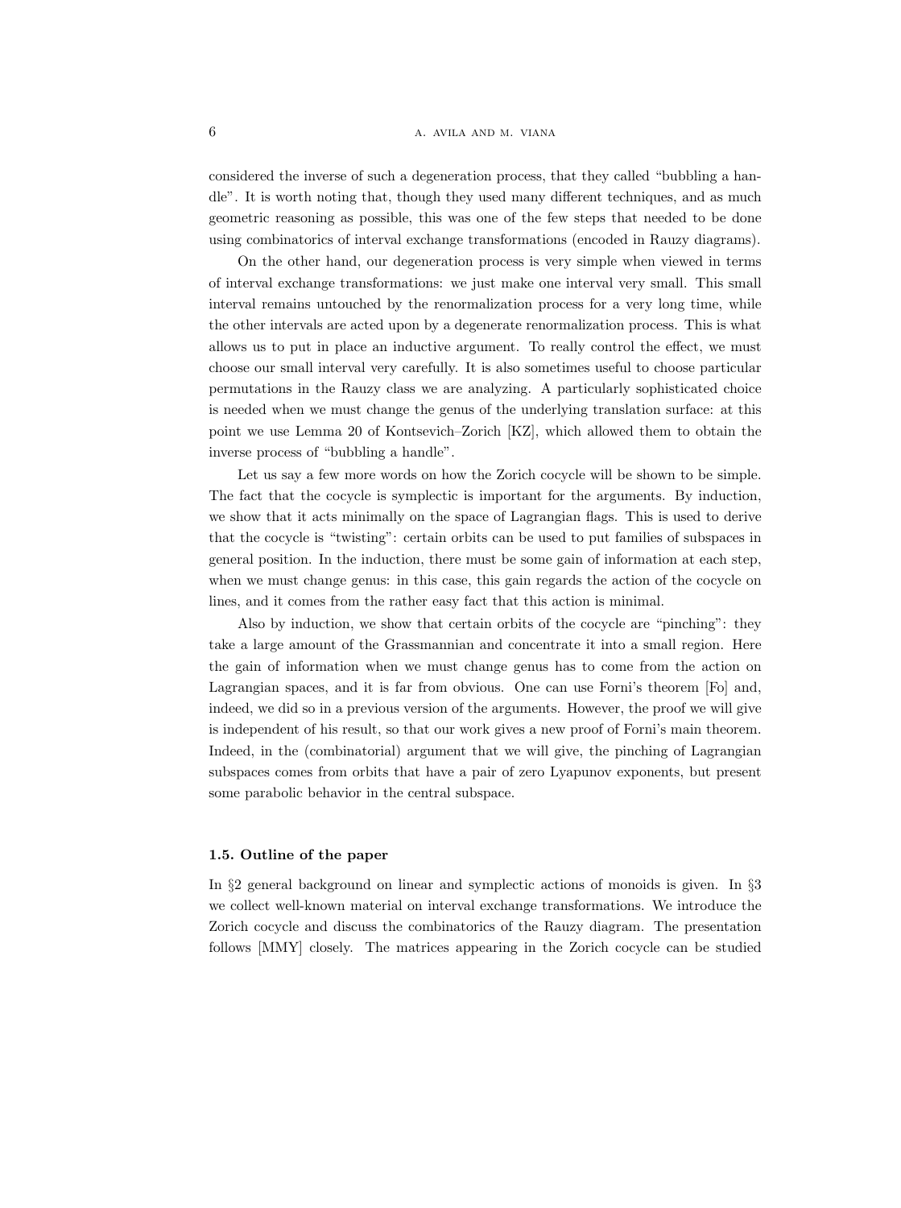considered the inverse of such a degeneration process, that they called "bubbling a handle". It is worth noting that, though they used many different techniques, and as much geometric reasoning as possible, this was one of the few steps that needed to be done using combinatorics of interval exchange transformations (encoded in Rauzy diagrams).

On the other hand, our degeneration process is very simple when viewed in terms of interval exchange transformations: we just make one interval very small. This small interval remains untouched by the renormalization process for a very long time, while the other intervals are acted upon by a degenerate renormalization process. This is what allows us to put in place an inductive argument. To really control the effect, we must choose our small interval very carefully. It is also sometimes useful to choose particular permutations in the Rauzy class we are analyzing. A particularly sophisticated choice is needed when we must change the genus of the underlying translation surface: at this point we use Lemma 20 of Kontsevich–Zorich [KZ], which allowed them to obtain the inverse process of "bubbling a handle".

Let us say a few more words on how the Zorich cocycle will be shown to be simple. The fact that the cocycle is symplectic is important for the arguments. By induction, we show that it acts minimally on the space of Lagrangian flags. This is used to derive that the cocycle is "twisting": certain orbits can be used to put families of subspaces in general position. In the induction, there must be some gain of information at each step, when we must change genus: in this case, this gain regards the action of the cocycle on lines, and it comes from the rather easy fact that this action is minimal.

Also by induction, we show that certain orbits of the cocycle are "pinching": they take a large amount of the Grassmannian and concentrate it into a small region. Here the gain of information when we must change genus has to come from the action on Lagrangian spaces, and it is far from obvious. One can use Forni's theorem [Fo] and, indeed, we did so in a previous version of the arguments. However, the proof we will give is independent of his result, so that our work gives a new proof of Forni's main theorem. Indeed, in the (combinatorial) argument that we will give, the pinching of Lagrangian subspaces comes from orbits that have a pair of zero Lyapunov exponents, but present some parabolic behavior in the central subspace.

### 1.5. Outline of the paper

In §2 general background on linear and symplectic actions of monoids is given. In §3 we collect well-known material on interval exchange transformations. We introduce the Zorich cocycle and discuss the combinatorics of the Rauzy diagram. The presentation follows [MMY] closely. The matrices appearing in the Zorich cocycle can be studied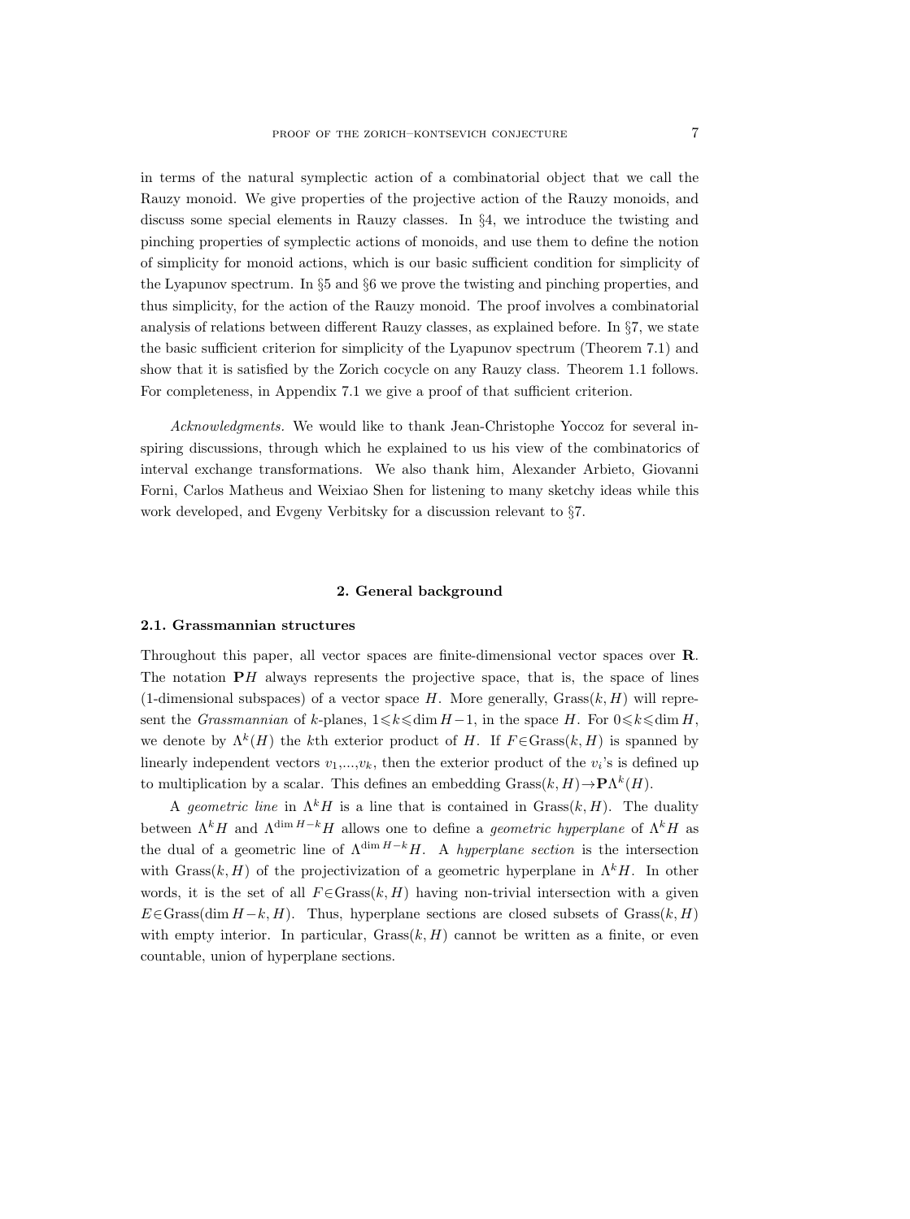in terms of the natural symplectic action of a combinatorial object that we call the Rauzy monoid. We give properties of the projective action of the Rauzy monoids, and discuss some special elements in Rauzy classes. In §4, we introduce the twisting and pinching properties of symplectic actions of monoids, and use them to define the notion of simplicity for monoid actions, which is our basic sufficient condition for simplicity of the Lyapunov spectrum. In §5 and §6 we prove the twisting and pinching properties, and thus simplicity, for the action of the Rauzy monoid. The proof involves a combinatorial analysis of relations between different Rauzy classes, as explained before. In §7, we state the basic sufficient criterion for simplicity of the Lyapunov spectrum (Theorem 7.1) and show that it is satisfied by the Zorich cocycle on any Rauzy class. Theorem 1.1 follows. For completeness, in Appendix 7.1 we give a proof of that sufficient criterion.

*Acknowledgments.* We would like to thank Jean-Christophe Yoccoz for several inspiring discussions, through which he explained to us his view of the combinatorics of interval exchange transformations. We also thank him, Alexander Arbieto, Giovanni Forni, Carlos Matheus and Weixiao Shen for listening to many sketchy ideas while this work developed, and Evgeny Verbitsky for a discussion relevant to §7.

## 2. General background

### 2.1. Grassmannian structures

Throughout this paper, all vector spaces are finite-dimensional vector spaces over $\mathbf{R}$. The notation $\mathbf{P}H$ always represents the projective space, that is, the space of lines (1-dimensional subspaces) of a vector space $H$. More generally, $\operatorname{Grass}(k, H)$ will represent the *Grassmannian* of $k$-planes, $1 \leqslant k \leqslant \dim H - 1$, in the space $H$. For $0 \leqslant k \leqslant \dim H$, we denote by $\Lambda^k(H)$ the $k$th exterior product of $H$. If $F \in \operatorname{Grass}(k, H)$ is spanned by linearly independent vectors $v_1, ..., v_k$, then the exterior product of the $v_i$'s is defined up to multiplication by a scalar. This defines an embedding $\operatorname{Grass}(k, H) \to \mathbf{P}\Lambda^k(H)$.

A *geometric line* in $\Lambda^k H$ is a line that is contained in $\operatorname{Grass}(k, H)$. The duality between $\Lambda^k H$ and $\Lambda^{\dim H - k} H$ allows one to define a *geometric hyperplane* of $\Lambda^k H$ as the dual of a geometric line of $\Lambda^{\dim H - k} H$. A *hyperplane section* is the intersection with $\operatorname{Grass}(k, H)$ of the projectivization of a geometric hyperplane in $\Lambda^k H$. In other words, it is the set of all $F \in \operatorname{Grass}(k, H)$ having non-trivial intersection with a given $E \in \operatorname{Grass}(\dim H - k, H)$. Thus, hyperplane sections are closed subsets of $\operatorname{Grass}(k, H)$ with empty interior. In particular, $\operatorname{Grass}(k, H)$ cannot be written as a finite, or even countable, union of hyperplane sections.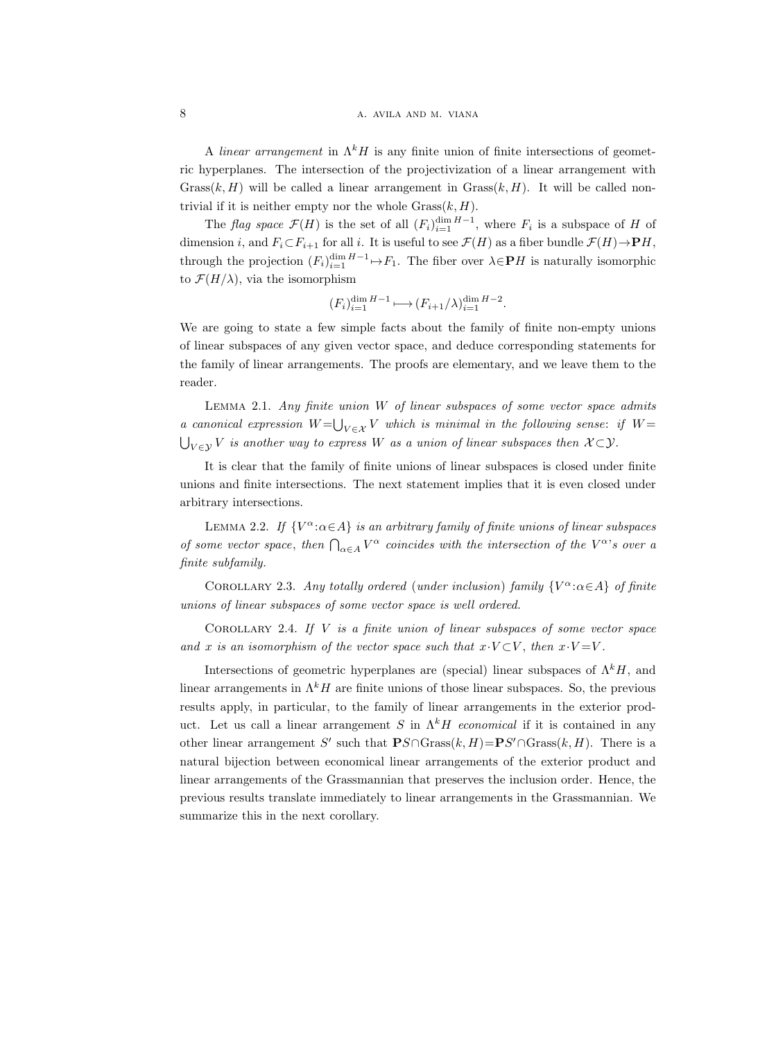A *linear arrangement* in $\Lambda^k H$ is any finite union of finite intersections of geometric hyperplanes. The intersection of the projectivization of a linear arrangement with $\mathrm{Grass}(k, H)$ will be called a linear arrangement in $\mathrm{Grass}(k, H)$. It will be called non-trivial if it is neither empty nor the whole $\mathrm{Grass}(k, H)$.

The *flag space* $\mathcal{F}(H)$ is the set of all $(F_i)_{i=1}^{\dim H-1}$, where $F_i$ is a subspace of $H$ of dimension $i$, and $F_i \subset F_{i+1}$ for all $i$. It is useful to see $\mathcal{F}(H)$ as a fiber bundle $\mathcal{F}(H) \to \mathbf{P}H$, through the projection $(F_i)_{i=1}^{\dim H-1} \mapsto F_1$. The fiber over $\lambda \in \mathbf{P}H$ is naturally isomorphic to $\mathcal{F}(H/\lambda)$, via the isomorphism

$$(F_i)_{i=1}^{\dim H-1} \longmapsto (F_{i+1}/\lambda)_{i=1}^{\dim H-2}.$$

We are going to state a few simple facts about the family of finite non-empty unions of linear subspaces of any given vector space, and deduce corresponding statements for the family of linear arrangements. The proofs are elementary, and we leave them to the reader.

Lemma 2.1. *Any finite union $W$ of linear subspaces of some vector space admits a canonical expression $W = \bigcup_{V \in \mathcal{X}} V$ which is minimal in the following sense*: *if $W = \bigcup_{V \in \mathcal{Y}} V$ is another way to express $W$ as a union of linear subspaces then $\mathcal{X} \subset \mathcal{Y}$.*

It is clear that the family of finite unions of linear subspaces is closed under finite unions and finite intersections. The next statement implies that it is even closed under arbitrary intersections.

Lemma 2.2. *If $\{V^\alpha : \alpha \in A\}$ is an arbitrary family of finite unions of linear subspaces of some vector space, then $\bigcap_{\alpha \in A} V^\alpha$ coincides with the intersection of the $V^\alpha$'s over a finite subfamily.*

Corollary 2.3. *Any totally ordered* (*under inclusion*) *family $\{V^\alpha : \alpha \in A\}$ of finite unions of linear subspaces of some vector space is well ordered.*

Corollary 2.4. *If $V$ is a finite union of linear subspaces of some vector space and $x$ is an isomorphism of the vector space such that $x \cdot V \subset V$, then $x \cdot V = V$.*

Intersections of geometric hyperplanes are (special) linear subspaces of $\Lambda^k H$, and linear arrangements in $\Lambda^k H$ are finite unions of those linear subspaces. So, the previous results apply, in particular, to the family of linear arrangements in the exterior product. Let us call a linear arrangement $S$ in $\Lambda^k H$ *economical* if it is contained in any other linear arrangement $S'$ such that $\mathbf{P}S \cap \mathrm{Grass}(k, H) = \mathbf{P}S' \cap \mathrm{Grass}(k, H)$. There is a natural bijection between economical linear arrangements of the exterior product and linear arrangements of the Grassmannian that preserves the inclusion order. Hence, the previous results translate immediately to linear arrangements in the Grassmannian. We summarize this in the next corollary.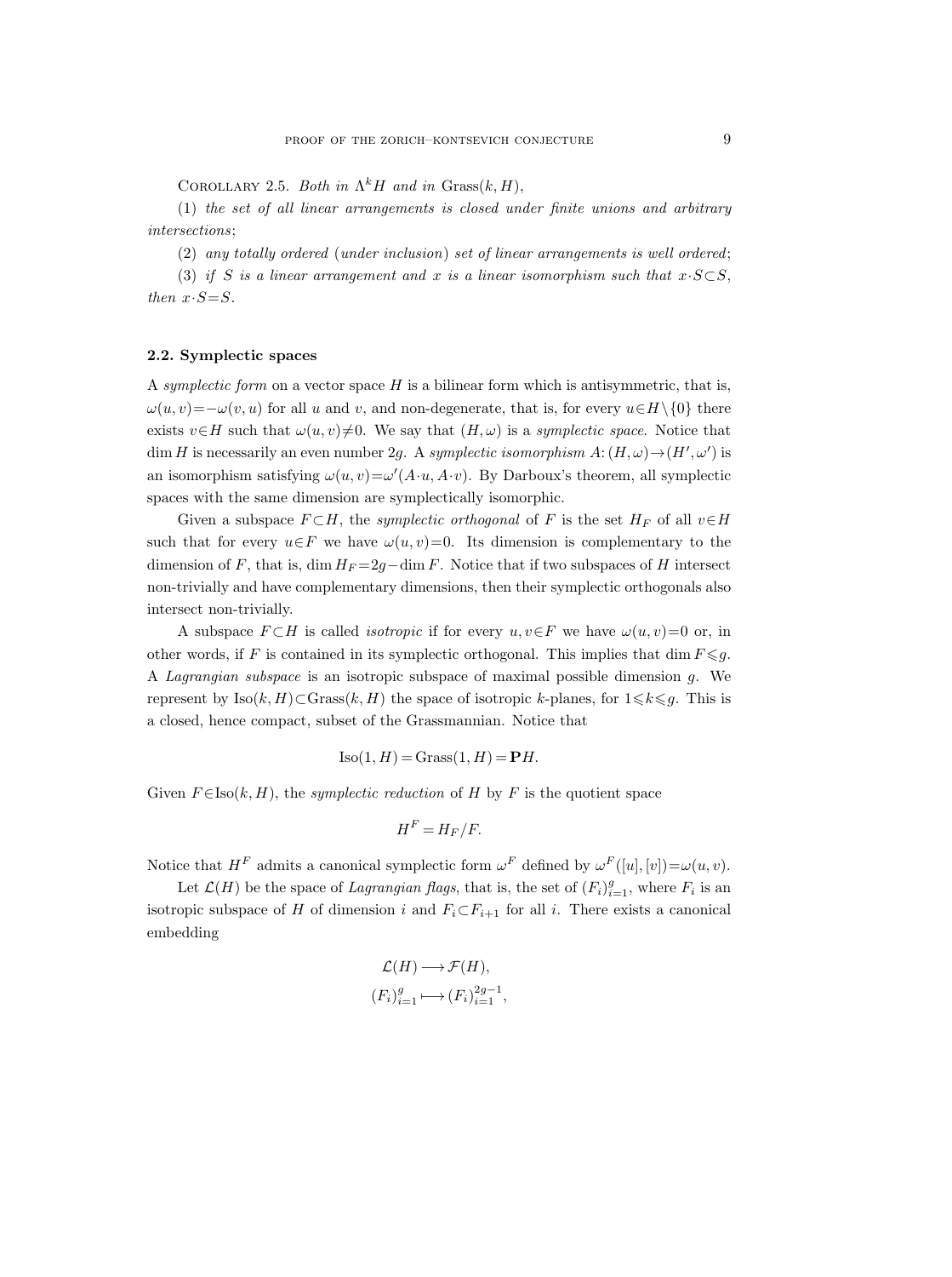Corollary 2.5. *Both in* $\Lambda^k H$ *and in* $\mathrm{Grass}(k, H)$,

(1) *the set of all linear arrangements is closed under finite unions and arbitrary intersections*;

(2) *any totally ordered* (*under inclusion*) *set of linear arrangements is well ordered*;

(3) *if* $S$ *is a linear arrangement and* $x$ *is a linear isomorphism such that* $x \cdot S \subset S$, *then* $x \cdot S = S$.

### 2.2. Symplectic spaces

A *symplectic form* on a vector space $H$ is a bilinear form which is antisymmetric, that is, $\omega(u, v) = -\omega(v, u)$ for all $u$ and $v$, and non-degenerate, that is, for every $u \in H \setminus \{0\}$ there exists $v \in H$ such that $\omega(u, v) \neq 0$. We say that $(H, \omega)$ is a *symplectic space*. Notice that $\dim H$ is necessarily an even number $2g$. A *symplectic isomorphism* $A: (H, \omega) \to (H', \omega')$ is an isomorphism satisfying $\omega(u, v) = \omega'(A \cdot u, A \cdot v)$. By Darboux's theorem, all symplectic spaces with the same dimension are symplectically isomorphic.

Given a subspace $F \subset H$, the *symplectic orthogonal* of $F$ is the set $H_F$ of all $v \in H$ such that for every $u \in F$ we have $\omega(u, v) = 0$. Its dimension is complementary to the dimension of $F$, that is, $\dim H_F = 2g - \dim F$. Notice that if two subspaces of $H$ intersect non-trivially and have complementary dimensions, then their symplectic orthogonals also intersect non-trivially.

A subspace $F \subset H$ is called *isotropic* if for every $u, v \in F$ we have $\omega(u, v) = 0$ or, in other words, if $F$ is contained in its symplectic orthogonal. This implies that $\dim F \leqslant g$. A *Lagrangian subspace* is an isotropic subspace of maximal possible dimension $g$. We represent by $\mathrm{Iso}(k, H) \subset \mathrm{Grass}(k, H)$ the space of isotropic $k$-planes, for $1 \leqslant k \leqslant g$. This is a closed, hence compact, subset of the Grassmannian. Notice that

$$\mathrm{Iso}(1, H) = \mathrm{Grass}(1, H) = \mathbf{P}H.$$

Given $F \in \mathrm{Iso}(k, H)$, the *symplectic reduction* of $H$ by $F$ is the quotient space

$$H^F = H_F / F.$$

Notice that $H^F$ admits a canonical symplectic form $\omega^F$ defined by $\omega^F([u], [v]) = \omega(u, v)$.

Let $\mathcal{L}(H)$ be the space of *Lagrangian flags*, that is, the set of $(F_i)_{i=1}^g$, where $F_i$ is an isotropic subspace of $H$ of dimension $i$ and $F_i \subset F_{i+1}$ for all $i$. There exists a canonical embedding

$$\mathcal{L}(H) \longrightarrow \mathcal{F}(H),$$
$$(F_i)_{i=1}^g \longmapsto (F_i)_{i=1}^{2g-1},$$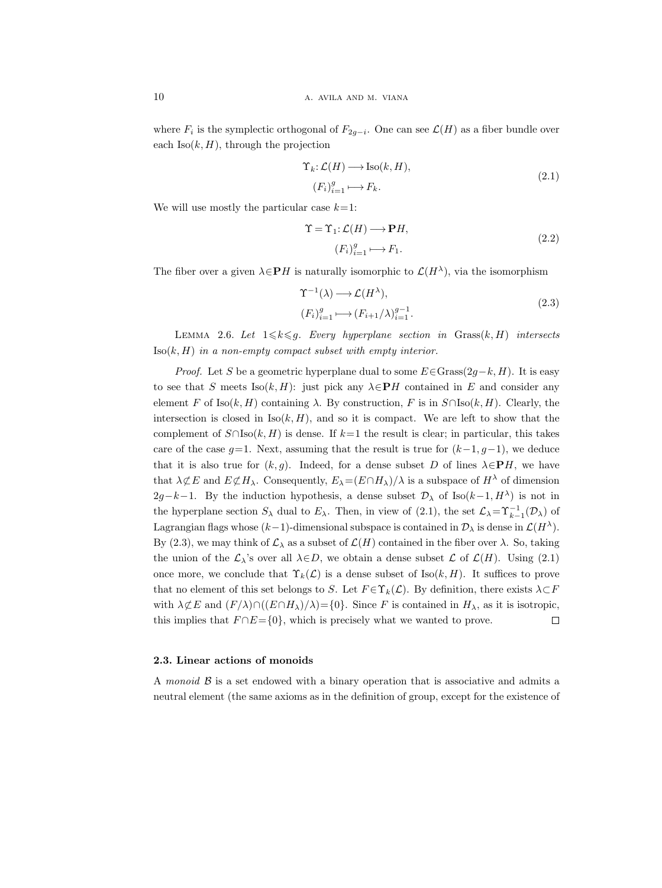where $F_i$ is the symplectic orthogonal of $F_{2g-i}$. One can see $\mathcal{L}(H)$ as a fiber bundle over each $\operatorname{Iso}(k,H)$, through the projection

$$\begin{aligned} \Upsilon_k: \mathcal{L}(H) &\longrightarrow \operatorname{Iso}(k,H), \\ (F_i)_{i=1}^g &\longmapsto F_k. \end{aligned} \tag{2.1}$$

We will use mostly the particular case $k=1$:

$$\begin{aligned} \Upsilon = \Upsilon_1: \mathcal{L}(H) &\longrightarrow \mathbf{P}H, \\ (F_i)_{i=1}^g &\longmapsto F_1. \end{aligned} \tag{2.2}$$

The fiber over a given $\lambda \in \mathbf{P}H$ is naturally isomorphic to $\mathcal{L}(H^\lambda)$, via the isomorphism

$$\begin{aligned} \Upsilon^{-1}(\lambda) &\longrightarrow \mathcal{L}(H^\lambda), \\ (F_i)_{i=1}^g &\longmapsto (F_{i+1}/\lambda)_{i=1}^{g-1}. \end{aligned} \tag{2.3}$$

Lemma 2.6. *Let $1 \leqslant k \leqslant g$. Every hyperplane section in $\operatorname{Grass}(k,H)$ intersects $\operatorname{Iso}(k,H)$ in a non-empty compact subset with empty interior.*

*Proof.* Let $S$ be a geometric hyperplane dual to some $E \in \operatorname{Grass}(2g-k,H)$. It is easy to see that $S$ meets $\operatorname{Iso}(k,H)$: just pick any $\lambda \in \mathbf{P}H$ contained in $E$ and consider any element $F$ of $\operatorname{Iso}(k,H)$ containing $\lambda$. By construction, $F$ is in $S \cap \operatorname{Iso}(k,H)$. Clearly, the intersection is closed in $\operatorname{Iso}(k,H)$, and so it is compact. We are left to show that the complement of $S \cap \operatorname{Iso}(k,H)$ is dense. If $k=1$ the result is clear; in particular, this takes care of the case $g=1$. Next, assuming that the result is true for $(k-1, g-1)$, we deduce that it is also true for $(k,g)$. Indeed, for a dense subset $D$ of lines $\lambda \in \mathbf{P}H$, we have that $\lambda \not\subset E$ and $E \not\subset H_\lambda$. Consequently, $E_\lambda = (E \cap H_\lambda)/\lambda$ is a subspace of $H^\lambda$ of dimension $2g-k-1$. By the induction hypothesis, a dense subset $\mathcal{D}_\lambda$ of $\operatorname{Iso}(k-1, H^\lambda)$ is not in the hyperplane section $S_\lambda$ dual to $E_\lambda$. Then, in view of (2.1), the set $\mathcal{L}_\lambda = \Upsilon_{k-1}^{-1}(\mathcal{D}_\lambda)$ of Lagrangian flags whose $(k-1)$-dimensional subspace is contained in $\mathcal{D}_\lambda$ is dense in $\mathcal{L}(H^\lambda)$. By (2.3), we may think of $\mathcal{L}_\lambda$ as a subset of $\mathcal{L}(H)$ contained in the fiber over $\lambda$. So, taking the union of the $\mathcal{L}_\lambda$'s over all $\lambda \in D$, we obtain a dense subset $\mathcal{L}$ of $\mathcal{L}(H)$. Using (2.1) once more, we conclude that $\Upsilon_k(\mathcal{L})$ is a dense subset of $\operatorname{Iso}(k,H)$. It suffices to prove that no element of this set belongs to $S$. Let $F \in \Upsilon_k(\mathcal{L})$. By definition, there exists $\lambda \subset F$ with $\lambda \not\subset E$ and $(F/\lambda) \cap ((E \cap H_\lambda)/\lambda) = \{0\}$. Since $F$ is contained in $H_\lambda$, as it is isotropic, this implies that $F \cap E = \{0\}$, which is precisely what we wanted to prove. $\square$

### 2.3. Linear actions of monoids

A *monoid* $\mathcal{B}$ is a set endowed with a binary operation that is associative and admits a neutral element (the same axioms as in the definition of group, except for the existence of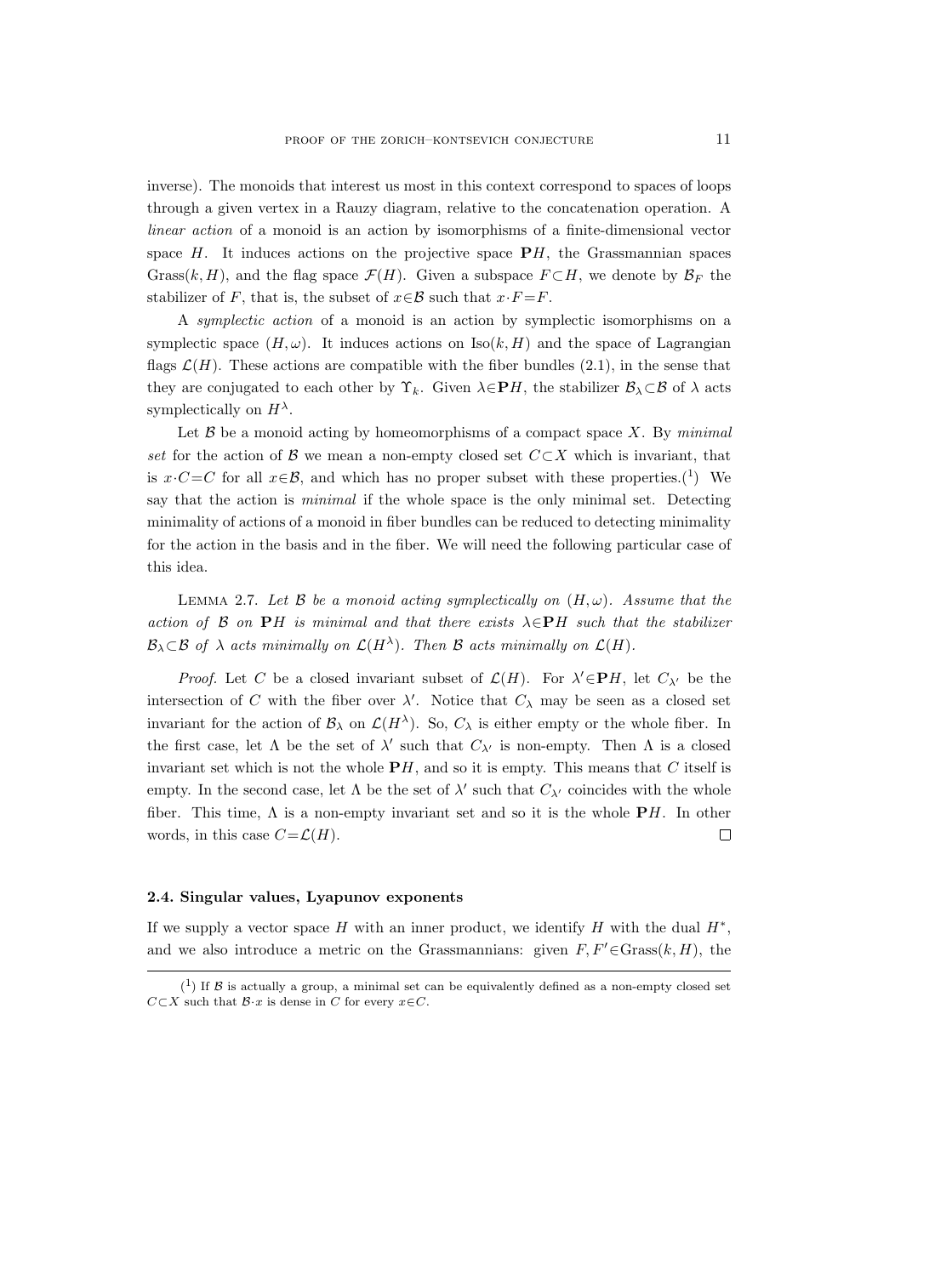inverse). The monoids that interest us most in this context correspond to spaces of loops through a given vertex in a Rauzy diagram, relative to the concatenation operation. A *linear action* of a monoid is an action by isomorphisms of a finite-dimensional vector space $H$. It induces actions on the projective space $\mathbf{P}H$, the Grassmannian spaces $\mathrm{Grass}(k,H)$, and the flag space $\mathcal{F}(H)$. Given a subspace $F\subset H$, we denote by $\mathcal{B}_F$ the stabilizer of $F$, that is, the subset of $x\in\mathcal{B}$ such that $x\cdot F=F$.

A *symplectic action* of a monoid is an action by symplectic isomorphisms on a symplectic space $(H,\omega)$. It induces actions on $\mathrm{Iso}(k,H)$ and the space of Lagrangian flags $\mathcal{L}(H)$. These actions are compatible with the fiber bundles (2.1), in the sense that they are conjugated to each other by $\Upsilon_k$. Given $\lambda\in\mathbf{P}H$, the stabilizer $\mathcal{B}_\lambda\subset\mathcal{B}$ of $\lambda$ acts symplectically on $H^\lambda$.

Let $\mathcal{B}$ be a monoid acting by homeomorphisms of a compact space $X$. By *minimal set* for the action of $\mathcal{B}$ we mean a non-empty closed set $C\subset X$ which is invariant, that is $x\cdot C=C$ for all $x\in\mathcal{B}$, and which has no proper subset with these properties.[1] We say that the action is *minimal* if the whole space is the only minimal set. Detecting minimality of actions of a monoid in fiber bundles can be reduced to detecting minimality for the action in the basis and in the fiber. We will need the following particular case of this idea.

Lemma 2.7. *Let $\mathcal{B}$ be a monoid acting symplectically on $(H,\omega)$. Assume that the action of $\mathcal{B}$ on $\mathbf{P}H$ is minimal and that there exists $\lambda\in\mathbf{P}H$ such that the stabilizer $\mathcal{B}_\lambda\subset\mathcal{B}$ of $\lambda$ acts minimally on $\mathcal{L}(H^\lambda)$. Then $\mathcal{B}$ acts minimally on $\mathcal{L}(H)$.*

*Proof.* Let $C$ be a closed invariant subset of $\mathcal{L}(H)$. For $\lambda'\in\mathbf{P}H$, let $C_{\lambda'}$ be the intersection of $C$ with the fiber over $\lambda'$. Notice that $C_\lambda$ may be seen as a closed set invariant for the action of $\mathcal{B}_\lambda$ on $\mathcal{L}(H^\lambda)$. So, $C_\lambda$ is either empty or the whole fiber. In the first case, let $\Lambda$ be the set of $\lambda'$ such that $C_{\lambda'}$ is non-empty. Then $\Lambda$ is a closed invariant set which is not the whole $\mathbf{P}H$, and so it is empty. This means that $C$ itself is empty. In the second case, let $\Lambda$ be the set of $\lambda'$ such that $C_{\lambda'}$ coincides with the whole fiber. This time, $\Lambda$ is a non-empty invariant set and so it is the whole $\mathbf{P}H$. In other words, in this case $C=\mathcal{L}(H)$. ∎

### 2.4. Singular values, Lyapunov exponents

If we supply a vector space $H$ with an inner product, we identify $H$ with the dual $H^*$, and we also introduce a metric on the Grassmannians: given $F,F'\in\mathrm{Grass}(k,H)$, the

[1] If $\mathcal{B}$ is actually a group, a minimal set can be equivalently defined as a non-empty closed set $C\subset X$ such that $\mathcal{B}\cdot x$ is dense in $C$ for every $x\in C$.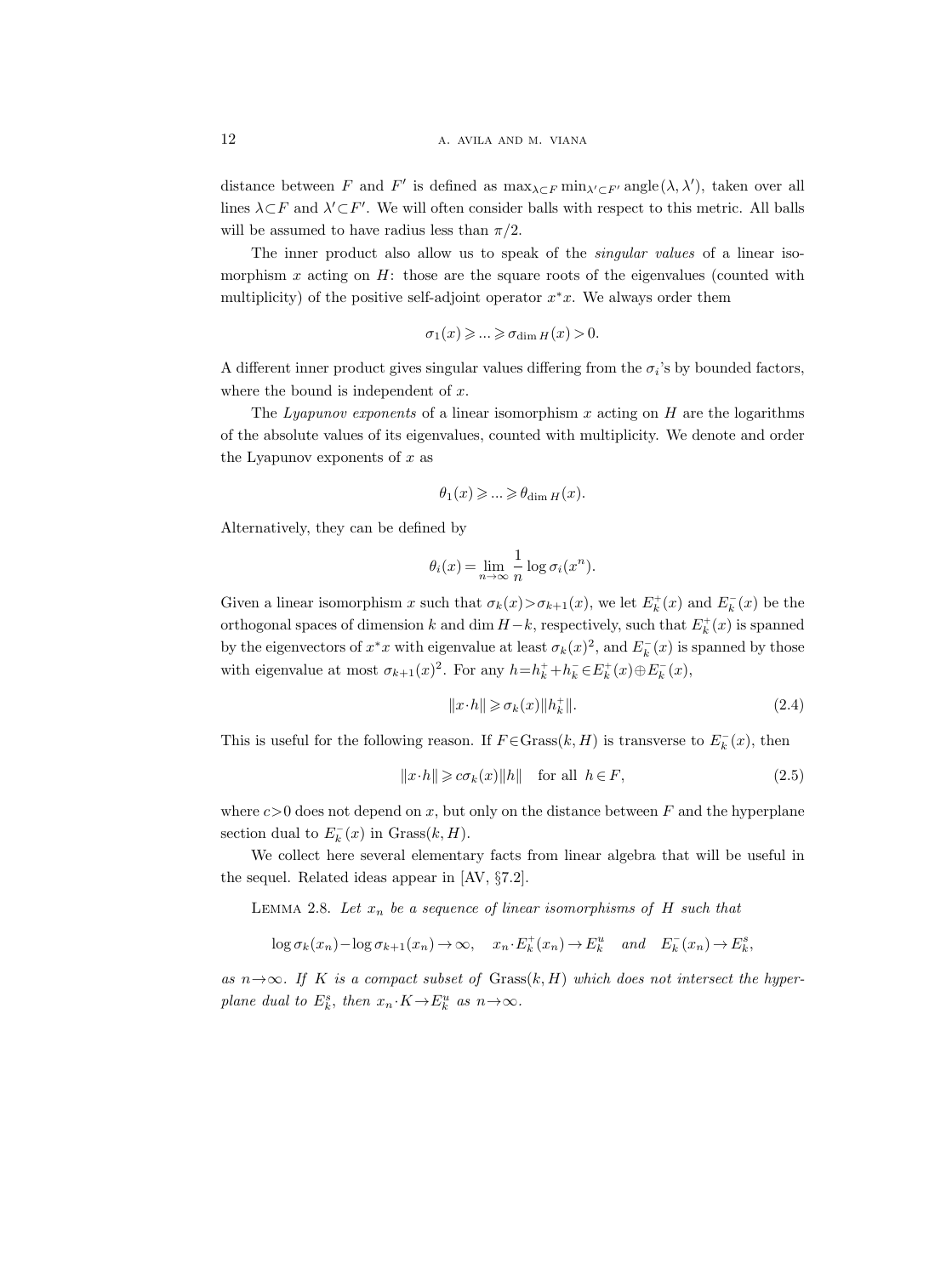distance between $F$ and $F'$ is defined as $\max_{\lambda \subset F} \min_{\lambda' \subset F'} \operatorname{angle}(\lambda, \lambda')$, taken over all lines $\lambda \subset F$ and $\lambda' \subset F'$. We will often consider balls with respect to this metric. All balls will be assumed to have radius less than $\pi/2$.

The inner product also allow us to speak of the *singular values* of a linear isomorphism $x$ acting on $H$: those are the square roots of the eigenvalues (counted with multiplicity) of the positive self-adjoint operator $x^*x$. We always order them

$$\sigma_1(x) \geqslant ... \geqslant \sigma_{\dim H}(x) > 0.$$

A different inner product gives singular values differing from the $\sigma_i$'s by bounded factors, where the bound is independent of $x$.

The *Lyapunov exponents* of a linear isomorphism $x$ acting on $H$ are the logarithms of the absolute values of its eigenvalues, counted with multiplicity. We denote and order the Lyapunov exponents of $x$ as

$$\theta_1(x) \geqslant ... \geqslant \theta_{\dim H}(x).$$

Alternatively, they can be defined by

$$\theta_i(x) = \lim_{n\to\infty} \frac{1}{n} \log \sigma_i(x^n).$$

Given a linear isomorphism $x$ such that $\sigma_k(x) > \sigma_{k+1}(x)$, we let $E_k^+(x)$ and $E_k^-(x)$ be the orthogonal spaces of dimension $k$ and $\dim H - k$, respectively, such that $E_k^+(x)$ is spanned by the eigenvectors of $x^*x$ with eigenvalue at least $\sigma_k(x)^2$, and $E_k^-(x)$ is spanned by those with eigenvalue at most $\sigma_{k+1}(x)^2$. For any $h = h_k^+ + h_k^- \in E_k^+(x) \oplus E_k^-(x)$,

$$\|x \cdot h\| \geqslant \sigma_k(x) \|h_k^+\|. \tag{2.4}$$

This is useful for the following reason. If $F \in \operatorname{Grass}(k, H)$ is transverse to $E_k^-(x)$, then

$$\|x \cdot h\| \geqslant c\sigma_k(x) \|h\| \quad \text{for all } h \in F, \tag{2.5}$$

where $c > 0$ does not depend on $x$, but only on the distance between $F$ and the hyperplane section dual to $E_k^-(x)$ in $\operatorname{Grass}(k, H)$.

We collect here several elementary facts from linear algebra that will be useful in the sequel. Related ideas appear in [AV, §7.2].

LEMMA 2.8. *Let $x_n$ be a sequence of linear isomorphisms of $H$ such that*

$$\log \sigma_k(x_n) - \log \sigma_{k+1}(x_n) \to \infty, \quad x_n \cdot E_k^+(x_n) \to E_k^u \quad \textit{and} \quad E_k^-(x_n) \to E_k^s,$$

*as $n \to \infty$. If $K$ is a compact subset of $\operatorname{Grass}(k, H)$ which does not intersect the hyperplane dual to $E_k^s$, then $x_n \cdot K \to E_k^u$ as $n \to \infty$.*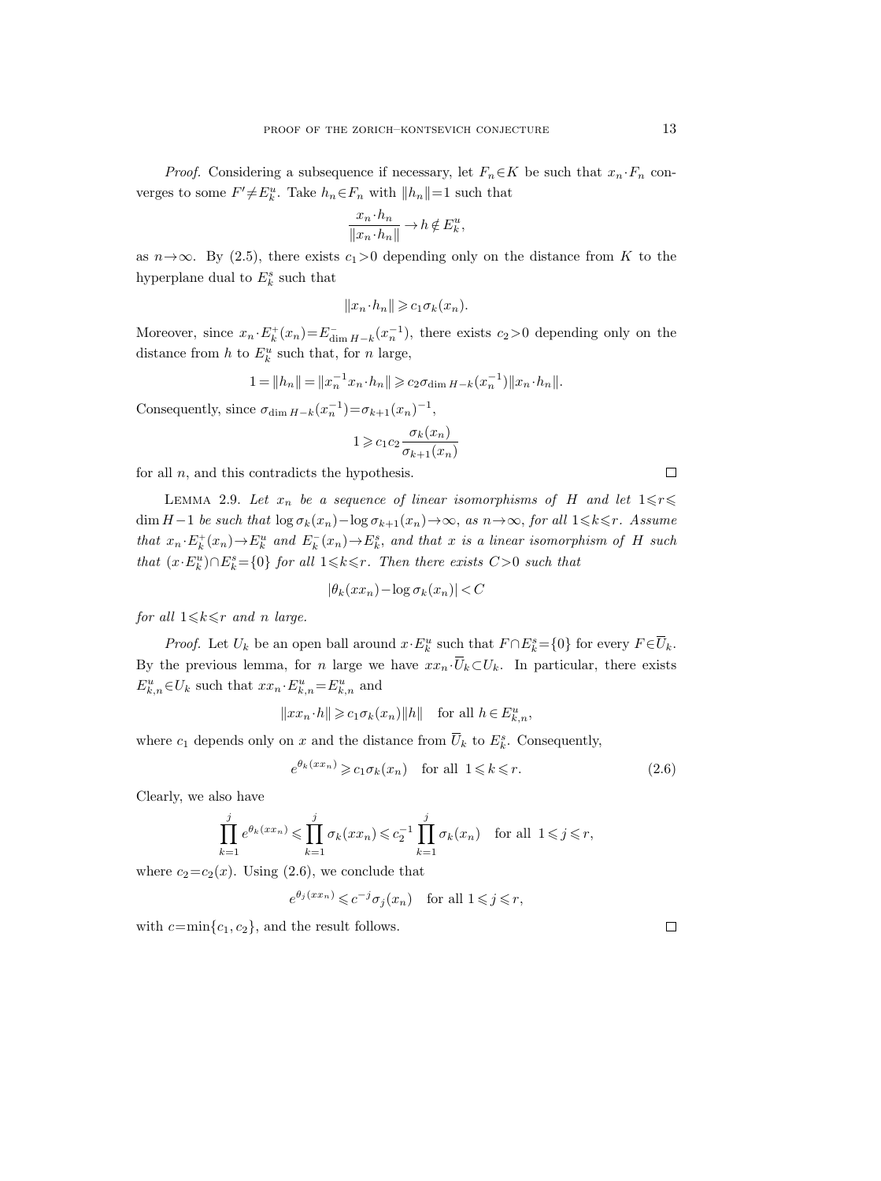*Proof.* Considering a subsequence if necessary, let $F_n \in K$ be such that $x_n \cdot F_n$ converges to some $F' \neq E_k^u$. Take $h_n \in F_n$ with $\|h_n\|=1$ such that

$$\frac{x_n \cdot h_n}{\|x_n \cdot h_n\|} \to h \notin E_k^u,$$

as $n \to \infty$. By (2.5), there exists $c_1 > 0$ depending only on the distance from $K$ to the hyperplane dual to $E_k^s$ such that

$$\|x_n \cdot h_n\| \geqslant c_1 \sigma_k(x_n).$$

Moreover, since $x_n \cdot E_k^+(x_n) = E_{\dim H - k}^-(x_n^{-1})$, there exists $c_2 > 0$ depending only on the distance from $h$ to $E_k^u$ such that, for $n$ large,

$$1 = \|h_n\| = \|x_n^{-1} x_n \cdot h_n\| \geqslant c_2 \sigma_{\dim H - k}(x_n^{-1}) \|x_n \cdot h_n\|.$$

Consequently, since $\sigma_{\dim H - k}(x_n^{-1}) = \sigma_{k+1}(x_n)^{-1}$,

$$1 \geqslant c_1 c_2 \frac{\sigma_k(x_n)}{\sigma_{k+1}(x_n)}$$

for all $n$, and this contradicts the hypothesis. □

Lemma 2.9. *Let $x_n$ be a sequence of linear isomorphisms of $H$ and let $1 \leqslant r \leqslant \dim H - 1$ be such that $\log \sigma_k(x_n) - \log \sigma_{k+1}(x_n) \to \infty$, as $n \to \infty$, for all $1 \leqslant k \leqslant r$. Assume that $x_n \cdot E_k^+(x_n) \to E_k^u$ and $E_k^-(x_n) \to E_k^s$, and that $x$ is a linear isomorphism of $H$ such that $(x \cdot E_k^u) \cap E_k^s = \{0\}$ for all $1 \leqslant k \leqslant r$. Then there exists $C > 0$ such that*

$$|\theta_k(x x_n) - \log \sigma_k(x_n)| < C$$

*for all $1 \leqslant k \leqslant r$ and $n$ large.*

*Proof.* Let $U_k$ be an open ball around $x \cdot E_k^u$ such that $F \cap E_k^s = \{0\}$ for every $F \in \overline{U}_k$. By the previous lemma, for $n$ large we have $x x_n \cdot \overline{U}_k \subset U_k$. In particular, there exists $E_{k,n}^u \in U_k$ such that $x x_n \cdot E_{k,n}^u = E_{k,n}^u$ and

$$\|x x_n \cdot h\| \geqslant c_1 \sigma_k(x_n) \|h\| \quad \text{for all } h \in E_{k,n}^u,$$

where $c_1$ depends only on $x$ and the distance from $\overline{U}_k$ to $E_k^s$. Consequently,

$$e^{\theta_k(x x_n)} \geqslant c_1 \sigma_k(x_n) \quad \text{for all } 1 \leqslant k \leqslant r. \tag{2.6}$$

Clearly, we also have

$$\prod_{k=1}^{j} e^{\theta_k(x x_n)} \leqslant \prod_{k=1}^{j} \sigma_k(x x_n) \leqslant c_2^{-1} \prod_{k=1}^{j} \sigma_k(x_n) \quad \text{for all } 1 \leqslant j \leqslant r,$$

where $c_2 = c_2(x)$. Using (2.6), we conclude that

$$e^{\theta_j(x x_n)} \leqslant c^{-j} \sigma_j(x_n) \quad \text{for all } 1 \leqslant j \leqslant r,$$

with $c = \min\{c_1, c_2\}$, and the result follows. □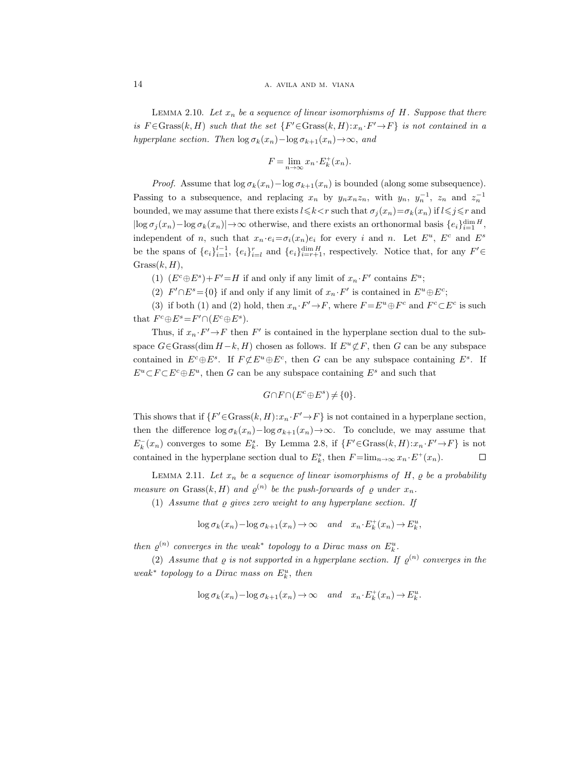Lemma 2.10. *Let $x_n$ be a sequence of linear isomorphisms of $H$. Suppose that there is $F \in \mathrm{Grass}(k,H)$ such that the set $\{F' \in \mathrm{Grass}(k,H): x_n \cdot F' \to F\}$ is not contained in a hyperplane section. Then $\log \sigma_k(x_n) - \log \sigma_{k+1}(x_n) \to \infty$, and*

$$F = \lim_{n \to \infty} x_n \cdot E_k^+(x_n).$$

*Proof.* Assume that $\log \sigma_k(x_n) - \log \sigma_{k+1}(x_n)$ is bounded (along some subsequence). Passing to a subsequence, and replacing $x_n$ by $y_n x_n z_n$, with $y_n$, $y_n^{-1}$, $z_n$ and $z_n^{-1}$ bounded, we may assume that there exists $l \leqslant k < r$ such that $\sigma_j(x_n) = \sigma_k(x_n)$ if $l \leqslant j \leqslant r$ and $|\log \sigma_j(x_n) - \log \sigma_k(x_n)| \to \infty$ otherwise, and there exists an orthonormal basis $\{e_i\}_{i=1}^{\dim H}$, independent of $n$, such that $x_n \cdot e_i = \sigma_i(x_n) e_i$ for every $i$ and $n$. Let $E^u$, $E^c$ and $E^s$ be the spans of $\{e_i\}_{i=1}^{l-1}$, $\{e_i\}_{i=l}^{r}$ and $\{e_i\}_{i=r+1}^{\dim H}$, respectively. Notice that, for any $F' \in \mathrm{Grass}(k,H)$,

(1) $(E^c \oplus E^s) + F' = H$ if and only if any limit of $x_n \cdot F'$ contains $E^u$;

(2) $F' \cap E^s = \{0\}$ if and only if any limit of $x_n \cdot F'$ is contained in $E^u \oplus E^c$;

(3) if both (1) and (2) hold, then $x_n \cdot F' \to F$, where $F = E^u \oplus F^c$ and $F^c \subset E^c$ is such that $F^c \oplus E^s = F' \cap (E^c \oplus E^s)$.

Thus, if $x_n \cdot F' \to F$ then $F'$ is contained in the hyperplane section dual to the subspace $G \in \mathrm{Grass}(\dim H - k, H)$ chosen as follows. If $E^u \not\subset F$, then $G$ can be any subspace contained in $E^c \oplus E^s$. If $F \not\subset E^u \oplus E^c$, then $G$ can be any subspace containing $E^s$. If $E^u \subset F \subset E^c \oplus E^u$, then $G$ can be any subspace containing $E^s$ and such that

$$G \cap F \cap (E^c \oplus E^s) \neq \{0\}.$$

This shows that if $\{F' \in \mathrm{Grass}(k,H): x_n \cdot F' \to F\}$ is not contained in a hyperplane section, then the difference $\log \sigma_k(x_n) - \log \sigma_{k+1}(x_n) \to \infty$. To conclude, we may assume that $E_k^-(x_n)$ converges to some $E_k^s$. By Lemma 2.8, if $\{F' \in \mathrm{Grass}(k,H): x_n \cdot F' \to F\}$ is not contained in the hyperplane section dual to $E_k^s$, then $F = \lim_{n \to \infty} x_n \cdot E^+(x_n)$. $\square$

Lemma 2.11. *Let $x_n$ be a sequence of linear isomorphisms of $H$, $\varrho$ be a probability measure on $\mathrm{Grass}(k,H)$ and $\varrho^{(n)}$ be the push-forwards of $\varrho$ under $x_n$.*

(1) *Assume that $\varrho$ gives zero weight to any hyperplane section. If*

$$\log \sigma_k(x_n) - \log \sigma_{k+1}(x_n) \to \infty \quad \text{and} \quad x_n \cdot E_k^+(x_n) \to E_k^u,$$

*then $\varrho^{(n)}$ converges in the weak$^*$ topology to a Dirac mass on $E_k^u$.*

(2) *Assume that $\varrho$ is not supported in a hyperplane section. If $\varrho^{(n)}$ converges in the weak$^*$ topology to a Dirac mass on $E_k^u$, then*

$$\log \sigma_k(x_n) - \log \sigma_{k+1}(x_n) \to \infty \quad \text{and} \quad x_n \cdot E_k^+(x_n) \to E_k^u.$$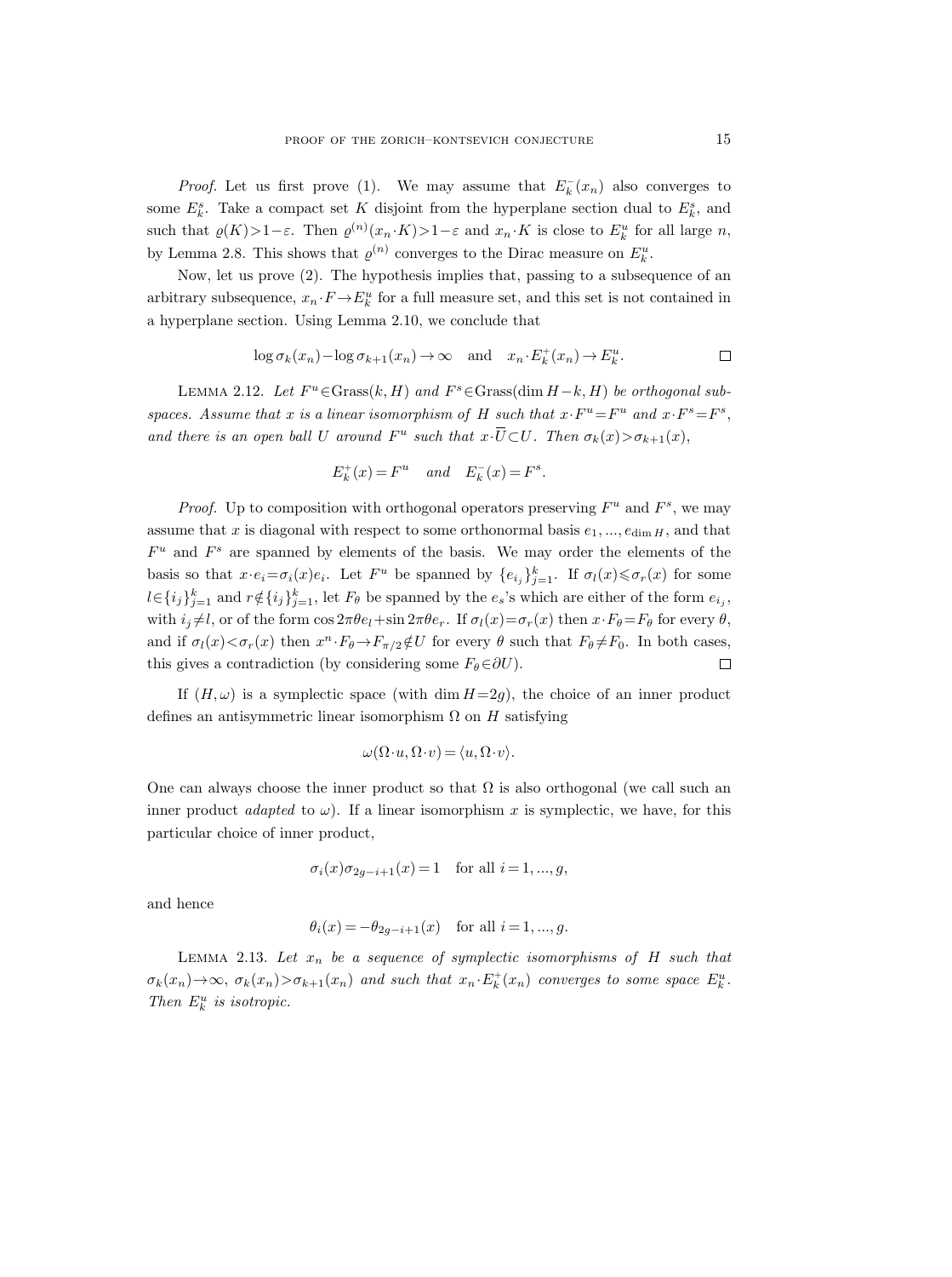*Proof.* Let us first prove (1). We may assume that $E_k^-(x_n)$ also converges to some $E_k^s$. Take a compact set $K$ disjoint from the hyperplane section dual to $E_k^s$, and such that $\varrho(K)>1-\varepsilon$. Then $\varrho^{(n)}(x_n\cdot K)>1-\varepsilon$ and $x_n\cdot K$ is close to $E_k^u$ for all large $n$, by Lemma 2.8. This shows that $\varrho^{(n)}$ converges to the Dirac measure on $E_k^u$.

Now, let us prove (2). The hypothesis implies that, passing to a subsequence of an arbitrary subsequence, $x_n\cdot F\to E_k^u$ for a full measure set, and this set is not contained in a hyperplane section. Using Lemma 2.10, we conclude that

$$\log\sigma_k(x_n)-\log\sigma_{k+1}(x_n)\to\infty \quad\text{and}\quad x_n\cdot E_k^+(x_n)\to E_k^u. \qquad \square$$

LEMMA 2.12. *Let $F^u\in\operatorname{Grass}(k,H)$ and $F^s\in\operatorname{Grass}(\dim H-k,H)$ be orthogonal subspaces. Assume that $x$ is a linear isomorphism of $H$ such that $x\cdot F^u=F^u$ and $x\cdot F^s=F^s$, and there is an open ball $U$ around $F^u$ such that $x\cdot\overline{U}\subset U$. Then $\sigma_k(x)>\sigma_{k+1}(x)$,*

$$E_k^+(x)=F^u \quad\textit{and}\quad E_k^-(x)=F^s.$$

*Proof.* Up to composition with orthogonal operators preserving $F^u$ and $F^s$, we may assume that $x$ is diagonal with respect to some orthonormal basis $e_1,...,e_{\dim H}$, and that $F^u$ and $F^s$ are spanned by elements of the basis. We may order the elements of the basis so that $x\cdot e_i=\sigma_i(x)e_i$. Let $F^u$ be spanned by $\{e_{i_j}\}_{j=1}^k$. If $\sigma_l(x)\leqslant\sigma_r(x)$ for some $l\in\{i_j\}_{j=1}^k$ and $r\notin\{i_j\}_{j=1}^k$, let $F_\theta$ be spanned by the $e_s$'s which are either of the form $e_{i_j}$, with $i_j\neq l$, or of the form $\cos 2\pi\theta e_l+\sin 2\pi\theta e_r$. If $\sigma_l(x)=\sigma_r(x)$ then $x\cdot F_\theta=F_\theta$ for every $\theta$, and if $\sigma_l(x)<\sigma_r(x)$ then $x^n\cdot F_\theta\to F_{\pi/2}\notin U$ for every $\theta$ such that $F_\theta\neq F_0$. In both cases, this gives a contradiction (by considering some $F_\theta\in\partial U$). $\square$

If $(H,\omega)$ is a symplectic space (with $\dim H=2g$), the choice of an inner product defines an antisymmetric linear isomorphism $\Omega$ on $H$ satisfying

$$\omega(\Omega\cdot u,\Omega\cdot v)=\langle u,\Omega\cdot v\rangle.$$

One can always choose the inner product so that $\Omega$ is also orthogonal (we call such an inner product *adapted* to $\omega$). If a linear isomorphism $x$ is symplectic, we have, for this particular choice of inner product,

$$\sigma_i(x)\sigma_{2g-i+1}(x)=1 \quad\text{for all } i=1,...,g,$$

and hence

$$\theta_i(x)=-\theta_{2g-i+1}(x) \quad\text{for all } i=1,...,g.$$

LEMMA 2.13. *Let $x_n$ be a sequence of symplectic isomorphisms of $H$ such that $\sigma_k(x_n)\to\infty$, $\sigma_k(x_n)>\sigma_{k+1}(x_n)$ and such that $x_n\cdot E_k^+(x_n)$ converges to some space $E_k^u$. Then $E_k^u$ is isotropic.*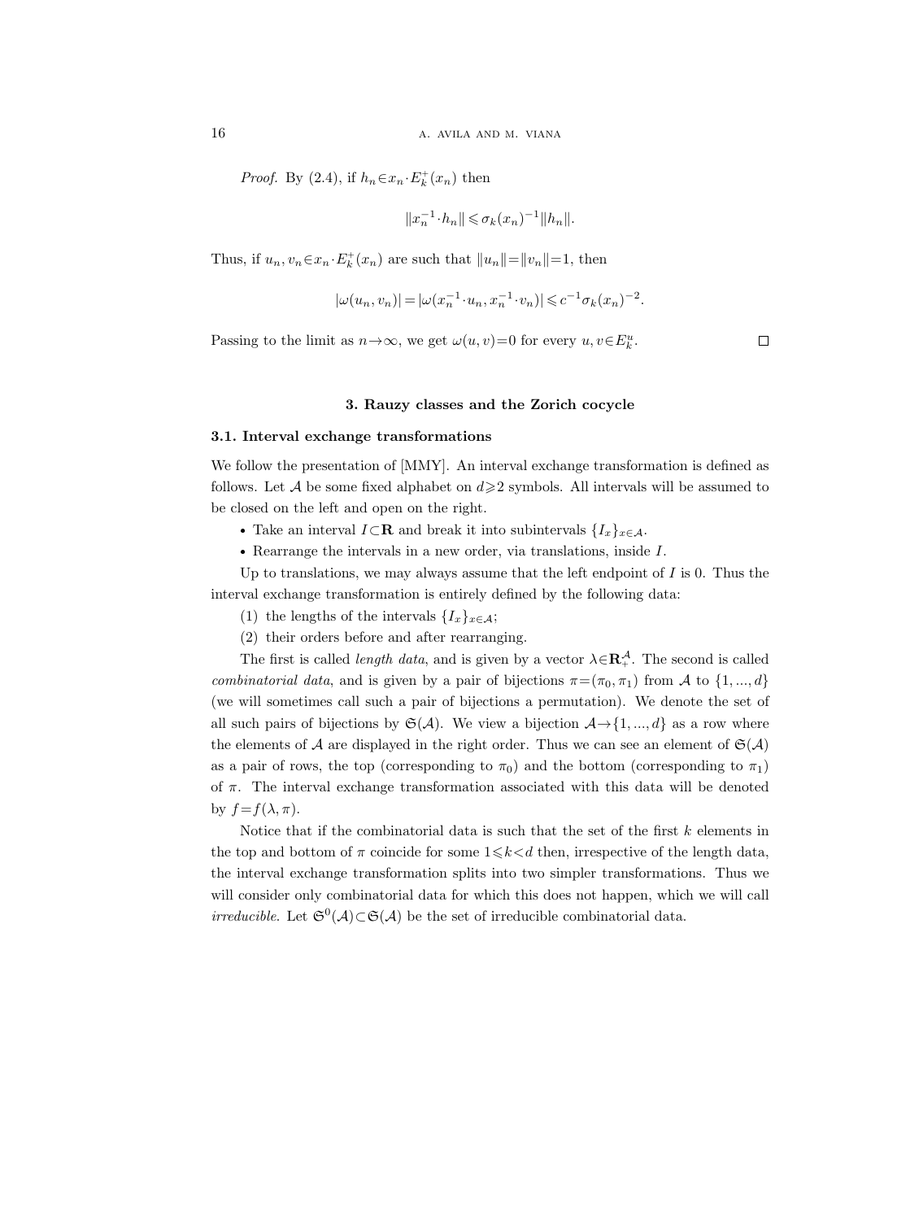*Proof.* By (2.4), if $h_n \in x_n \cdot E_k^+(x_n)$ then

$$\|x_n^{-1} \cdot h_n\| \leqslant \sigma_k(x_n)^{-1} \|h_n\|.$$

Thus, if $u_n, v_n \in x_n \cdot E_k^+(x_n)$ are such that $\|u_n\| = \|v_n\| = 1$, then

$$|\omega(u_n, v_n)| = |\omega(x_n^{-1} \cdot u_n, x_n^{-1} \cdot v_n)| \leqslant c^{-1} \sigma_k(x_n)^{-2}.$$

Passing to the limit as $n \to \infty$, we get $\omega(u, v) = 0$ for every $u, v \in E_k^u$. $\square$

## 3. Rauzy classes and the Zorich cocycle

### 3.1. Interval exchange transformations

We follow the presentation of [MMY]. An interval exchange transformation is defined as follows. Let $\mathcal{A}$ be some fixed alphabet on $d \geqslant 2$ symbols. All intervals will be assumed to be closed on the left and open on the right.

- Take an interval $I \subset \mathbf{R}$ and break it into subintervals $\{I_x\}_{x \in \mathcal{A}}$.
- Rearrange the intervals in a new order, via translations, inside $I$.

Up to translations, we may always assume that the left endpoint of $I$ is 0. Thus the interval exchange transformation is entirely defined by the following data:

(1) the lengths of the intervals $\{I_x\}_{x \in \mathcal{A}}$;

(2) their orders before and after rearranging.

The first is called *length data*, and is given by a vector $\lambda \in \mathbf{R}_+^{\mathcal{A}}$. The second is called *combinatorial data*, and is given by a pair of bijections $\pi = (\pi_0, \pi_1)$ from $\mathcal{A}$ to $\{1, ..., d\}$ (we will sometimes call such a pair of bijections a permutation). We denote the set of all such pairs of bijections by $\mathfrak{S}(\mathcal{A})$. We view a bijection $\mathcal{A} \to \{1, ..., d\}$ as a row where the elements of $\mathcal{A}$ are displayed in the right order. Thus we can see an element of $\mathfrak{S}(\mathcal{A})$ as a pair of rows, the top (corresponding to $\pi_0$) and the bottom (corresponding to $\pi_1$) of $\pi$. The interval exchange transformation associated with this data will be denoted by $f = f(\lambda, \pi)$.

Notice that if the combinatorial data is such that the set of the first $k$ elements in the top and bottom of $\pi$ coincide for some $1 \leqslant k < d$ then, irrespective of the length data, the interval exchange transformation splits into two simpler transformations. Thus we will consider only combinatorial data for which this does not happen, which we will call *irreducible*. Let $\mathfrak{S}^0(\mathcal{A}) \subset \mathfrak{S}(\mathcal{A})$ be the set of irreducible combinatorial data.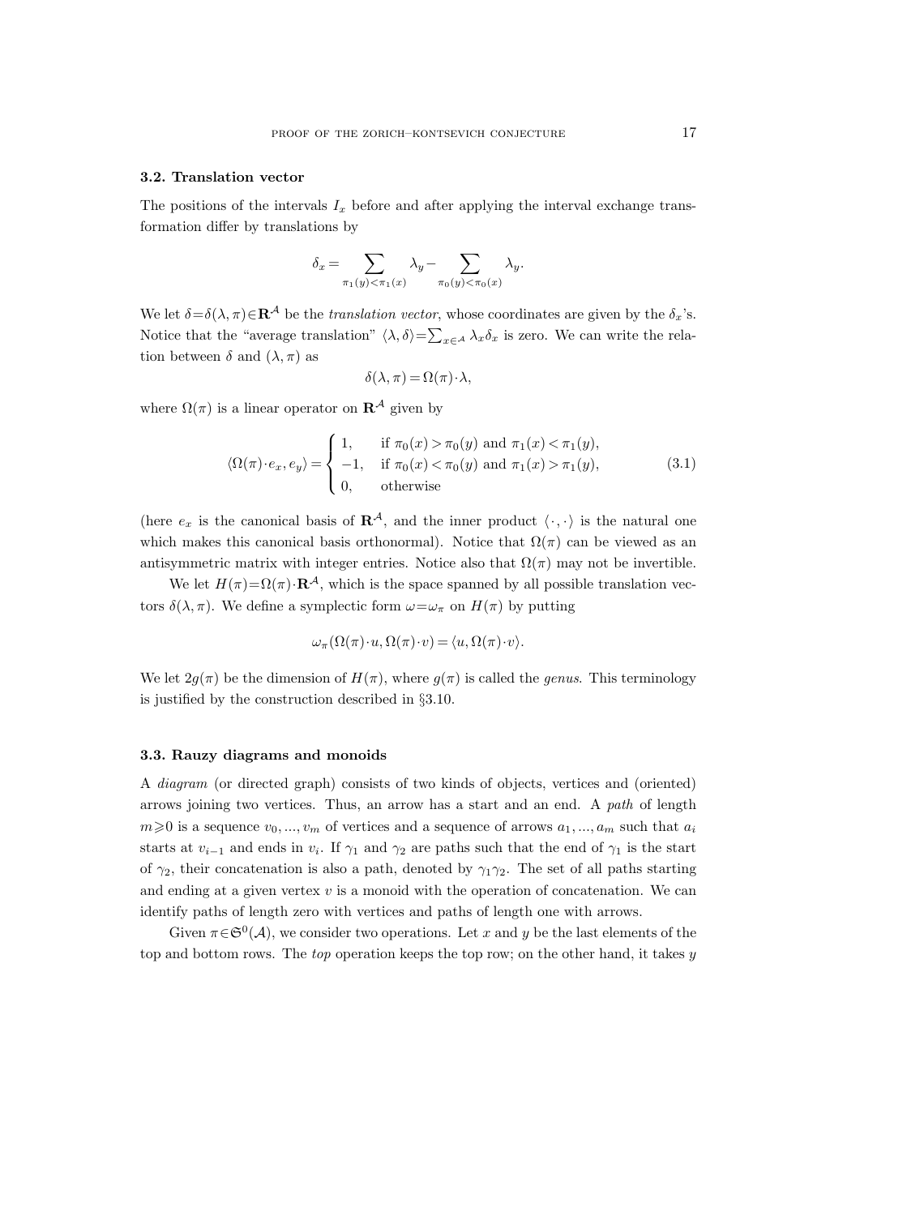### 3.2. Translation vector

The positions of the intervals $I_x$ before and after applying the interval exchange transformation differ by translations by

$$\delta_x = \sum_{\pi_1(y)<\pi_1(x)} \lambda_y - \sum_{\pi_0(y)<\pi_0(x)} \lambda_y.$$

We let $\delta=\delta(\lambda,\pi)\in\mathbf{R}^{\mathcal{A}}$ be the *translation vector*, whose coordinates are given by the $\delta_x$'s. Notice that the "average translation" $\langle\lambda,\delta\rangle=\sum_{x\in\mathcal{A}}\lambda_x\delta_x$ is zero. We can write the relation between $\delta$ and $(\lambda,\pi)$ as

$$\delta(\lambda,\pi)=\Omega(\pi)\cdot\lambda,$$

where $\Omega(\pi)$ is a linear operator on $\mathbf{R}^{\mathcal{A}}$ given by

$$\langle\Omega(\pi)\cdot e_x, e_y\rangle = \begin{cases} 1, & \text{if } \pi_0(x)>\pi_0(y) \text{ and } \pi_1(x)<\pi_1(y), \\ -1, & \text{if } \pi_0(x)<\pi_0(y) \text{ and } \pi_1(x)>\pi_1(y), \\ 0, & \text{otherwise} \end{cases} \tag{3.1}$$

(here $e_x$ is the canonical basis of $\mathbf{R}^{\mathcal{A}}$, and the inner product $\langle\cdot,\cdot\rangle$ is the natural one which makes this canonical basis orthonormal). Notice that $\Omega(\pi)$ can be viewed as an antisymmetric matrix with integer entries. Notice also that $\Omega(\pi)$ may not be invertible.

We let $H(\pi)=\Omega(\pi)\cdot\mathbf{R}^{\mathcal{A}}$, which is the space spanned by all possible translation vectors $\delta(\lambda,\pi)$. We define a symplectic form $\omega=\omega_\pi$ on $H(\pi)$ by putting

$$\omega_\pi(\Omega(\pi)\cdot u,\Omega(\pi)\cdot v)=\langle u,\Omega(\pi)\cdot v\rangle.$$

We let $2g(\pi)$ be the dimension of $H(\pi)$, where $g(\pi)$ is called the *genus*. This terminology is justified by the construction described in §3.10.

### 3.3. Rauzy diagrams and monoids

A *diagram* (or directed graph) consists of two kinds of objects, vertices and (oriented) arrows joining two vertices. Thus, an arrow has a start and an end. A *path* of length $m\geqslant 0$ is a sequence $v_0,...,v_m$ of vertices and a sequence of arrows $a_1,...,a_m$ such that $a_i$ starts at $v_{i-1}$ and ends in $v_i$. If $\gamma_1$ and $\gamma_2$ are paths such that the end of $\gamma_1$ is the start of $\gamma_2$, their concatenation is also a path, denoted by $\gamma_1\gamma_2$. The set of all paths starting and ending at a given vertex $v$ is a monoid with the operation of concatenation. We can identify paths of length zero with vertices and paths of length one with arrows.

Given $\pi\in\mathfrak{S}^0(\mathcal{A})$, we consider two operations. Let $x$ and $y$ be the last elements of the top and bottom rows. The *top* operation keeps the top row; on the other hand, it takes $y$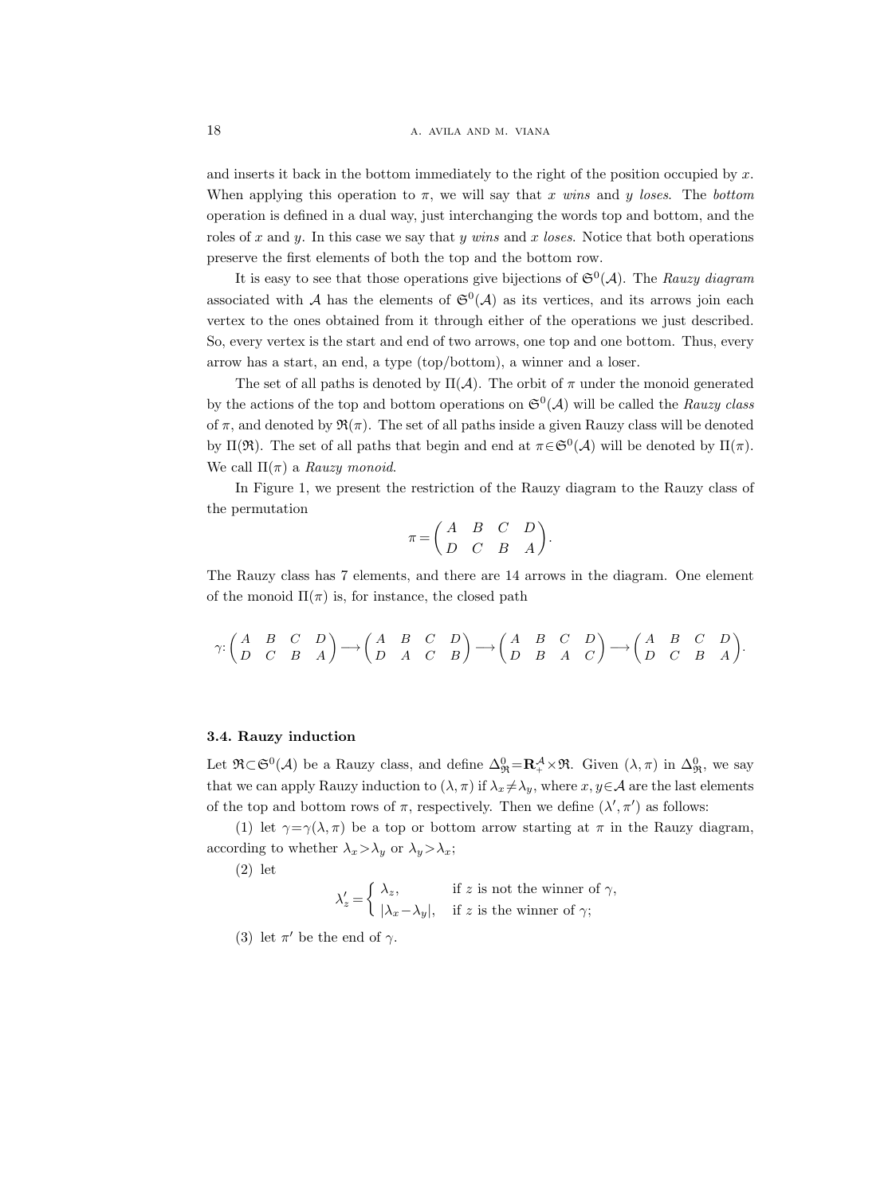and inserts it back in the bottom immediately to the right of the position occupied by $x$. When applying this operation to $\pi$, we will say that $x$ *wins* and $y$ *loses*. The *bottom* operation is defined in a dual way, just interchanging the words top and bottom, and the roles of $x$ and $y$. In this case we say that $y$ *wins* and $x$ *loses*. Notice that both operations preserve the first elements of both the top and the bottom row.

It is easy to see that those operations give bijections of $\mathfrak{S}^0(\mathcal{A})$. The *Rauzy diagram* associated with $\mathcal{A}$ has the elements of $\mathfrak{S}^0(\mathcal{A})$ as its vertices, and its arrows join each vertex to the ones obtained from it through either of the operations we just described. So, every vertex is the start and end of two arrows, one top and one bottom. Thus, every arrow has a start, an end, a type (top/bottom), a winner and a loser.

The set of all paths is denoted by $\Pi(\mathcal{A})$. The orbit of $\pi$ under the monoid generated by the actions of the top and bottom operations on $\mathfrak{S}^0(\mathcal{A})$ will be called the *Rauzy class* of $\pi$, and denoted by $\mathfrak{R}(\pi)$. The set of all paths inside a given Rauzy class will be denoted by $\Pi(\mathfrak{R})$. The set of all paths that begin and end at $\pi\in\mathfrak{S}^0(\mathcal{A})$ will be denoted by $\Pi(\pi)$. We call $\Pi(\pi)$ a *Rauzy monoid*.

In Figure 1, we present the restriction of the Rauzy diagram to the Rauzy class of the permutation

$$\pi=\begin{pmatrix} A & B & C & D \\ D & C & B & A \end{pmatrix}.$$

The Rauzy class has 7 elements, and there are 14 arrows in the diagram. One element of the monoid $\Pi(\pi)$ is, for instance, the closed path

$$\gamma\colon \begin{pmatrix} A & B & C & D \\ D & C & B & A \end{pmatrix} \longrightarrow \begin{pmatrix} A & B & C & D \\ D & A & C & B \end{pmatrix} \longrightarrow \begin{pmatrix} A & B & C & D \\ D & B & A & C \end{pmatrix} \longrightarrow \begin{pmatrix} A & B & C & D \\ D & C & B & A \end{pmatrix}.$$

### 3.4. Rauzy induction

Let $\mathfrak{R}\subset\mathfrak{S}^0(\mathcal{A})$ be a Rauzy class, and define $\Delta^0_{\mathfrak{R}}=\mathbf{R}^{\mathcal{A}}_{+}\times\mathfrak{R}$. Given $(\lambda,\pi)$ in $\Delta^0_{\mathfrak{R}}$, we say that we can apply Rauzy induction to $(\lambda,\pi)$ if $\lambda_x\neq\lambda_y$, where $x,y\in\mathcal{A}$ are the last elements of the top and bottom rows of $\pi$, respectively. Then we define $(\lambda',\pi')$ as follows:

(1) let $\gamma=\gamma(\lambda,\pi)$ be a top or bottom arrow starting at $\pi$ in the Rauzy diagram, according to whether $\lambda_x>\lambda_y$ or $\lambda_y>\lambda_x$;

(2) let

$$\lambda'_z=\begin{cases} \lambda_z, & \text{if } z \text{ is not the winner of } \gamma, \\ |\lambda_x-\lambda_y|, & \text{if } z \text{ is the winner of } \gamma; \end{cases}$$

(3) let $\pi'$ be the end of $\gamma$.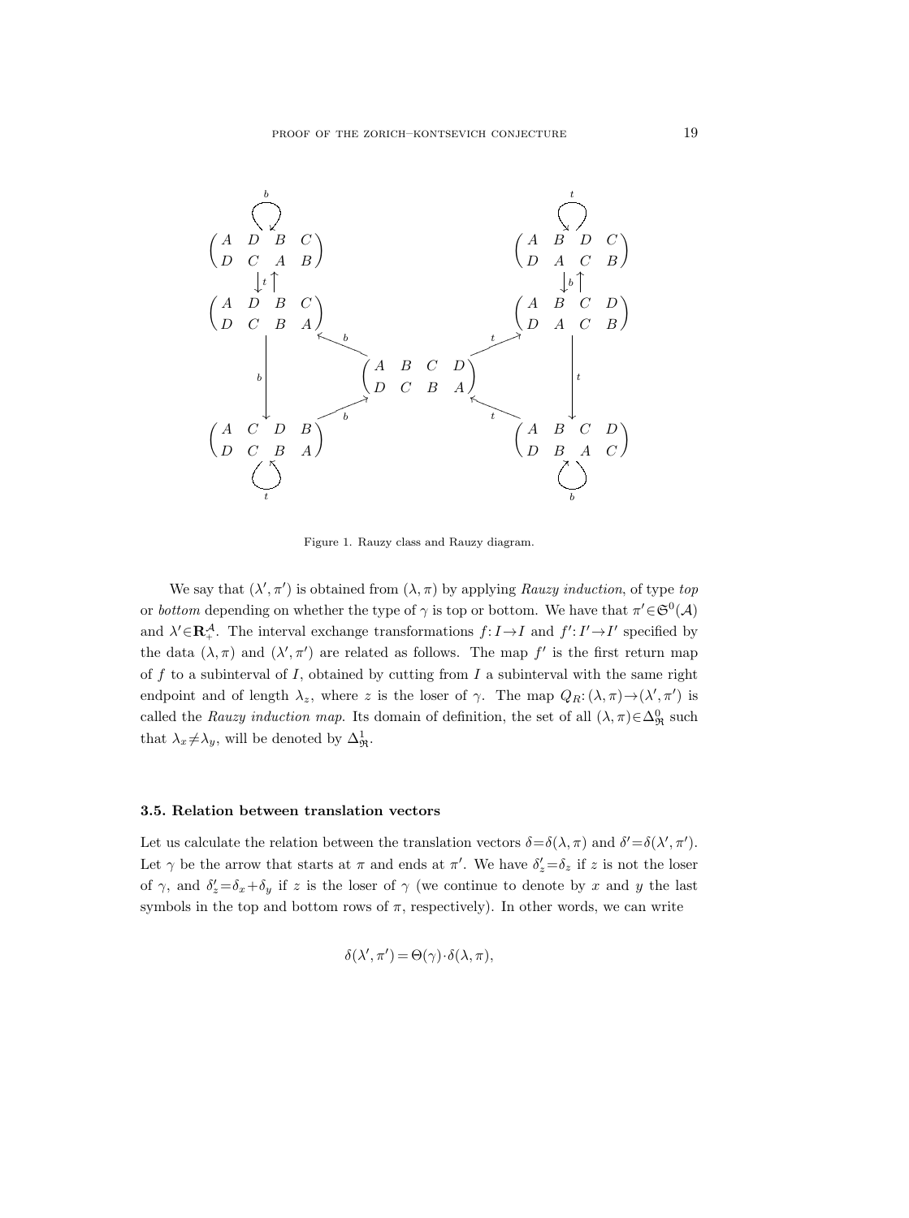Figure 1. Rauzy class and Rauzy diagram.

We say that $(\lambda', \pi')$ is obtained from $(\lambda, \pi)$ by applying *Rauzy induction*, of type *top* or *bottom* depending on whether the type of $\gamma$ is top or bottom. We have that $\pi' \in \mathfrak{S}^0(\mathcal{A})$ and $\lambda' \in \mathbf{R}_+^{\mathcal{A}}$. The interval exchange transformations $f: I \to I$ and $f': I' \to I'$ specified by the data $(\lambda, \pi)$ and $(\lambda', \pi')$ are related as follows. The map $f'$ is the first return map of $f$ to a subinterval of $I$, obtained by cutting from $I$ a subinterval with the same right endpoint and of length $\lambda_z$, where $z$ is the loser of $\gamma$. The map $Q_R: (\lambda, \pi) \to (\lambda', \pi')$ is called the *Rauzy induction map*. Its domain of definition, the set of all $(\lambda, \pi) \in \Delta_{\mathfrak{R}}^0$ such that $\lambda_x \neq \lambda_y$, will be denoted by $\Delta_{\mathfrak{R}}^1$.

### 3.5. Relation between translation vectors

Let us calculate the relation between the translation vectors $\delta = \delta(\lambda, \pi)$ and $\delta' = \delta(\lambda', \pi')$. Let $\gamma$ be the arrow that starts at $\pi$ and ends at $\pi'$. We have $\delta'_z = \delta_z$ if $z$ is not the loser of $\gamma$, and $\delta'_z = \delta_x + \delta_y$ if $z$ is the loser of $\gamma$ (we continue to denote by $x$ and $y$ the last symbols in the top and bottom rows of $\pi$, respectively). In other words, we can write

$$\delta(\lambda', \pi') = \Theta(\gamma) \cdot \delta(\lambda, \pi),$$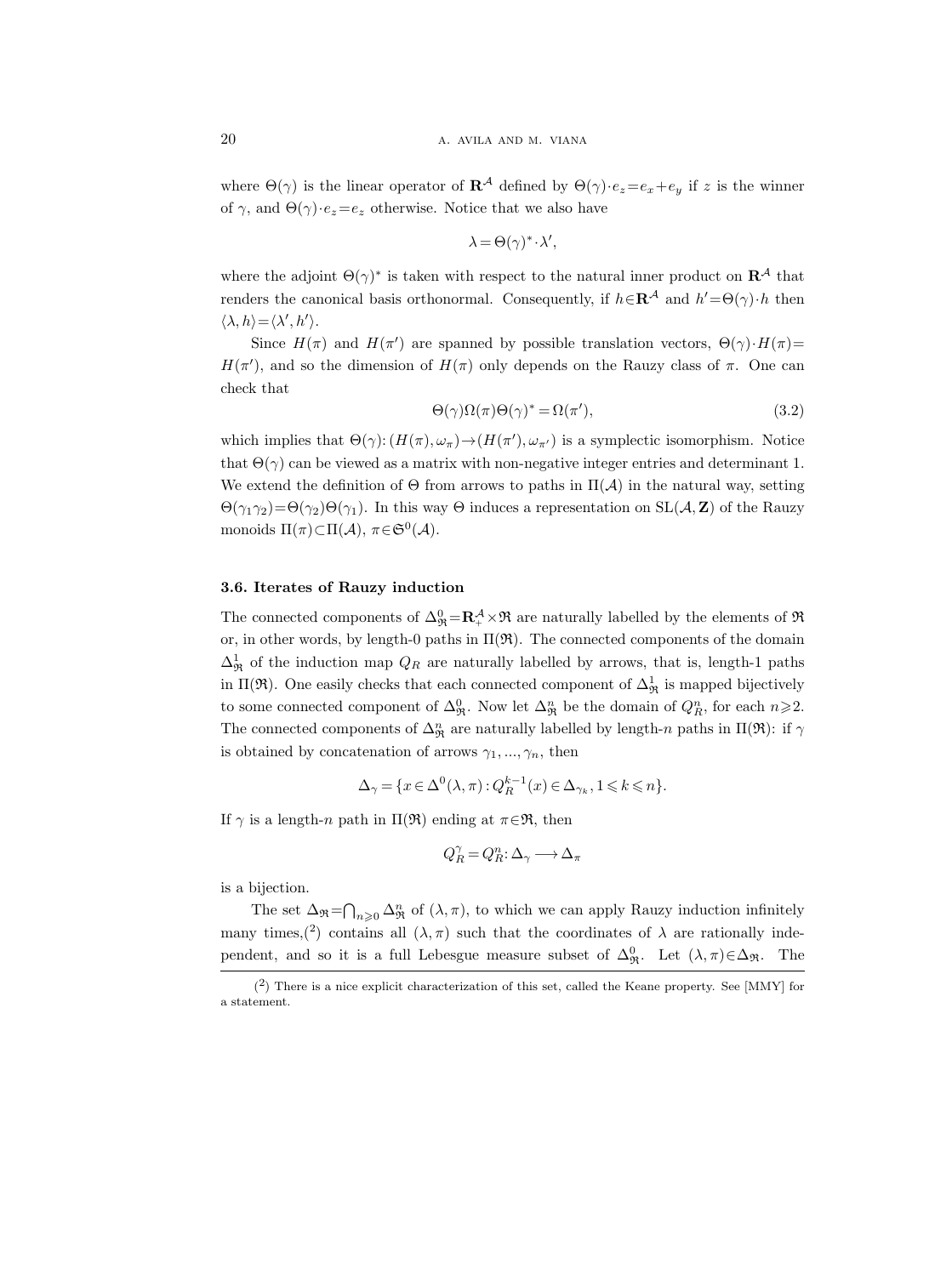where $\Theta(\gamma)$ is the linear operator of $\mathbf{R}^{\mathcal{A}}$ defined by $\Theta(\gamma) \cdot e_z = e_x + e_y$ if $z$ is the winner of $\gamma$, and $\Theta(\gamma) \cdot e_z = e_z$ otherwise. Notice that we also have

$$\lambda = \Theta(\gamma)^* \cdot \lambda',$$

where the adjoint $\Theta(\gamma)^*$ is taken with respect to the natural inner product on $\mathbf{R}^{\mathcal{A}}$ that renders the canonical basis orthonormal. Consequently, if $h \in \mathbf{R}^{\mathcal{A}}$ and $h' = \Theta(\gamma) \cdot h$ then $\langle \lambda, h \rangle = \langle \lambda', h' \rangle$.

Since $H(\pi)$ and $H(\pi')$ are spanned by possible translation vectors, $\Theta(\gamma) \cdot H(\pi) = H(\pi')$, and so the dimension of $H(\pi)$ only depends on the Rauzy class of $\pi$. One can check that

$$\Theta(\gamma) \Omega(\pi) \Theta(\gamma)^* = \Omega(\pi'), \tag{3.2}$$

which implies that $\Theta(\gamma) \colon (H(\pi), \omega_\pi) \to (H(\pi'), \omega_{\pi'})$ is a symplectic isomorphism. Notice that $\Theta(\gamma)$ can be viewed as a matrix with non-negative integer entries and determinant 1. We extend the definition of $\Theta$ from arrows to paths in $\Pi(\mathcal{A})$ in the natural way, setting $\Theta(\gamma_1 \gamma_2) = \Theta(\gamma_2) \Theta(\gamma_1)$. In this way $\Theta$ induces a representation on $\mathrm{SL}(\mathcal{A}, \mathbf{Z})$ of the Rauzy monoids $\Pi(\pi) \subset \Pi(\mathcal{A})$, $\pi \in \mathfrak{S}^0(\mathcal{A})$.

### 3.6. Iterates of Rauzy induction

The connected components of $\Delta^0_{\mathfrak{R}} = \mathbf{R}^{\mathcal{A}}_+ \times \mathfrak{R}$ are naturally labelled by the elements of $\mathfrak{R}$ or, in other words, by length-0 paths in $\Pi(\mathfrak{R})$. The connected components of the domain $\Delta^1_{\mathfrak{R}}$ of the induction map $Q_R$ are naturally labelled by arrows, that is, length-1 paths in $\Pi(\mathfrak{R})$. One easily checks that each connected component of $\Delta^1_{\mathfrak{R}}$ is mapped bijectively to some connected component of $\Delta^0_{\mathfrak{R}}$. Now let $\Delta^n_{\mathfrak{R}}$ be the domain of $Q^n_R$, for each $n \geqslant 2$. The connected components of $\Delta^n_{\mathfrak{R}}$ are naturally labelled by length-$n$ paths in $\Pi(\mathfrak{R})$: if $\gamma$ is obtained by concatenation of arrows $\gamma_1, ..., \gamma_n$, then

$$\Delta_\gamma = \{x \in \Delta^0(\lambda, \pi) : Q^{k-1}_R(x) \in \Delta_{\gamma_k}, 1 \leqslant k \leqslant n\}.$$

If $\gamma$ is a length-$n$ path in $\Pi(\mathfrak{R})$ ending at $\pi \in \mathfrak{R}$, then

$$Q^\gamma_R = Q^n_R \colon \Delta_\gamma \longrightarrow \Delta_\pi$$

is a bijection.

The set $\Delta_{\mathfrak{R}} = \bigcap_{n \geqslant 0} \Delta^n_{\mathfrak{R}}$ of $(\lambda, \pi)$, to which we can apply Rauzy induction infinitely many times,[2] contains all $(\lambda, \pi)$ such that the coordinates of $\lambda$ are rationally independent, and so it is a full Lebesgue measure subset of $\Delta^0_{\mathfrak{R}}$. Let $(\lambda, \pi) \in \Delta_{\mathfrak{R}}$. The

[2] There is a nice explicit characterization of this set, called the Keane property. See [MMY] for a statement.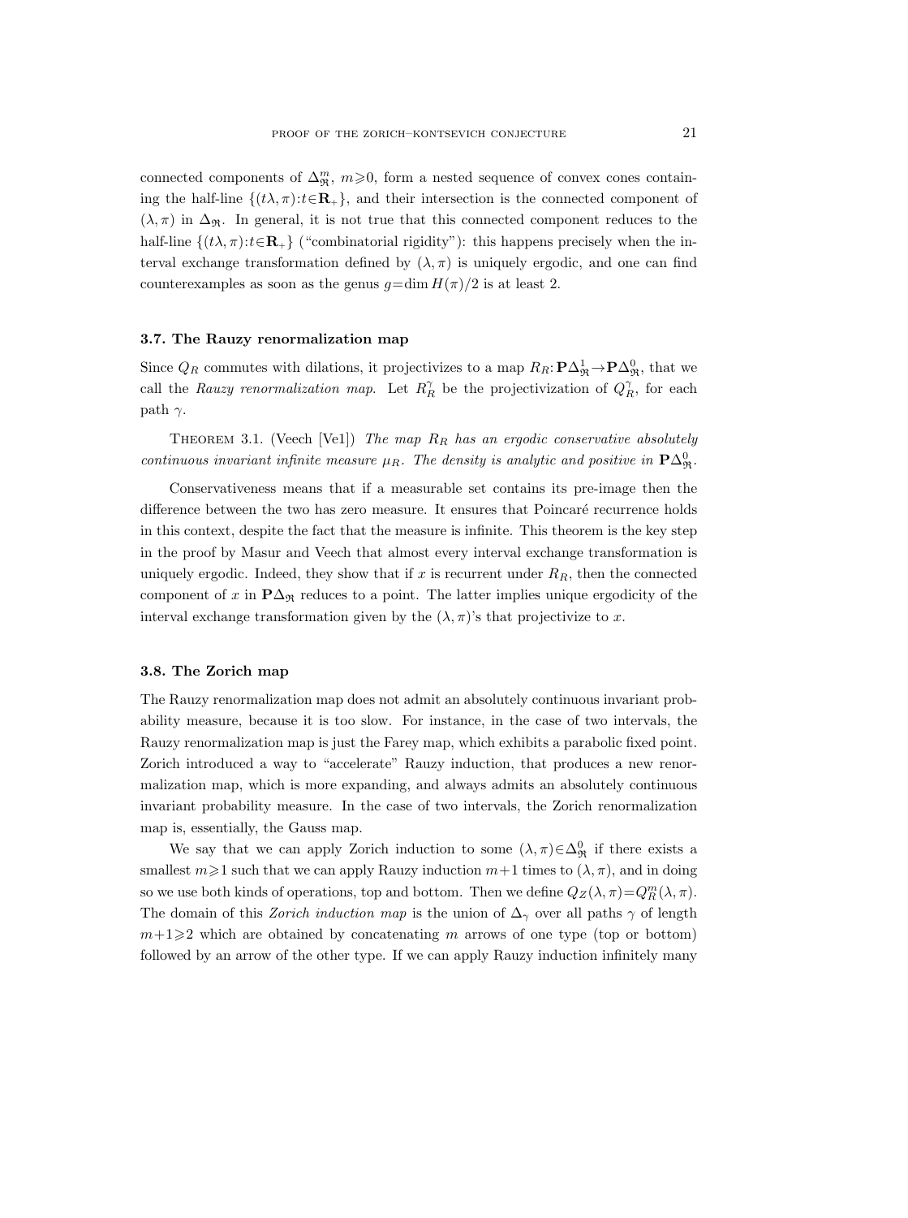connected components of $\Delta_{\mathfrak{R}}^m$, $m \geqslant 0$, form a nested sequence of convex cones containing the half-line $\{(t\lambda, \pi) : t \in \mathbf{R}_+\}$, and their intersection is the connected component of $(\lambda, \pi)$ in $\Delta_{\mathfrak{R}}$. In general, it is not true that this connected component reduces to the half-line $\{(t\lambda, \pi) : t \in \mathbf{R}_+\}$ ("combinatorial rigidity"): this happens precisely when the interval exchange transformation defined by $(\lambda, \pi)$ is uniquely ergodic, and one can find counterexamples as soon as the genus $g = \dim H(\pi)/2$ is at least 2.

### 3.7. The Rauzy renormalization map

Since $Q_R$ commutes with dilations, it projectivizes to a map $R_R : \mathbf{P}\Delta_{\mathfrak{R}}^1 \to \mathbf{P}\Delta_{\mathfrak{R}}^0$, that we call the *Rauzy renormalization map*. Let $R_R^\gamma$ be the projectivization of $Q_R^\gamma$, for each path $\gamma$.

Theorem 3.1. (Veech [Ve1]) *The map $R_R$ has an ergodic conservative absolutely continuous invariant infinite measure $\mu_R$. The density is analytic and positive in $\mathbf{P}\Delta_{\mathfrak{R}}^0$.*

Conservativeness means that if a measurable set contains its pre-image then the difference between the two has zero measure. It ensures that Poincaré recurrence holds in this context, despite the fact that the measure is infinite. This theorem is the key step in the proof by Masur and Veech that almost every interval exchange transformation is uniquely ergodic. Indeed, they show that if $x$ is recurrent under $R_R$, then the connected component of $x$ in $\mathbf{P}\Delta_{\mathfrak{R}}$ reduces to a point. The latter implies unique ergodicity of the interval exchange transformation given by the $(\lambda, \pi)$'s that projectivize to $x$.

### 3.8. The Zorich map

The Rauzy renormalization map does not admit an absolutely continuous invariant probability measure, because it is too slow. For instance, in the case of two intervals, the Rauzy renormalization map is just the Farey map, which exhibits a parabolic fixed point. Zorich introduced a way to "accelerate" Rauzy induction, that produces a new renormalization map, which is more expanding, and always admits an absolutely continuous invariant probability measure. In the case of two intervals, the Zorich renormalization map is, essentially, the Gauss map.

We say that we can apply Zorich induction to some $(\lambda, \pi) \in \Delta_{\mathfrak{R}}^0$ if there exists a smallest $m \geqslant 1$ such that we can apply Rauzy induction $m+1$ times to $(\lambda, \pi)$, and in doing so we use both kinds of operations, top and bottom. Then we define $Q_Z(\lambda, \pi) = Q_R^m(\lambda, \pi)$. The domain of this *Zorich induction map* is the union of $\Delta_\gamma$ over all paths $\gamma$ of length $m+1 \geqslant 2$ which are obtained by concatenating $m$ arrows of one type (top or bottom) followed by an arrow of the other type. If we can apply Rauzy induction infinitely many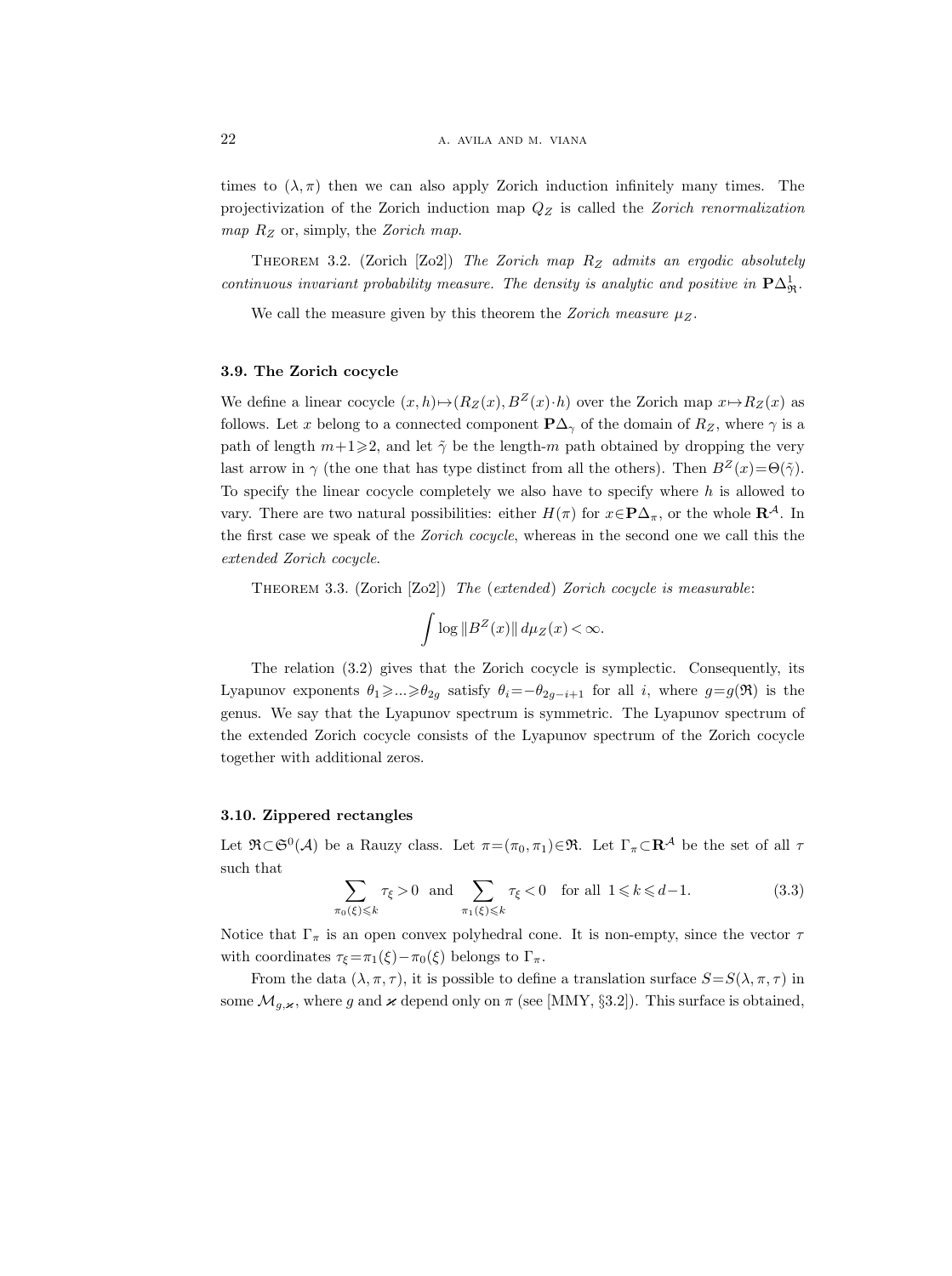times to $(\lambda, \pi)$ then we can also apply Zorich induction infinitely many times. The projectivization of the Zorich induction map $Q_Z$ is called the *Zorich renormalization map* $R_Z$ or, simply, the *Zorich map*.

THEOREM 3.2. (Zorich [Zo2]) *The Zorich map $R_Z$ admits an ergodic absolutely continuous invariant probability measure. The density is analytic and positive in $\mathbf{P}\Delta^1_{\mathfrak{R}}$.*

We call the measure given by this theorem the *Zorich measure* $\mu_Z$.

### 3.9. The Zorich cocycle

We define a linear cocycle $(x,h)\mapsto(R_Z(x), B^Z(x)\cdot h)$ over the Zorich map $x\mapsto R_Z(x)$ as follows. Let $x$ belong to a connected component $\mathbf{P}\Delta_\gamma$ of the domain of $R_Z$, where $\gamma$ is a path of length $m+1\geqslant 2$, and let $\tilde{\gamma}$ be the length-$m$ path obtained by dropping the very last arrow in $\gamma$ (the one that has type distinct from all the others). Then $B^Z(x)=\Theta(\tilde{\gamma})$. To specify the linear cocycle completely we also have to specify where $h$ is allowed to vary. There are two natural possibilities: either $H(\pi)$ for $x\in\mathbf{P}\Delta_\pi$, or the whole $\mathbf{R}^{\mathcal{A}}$. In the first case we speak of the *Zorich cocycle*, whereas in the second one we call this the *extended Zorich cocycle*.

THEOREM 3.3. (Zorich [Zo2]) *The* (*extended*) *Zorich cocycle is measurable*:

$$\int \log \|B^Z(x)\|\, d\mu_Z(x) < \infty.$$

The relation (3.2) gives that the Zorich cocycle is symplectic. Consequently, its Lyapunov exponents $\theta_1\geqslant\ldots\geqslant\theta_{2g}$ satisfy $\theta_i=-\theta_{2g-i+1}$ for all $i$, where $g=g(\mathfrak{R})$ is the genus. We say that the Lyapunov spectrum is symmetric. The Lyapunov spectrum of the extended Zorich cocycle consists of the Lyapunov spectrum of the Zorich cocycle together with additional zeros.

### 3.10. Zippered rectangles

Let $\mathfrak{R}\subset\mathfrak{S}^0(\mathcal{A})$ be a Rauzy class. Let $\pi=(\pi_0,\pi_1)\in\mathfrak{R}$. Let $\Gamma_\pi\subset\mathbf{R}^{\mathcal{A}}$ be the set of all $\tau$ such that

$$\sum_{\pi_0(\xi)\leqslant k} \tau_\xi > 0 \quad \text{and} \quad \sum_{\pi_1(\xi)\leqslant k} \tau_\xi < 0 \quad \text{for all } 1\leqslant k\leqslant d-1. \tag{3.3}$$

Notice that $\Gamma_\pi$ is an open convex polyhedral cone. It is non-empty, since the vector $\tau$ with coordinates $\tau_\xi=\pi_1(\xi)-\pi_0(\xi)$ belongs to $\Gamma_\pi$.

From the data $(\lambda,\pi,\tau)$, it is possible to define a translation surface $S=S(\lambda,\pi,\tau)$ in some $\mathcal{M}_{g,\varkappa}$, where $g$ and $\varkappa$ depend only on $\pi$ (see [MMY, §3.2]). This surface is obtained,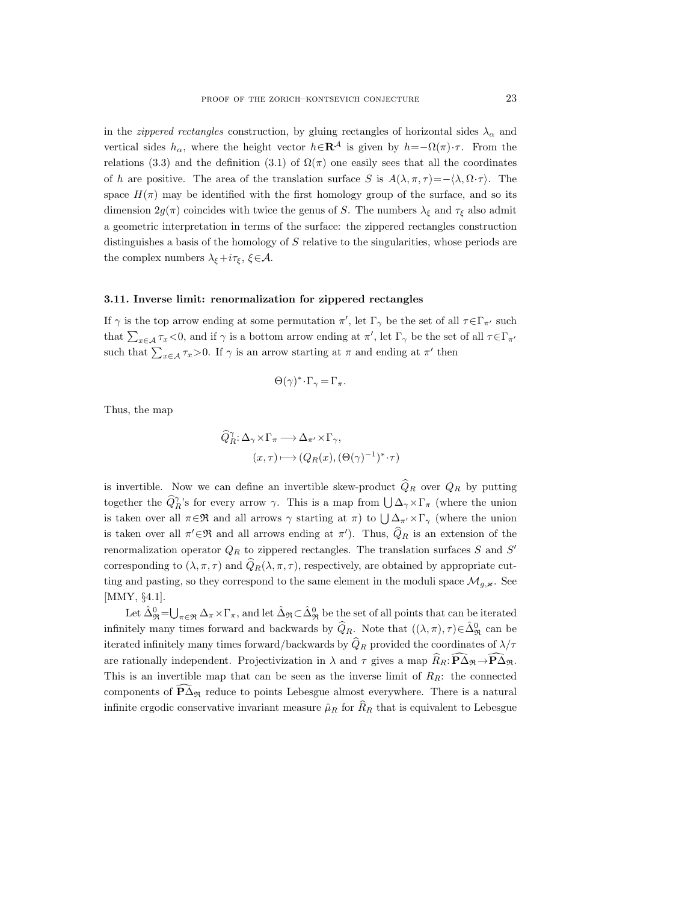in the *zippered rectangles* construction, by gluing rectangles of horizontal sides $\lambda_\alpha$ and vertical sides $h_\alpha$, where the height vector $h \in \mathbf{R}^{\mathcal{A}}$ is given by $h = -\Omega(\pi)\cdot\tau$. From the relations (3.3) and the definition (3.1) of $\Omega(\pi)$ one easily sees that all the coordinates of $h$ are positive. The area of the translation surface $S$ is $A(\lambda,\pi,\tau) = -\langle\lambda, \Omega\cdot\tau\rangle$. The space $H(\pi)$ may be identified with the first homology group of the surface, and so its dimension $2g(\pi)$ coincides with twice the genus of $S$. The numbers $\lambda_\xi$ and $\tau_\xi$ also admit a geometric interpretation in terms of the surface: the zippered rectangles construction distinguishes a basis of the homology of $S$ relative to the singularities, whose periods are the complex numbers $\lambda_\xi + i\tau_\xi$, $\xi \in \mathcal{A}$.

### 3.11. Inverse limit: renormalization for zippered rectangles

If $\gamma$ is the top arrow ending at some permutation $\pi'$, let $\Gamma_\gamma$ be the set of all $\tau \in \Gamma_{\pi'}$ such that $\sum_{x\in\mathcal{A}} \tau_x < 0$, and if $\gamma$ is a bottom arrow ending at $\pi'$, let $\Gamma_\gamma$ be the set of all $\tau \in \Gamma_{\pi'}$ such that $\sum_{x\in\mathcal{A}} \tau_x > 0$. If $\gamma$ is an arrow starting at $\pi$ and ending at $\pi'$ then

$$\Theta(\gamma)^* \cdot \Gamma_\gamma = \Gamma_\pi.$$

Thus, the map

$$\widehat{Q}_R^\gamma \colon \Delta_\gamma \times \Gamma_\pi \longrightarrow \Delta_{\pi'} \times \Gamma_\gamma,$$
$$(x,\tau) \longmapsto (Q_R(x), (\Theta(\gamma)^{-1})^* \cdot \tau)$$

is invertible. Now we can define an invertible skew-product $\widehat{Q}_R$ over $Q_R$ by putting together the $\widehat{Q}_R^\gamma$'s for every arrow $\gamma$. This is a map from $\bigcup \Delta_\gamma \times \Gamma_\pi$ (where the union is taken over all $\pi \in \mathfrak{R}$ and all arrows $\gamma$ starting at $\pi$) to $\bigcup \Delta_{\pi'} \times \Gamma_\gamma$ (where the union is taken over all $\pi' \in \mathfrak{R}$ and all arrows ending at $\pi'$). Thus, $\widehat{Q}_R$ is an extension of the renormalization operator $Q_R$ to zippered rectangles. The translation surfaces $S$ and $S'$ corresponding to $(\lambda,\pi,\tau)$ and $\widehat{Q}_R(\lambda,\pi,\tau)$, respectively, are obtained by appropriate cutting and pasting, so they correspond to the same element in the moduli space $\mathcal{M}_{g,\varkappa}$. See [MMY, §4.1].

Let $\hat{\Delta}_{\mathfrak{R}}^0 = \bigcup_{\pi\in\mathfrak{R}} \Delta_\pi \times \Gamma_\pi$, and let $\hat{\Delta}_{\mathfrak{R}} \subset \hat{\Delta}_{\mathfrak{R}}^0$ be the set of all points that can be iterated infinitely many times forward and backwards by $\widehat{Q}_R$. Note that $((\lambda,\pi),\tau) \in \hat{\Delta}_{\mathfrak{R}}^0$ can be iterated infinitely many times forward/backwards by $\widehat{Q}_R$ provided the coordinates of $\lambda/\tau$ are rationally independent. Projectivization in $\lambda$ and $\tau$ gives a map $\widehat{R}_R \colon \widehat{\mathbf{P}\Delta}_{\mathfrak{R}} \to \widehat{\mathbf{P}\Delta}_{\mathfrak{R}}$. This is an invertible map that can be seen as the inverse limit of $R_R$: the connected components of $\widehat{\mathbf{P}\Delta}_{\mathfrak{R}}$ reduce to points Lebesgue almost everywhere. There is a natural infinite ergodic conservative invariant measure $\hat{\mu}_R$ for $\widehat{R}_R$ that is equivalent to Lebesgue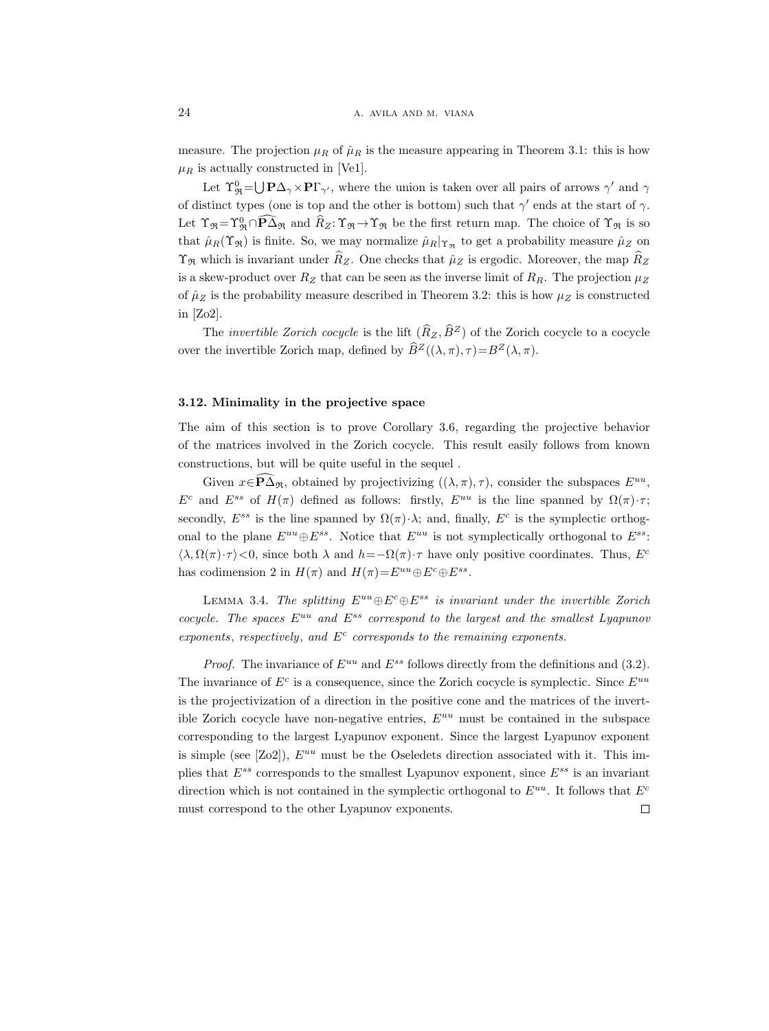measure. The projection $\mu_R$ of $\hat{\mu}_R$ is the measure appearing in Theorem 3.1: this is how $\mu_R$ is actually constructed in [Ve1].

Let $\Upsilon_{\mathfrak{R}}^0 = \bigcup \mathbf{P}\Delta_\gamma \times \mathbf{P}\Gamma_{\gamma'}$, where the union is taken over all pairs of arrows $\gamma'$ and $\gamma$ of distinct types (one is top and the other is bottom) such that $\gamma'$ ends at the start of $\gamma$. Let $\Upsilon_{\mathfrak{R}} = \Upsilon_{\mathfrak{R}}^0 \cap \widehat{\mathbf{P}\Delta}_{\mathfrak{R}}$ and $\widehat{R}_Z : \Upsilon_{\mathfrak{R}} \to \Upsilon_{\mathfrak{R}}$ be the first return map. The choice of $\Upsilon_{\mathfrak{R}}$ is so that $\hat{\mu}_R(\Upsilon_{\mathfrak{R}})$ is finite. So, we may normalize $\hat{\mu}_R|_{\Upsilon_{\mathfrak{R}}}$ to get a probability measure $\hat{\mu}_Z$ on $\Upsilon_{\mathfrak{R}}$ which is invariant under $\widehat{R}_Z$. One checks that $\hat{\mu}_Z$ is ergodic. Moreover, the map $\widehat{R}_Z$ is a skew-product over $R_Z$ that can be seen as the inverse limit of $R_R$. The projection $\mu_Z$ of $\hat{\mu}_Z$ is the probability measure described in Theorem 3.2: this is how $\mu_Z$ is constructed in [Zo2].

The *invertible Zorich cocycle* is the lift $(\widehat{R}_Z, \widehat{B}^Z)$ of the Zorich cocycle to a cocycle over the invertible Zorich map, defined by $\widehat{B}^Z((\lambda, \pi), \tau) = B^Z(\lambda, \pi)$.

### 3.12. Minimality in the projective space

The aim of this section is to prove Corollary 3.6, regarding the projective behavior of the matrices involved in the Zorich cocycle. This result easily follows from known constructions, but will be quite useful in the sequel .

Given $x \in \widehat{\mathbf{P}\Delta}_{\mathfrak{R}}$, obtained by projectivizing $((\lambda, \pi), \tau)$, consider the subspaces $E^{uu}$, $E^c$ and $E^{ss}$ of $H(\pi)$ defined as follows: firstly, $E^{uu}$ is the line spanned by $\Omega(\pi) \cdot \tau$; secondly, $E^{ss}$ is the line spanned by $\Omega(\pi) \cdot \lambda$; and, finally, $E^c$ is the symplectic orthogonal to the plane $E^{uu} \oplus E^{ss}$. Notice that $E^{uu}$ is not symplectically orthogonal to $E^{ss}$: $\langle \lambda, \Omega(\pi) \cdot \tau \rangle < 0$, since both $\lambda$ and $h = -\Omega(\pi) \cdot \tau$ have only positive coordinates. Thus, $E^c$ has codimension 2 in $H(\pi)$ and $H(\pi) = E^{uu} \oplus E^c \oplus E^{ss}$.

LEMMA 3.4. *The splitting $E^{uu} \oplus E^c \oplus E^{ss}$ is invariant under the invertible Zorich cocycle. The spaces $E^{uu}$ and $E^{ss}$ correspond to the largest and the smallest Lyapunov exponents, respectively, and $E^c$ corresponds to the remaining exponents.*

*Proof.* The invariance of $E^{uu}$ and $E^{ss}$ follows directly from the definitions and (3.2). The invariance of $E^c$ is a consequence, since the Zorich cocycle is symplectic. Since $E^{uu}$ is the projectivization of a direction in the positive cone and the matrices of the invertible Zorich cocycle have non-negative entries, $E^{uu}$ must be contained in the subspace corresponding to the largest Lyapunov exponent. Since the largest Lyapunov exponent is simple (see [Zo2]), $E^{uu}$ must be the Oseledets direction associated with it. This implies that $E^{ss}$ corresponds to the smallest Lyapunov exponent, since $E^{ss}$ is an invariant direction which is not contained in the symplectic orthogonal to $E^{uu}$. It follows that $E^c$ must correspond to the other Lyapunov exponents. $\square$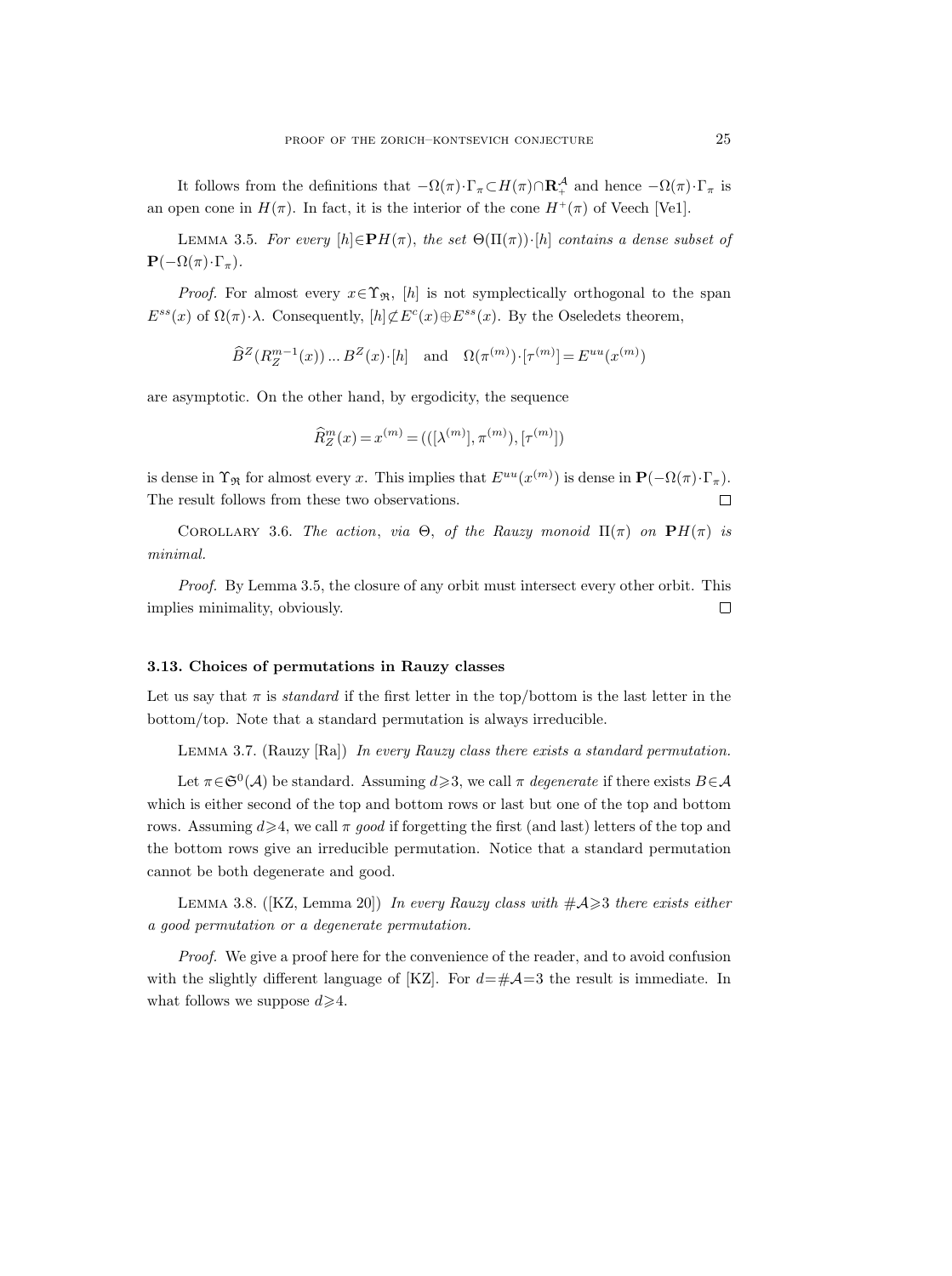It follows from the definitions that $-\Omega(\pi)\cdot\Gamma_\pi\subset H(\pi)\cap\mathbf{R}_+^{\mathcal{A}}$ and hence $-\Omega(\pi)\cdot\Gamma_\pi$ is an open cone in $H(\pi)$. In fact, it is the interior of the cone $H^+(\pi)$ of Veech [Ve1].

Lemma 3.5. *For every $[h]\in\mathbf{P}H(\pi)$, the set $\Theta(\Pi(\pi))\cdot[h]$ contains a dense subset of $\mathbf{P}(-\Omega(\pi)\cdot\Gamma_\pi)$.*

*Proof.* For almost every $x\in\Upsilon_{\mathfrak{R}}$, $[h]$ is not symplectically orthogonal to the span $E^{ss}(x)$ of $\Omega(\pi)\cdot\lambda$. Consequently, $[h]\not\subset E^c(x)\oplus E^{ss}(x)$. By the Oseledets theorem,

$$\widehat{B}^Z(R_Z^{m-1}(x))\ldots B^Z(x)\cdot[h]\quad\text{and}\quad \Omega(\pi^{(m)})\cdot[\tau^{(m)}]=E^{uu}(x^{(m)})$$

are asymptotic. On the other hand, by ergodicity, the sequence

$$\widehat{R}_Z^m(x)=x^{(m)}=(([\lambda^{(m)}],\pi^{(m)}),[\tau^{(m)}])$$

is dense in $\Upsilon_{\mathfrak{R}}$ for almost every $x$. This implies that $E^{uu}(x^{(m)})$ is dense in $\mathbf{P}(-\Omega(\pi)\cdot\Gamma_\pi)$. The result follows from these two observations. $\square$

Corollary 3.6. *The action, via $\Theta$, of the Rauzy monoid $\Pi(\pi)$ on $\mathbf{P}H(\pi)$ is minimal.*

*Proof.* By Lemma 3.5, the closure of any orbit must intersect every other orbit. This implies minimality, obviously. $\square$

### 3.13. Choices of permutations in Rauzy classes

Let us say that $\pi$ is *standard* if the first letter in the top/bottom is the last letter in the bottom/top. Note that a standard permutation is always irreducible.

Lemma 3.7. (Rauzy [Ra]) *In every Rauzy class there exists a standard permutation.*

Let $\pi\in\mathfrak{S}^0(\mathcal{A})$ be standard. Assuming $d\geqslant 3$, we call $\pi$ *degenerate* if there exists $B\in\mathcal{A}$ which is either second of the top and bottom rows or last but one of the top and bottom rows. Assuming $d\geqslant 4$, we call $\pi$ *good* if forgetting the first (and last) letters of the top and the bottom rows give an irreducible permutation. Notice that a standard permutation cannot be both degenerate and good.

Lemma 3.8. ([KZ, Lemma 20]) *In every Rauzy class with $\#\mathcal{A}\geqslant 3$ there exists either a good permutation or a degenerate permutation.*

*Proof.* We give a proof here for the convenience of the reader, and to avoid confusion with the slightly different language of [KZ]. For $d=\#\mathcal{A}=3$ the result is immediate. In what follows we suppose $d\geqslant 4$.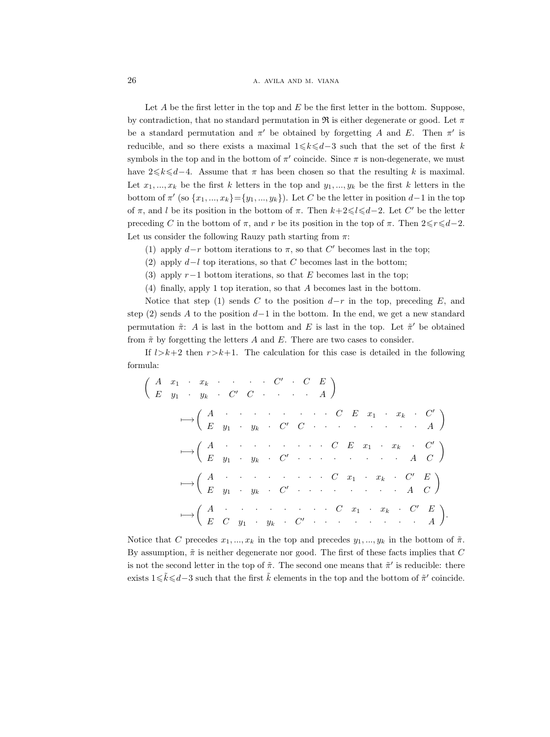Let $A$ be the first letter in the top and $E$ be the first letter in the bottom. Suppose, by contradiction, that no standard permutation in $\mathfrak{R}$ is either degenerate or good. Let $\pi$ be a standard permutation and $\pi'$ be obtained by forgetting $A$ and $E$. Then $\pi'$ is reducible, and so there exists a maximal $1\leqslant k\leqslant d-3$ such that the set of the first $k$ symbols in the top and in the bottom of $\pi'$ coincide. Since $\pi$ is non-degenerate, we must have $2\leqslant k\leqslant d-4$. Assume that $\pi$ has been chosen so that the resulting $k$ is maximal. Let $x_1, ..., x_k$ be the first $k$ letters in the top and $y_1, ..., y_k$ be the first $k$ letters in the bottom of $\pi'$ (so $\{x_1, ..., x_k\}=\{y_1, ..., y_k\}$). Let $C$ be the letter in position $d-1$ in the top of $\pi$, and $l$ be its position in the bottom of $\pi$. Then $k+2\leqslant l\leqslant d-2$. Let $C'$ be the letter preceding $C$ in the bottom of $\pi$, and $r$ be its position in the top of $\pi$. Then $2\leqslant r\leqslant d-2$. Let us consider the following Rauzy path starting from $\pi$:

(1) apply $d-r$ bottom iterations to $\pi$, so that $C'$ becomes last in the top;

(2) apply $d-l$ top iterations, so that $C$ becomes last in the bottom;

(3) apply $r-1$ bottom iterations, so that $E$ becomes last in the top;

(4) finally, apply 1 top iteration, so that $A$ becomes last in the bottom.

Notice that step (1) sends $C$ to the position $d-r$ in the top, preceding $E$, and step (2) sends $A$ to the position $d-1$ in the bottom. In the end, we get a new standard permutation $\tilde{\pi}$: $A$ is last in the bottom and $E$ is last in the top. Let $\tilde{\pi}'$ be obtained from $\tilde{\pi}$ by forgetting the letters $A$ and $E$. There are two cases to consider.

If $l>k+2$ then $r>k+1$. The calculation for this case is detailed in the following formula:

$$
\begin{aligned}
&\begin{pmatrix} A & x_1 & \cdot & x_k & \cdot & \cdot & \cdot & \cdot & C' & \cdot & C & E \\ E & y_1 & \cdot & y_k & \cdot & C' & C & \cdot & \cdot & \cdot & \cdot & A \end{pmatrix} \\
&\qquad\longmapsto \begin{pmatrix} A & \cdot & \cdot & \cdot & \cdot & \cdot & \cdot & \cdot & \cdot & C & E & x_1 & \cdot & x_k & \cdot & C' \\ E & y_1 & \cdot & y_k & \cdot & C' & C & \cdot & \cdot & \cdot & \cdot & \cdot & \cdot & \cdot & \cdot & A \end{pmatrix} \\
&\qquad\longmapsto \begin{pmatrix} A & \cdot & \cdot & \cdot & \cdot & \cdot & \cdot & \cdot & \cdot & C & E & x_1 & \cdot & x_k & \cdot & C' \\ E & y_1 & \cdot & y_k & \cdot & C' & \cdot & \cdot & \cdot & \cdot & \cdot & \cdot & \cdot & \cdot & A & C \end{pmatrix} \\
&\qquad\longmapsto \begin{pmatrix} A & \cdot & \cdot & \cdot & \cdot & \cdot & \cdot & \cdot & \cdot & C & x_1 & \cdot & x_k & \cdot & C' & E \\ E & y_1 & \cdot & y_k & \cdot & C' & \cdot & \cdot & \cdot & \cdot & \cdot & \cdot & \cdot & \cdot & A & C \end{pmatrix} \\
&\qquad\longmapsto \begin{pmatrix} A & \cdot & \cdot & \cdot & \cdot & \cdot & \cdot & \cdot & \cdot & C & x_1 & \cdot & x_k & \cdot & C' & E \\ E & C & y_1 & \cdot & y_k & \cdot & C' & \cdot & \cdot & \cdot & \cdot & \cdot & \cdot & \cdot & \cdot & A \end{pmatrix}.
\end{aligned}
$$

Notice that $C$ precedes $x_1, ..., x_k$ in the top and precedes $y_1, ..., y_k$ in the bottom of $\tilde{\pi}$. By assumption, $\tilde{\pi}$ is neither degenerate nor good. The first of these facts implies that $C$ is not the second letter in the top of $\tilde{\pi}$. The second one means that $\tilde{\pi}'$ is reducible: there exists $1\leqslant\tilde{k}\leqslant d-3$ such that the first $\tilde{k}$ elements in the top and the bottom of $\tilde{\pi}'$ coincide.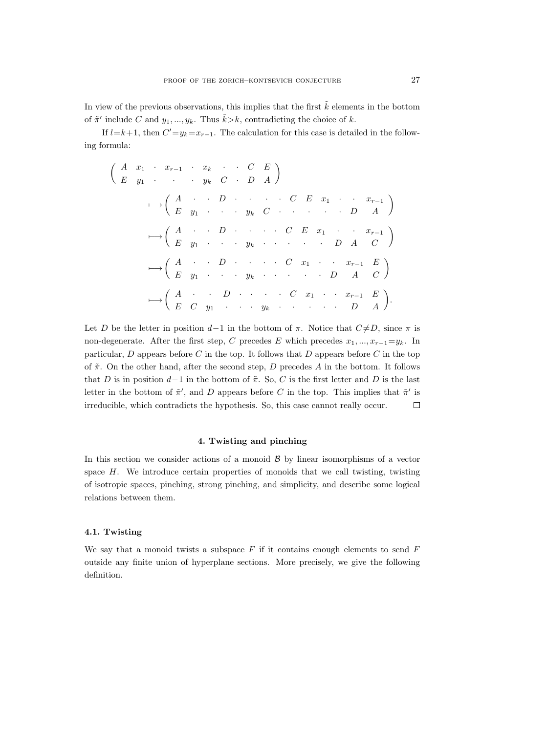In view of the previous observations, this implies that the first $\tilde{k}$ elements in the bottom of $\tilde{\pi}'$ include $C$ and $y_1, ..., y_k$. Thus $\tilde{k}>k$, contradicting the choice of $k$.

If $l=k+1$, then $C'=y_k=x_{r-1}$. The calculation for this case is detailed in the following formula:

$$
\begin{pmatrix} A & x_1 & \cdot & x_{r-1} & \cdot & x_k & \cdot & \cdot & C & E \\ E & y_1 & \cdot & \cdot & \cdot & y_k & C & \cdot & D & A \end{pmatrix}
$$

$$
\longmapsto \begin{pmatrix} A & \cdot & \cdot & D & \cdot & \cdot & \cdot & \cdot & C & E & x_1 & \cdot & \cdot & x_{r-1} \\ E & y_1 & \cdot & \cdot & \cdot & y_k & C & \cdot & \cdot & \cdot & \cdot & \cdot & D & A \end{pmatrix}
$$

$$
\longmapsto \begin{pmatrix} A & \cdot & \cdot & D & \cdot & \cdot & \cdot & \cdot & C & E & x_1 & \cdot & \cdot & x_{r-1} \\ E & y_1 & \cdot & \cdot & \cdot & y_k & \cdot & \cdot & \cdot & \cdot & \cdot & D & A & C \end{pmatrix}
$$

$$
\longmapsto \begin{pmatrix} A & \cdot & \cdot & D & \cdot & \cdot & \cdot & \cdot & C & x_1 & \cdot & \cdot & x_{r-1} & E \\ E & y_1 & \cdot & \cdot & \cdot & y_k & \cdot & \cdot & \cdot & \cdot & \cdot & D & A & C \end{pmatrix}
$$

$$
\longmapsto \begin{pmatrix} A & \cdot & \cdot & D & \cdot & \cdot & \cdot & \cdot & C & x_1 & \cdot & \cdot & x_{r-1} & E \\ E & C & y_1 & \cdot & \cdot & \cdot & y_k & \cdot & \cdot & \cdot & \cdot & \cdot & D & A \end{pmatrix}.
$$

Let $D$ be the letter in position $d-1$ in the bottom of $\pi$. Notice that $C\neq D$, since $\pi$ is non-degenerate. After the first step, $C$ precedes $E$ which precedes $x_1, ..., x_{r-1}=y_k$. In particular, $D$ appears before $C$ in the top. It follows that $D$ appears before $C$ in the top of $\tilde{\pi}$. On the other hand, after the second step, $D$ precedes $A$ in the bottom. It follows that $D$ is in position $d-1$ in the bottom of $\tilde{\pi}$. So, $C$ is the first letter and $D$ is the last letter in the bottom of $\tilde{\pi}'$, and $D$ appears before $C$ in the top. This implies that $\tilde{\pi}'$ is irreducible, which contradicts the hypothesis. So, this case cannot really occur. □

## 4. Twisting and pinching

In this section we consider actions of a monoid $\mathcal{B}$ by linear isomorphisms of a vector space $H$. We introduce certain properties of monoids that we call twisting, twisting of isotropic spaces, pinching, strong pinching, and simplicity, and describe some logical relations between them.

### 4.1. Twisting

We say that a monoid twists a subspace $F$ if it contains enough elements to send $F$ outside any finite union of hyperplane sections. More precisely, we give the following definition.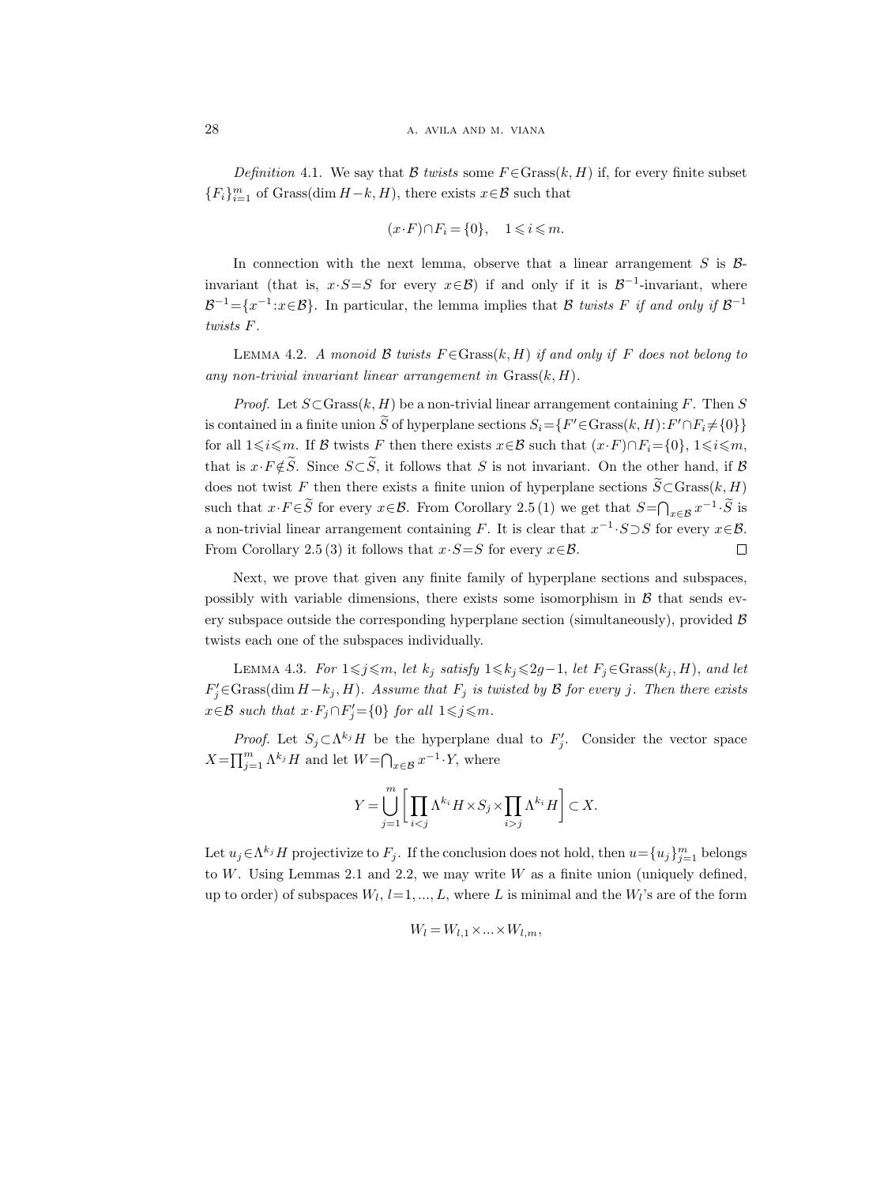*Definition* 4.1. We say that $\mathcal{B}$ *twists* some $F\in\operatorname{Grass}(k,H)$ if, for every finite subset $\{F_i\}_{i=1}^m$ of $\operatorname{Grass}(\dim H-k,H)$, there exists $x\in\mathcal{B}$ such that

$$(x\cdot F)\cap F_i=\{0\},\quad 1\leqslant i\leqslant m.$$

In connection with the next lemma, observe that a linear arrangement $S$ is $\mathcal{B}$-invariant (that is, $x\cdot S=S$ for every $x\in\mathcal{B}$) if and only if it is $\mathcal{B}^{-1}$-invariant, where $\mathcal{B}^{-1}=\{x^{-1}:x\in\mathcal{B}\}$. In particular, the lemma implies that *$\mathcal{B}$ twists $F$ if and only if $\mathcal{B}^{-1}$ twists $F$*.

Lemma 4.2. *A monoid $\mathcal{B}$ twists $F\in\operatorname{Grass}(k,H)$ if and only if $F$ does not belong to any non-trivial invariant linear arrangement in $\operatorname{Grass}(k,H)$.*

*Proof.* Let $S\subset\operatorname{Grass}(k,H)$ be a non-trivial linear arrangement containing $F$. Then $S$ is contained in a finite union $\widetilde{S}$ of hyperplane sections $S_i=\{F'\in\operatorname{Grass}(k,H):F'\cap F_i\neq\{0\}\}$ for all $1\leqslant i\leqslant m$. If $\mathcal{B}$ twists $F$ then there exists $x\in\mathcal{B}$ such that $(x\cdot F)\cap F_i=\{0\}$, $1\leqslant i\leqslant m$, that is $x\cdot F\notin\widetilde{S}$. Since $S\subset\widetilde{S}$, it follows that $S$ is not invariant. On the other hand, if $\mathcal{B}$ does not twist $F$ then there exists a finite union of hyperplane sections $\widetilde{S}\subset\operatorname{Grass}(k,H)$ such that $x\cdot F\in\widetilde{S}$ for every $x\in\mathcal{B}$. From Corollary 2.5 (1) we get that $S=\bigcap_{x\in\mathcal{B}}x^{-1}\cdot\widetilde{S}$ is a non-trivial linear arrangement containing $F$. It is clear that $x^{-1}\cdot S\supset S$ for every $x\in\mathcal{B}$. From Corollary 2.5 (3) it follows that $x\cdot S=S$ for every $x\in\mathcal{B}$. $\square$

Next, we prove that given any finite family of hyperplane sections and subspaces, possibly with variable dimensions, there exists some isomorphism in $\mathcal{B}$ that sends every subspace outside the corresponding hyperplane section (simultaneously), provided $\mathcal{B}$ twists each one of the subspaces individually.

Lemma 4.3. *For $1\leqslant j\leqslant m$, let $k_j$ satisfy $1\leqslant k_j\leqslant 2g-1$, let $F_j\in\operatorname{Grass}(k_j,H)$, and let $F_j'\in\operatorname{Grass}(\dim H-k_j,H)$. Assume that $F_j$ is twisted by $\mathcal{B}$ for every $j$. Then there exists $x\in\mathcal{B}$ such that $x\cdot F_j\cap F_j'=\{0\}$ for all $1\leqslant j\leqslant m$.*

*Proof.* Let $S_j\subset\Lambda^{k_j}H$ be the hyperplane dual to $F_j'$. Consider the vector space $X=\prod_{j=1}^m\Lambda^{k_j}H$ and let $W=\bigcap_{x\in\mathcal{B}}x^{-1}\cdot Y$, where

$$Y=\bigcup_{j=1}^m\biggl[\prod_{i<j}\Lambda^{k_i}H\times S_j\times\prod_{i>j}\Lambda^{k_i}H\biggr]\subset X.$$

Let $u_j\in\Lambda^{k_j}H$ projectivize to $F_j$. If the conclusion does not hold, then $u=\{u_j\}_{j=1}^m$ belongs to $W$. Using Lemmas 2.1 and 2.2, we may write $W$ as a finite union (uniquely defined, up to order) of subspaces $W_l$, $l=1,\ldots,L$, where $L$ is minimal and the $W_l$'s are of the form

$$W_l=W_{l,1}\times\ldots\times W_{l,m},$$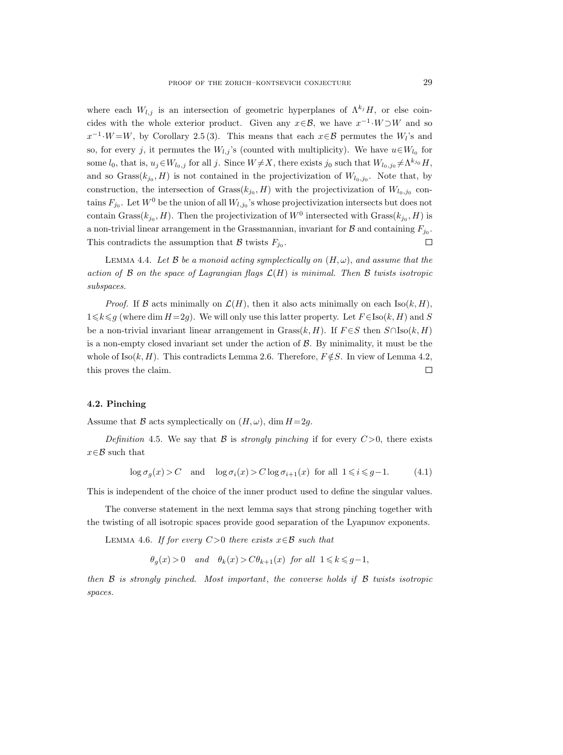where each $W_{l,j}$ is an intersection of geometric hyperplanes of $\Lambda^{k_j} H$, or else coincides with the whole exterior product. Given any $x \in \mathcal{B}$, we have $x^{-1} \cdot W \supset W$ and so $x^{-1} \cdot W = W$, by Corollary 2.5 (3). This means that each $x \in \mathcal{B}$ permutes the $W_l$'s and so, for every $j$, it permutes the $W_{l,j}$'s (counted with multiplicity). We have $u \in W_{l_0}$ for some $l_0$, that is, $u_j \in W_{l_0,j}$ for all $j$. Since $W \neq X$, there exists $j_0$ such that $W_{l_0,j_0} \neq \Lambda^{k_{j_0}} H$, and so $\mathrm{Grass}(k_{j_0}, H)$ is not contained in the projectivization of $W_{l_0,j_0}$. Note that, by construction, the intersection of $\mathrm{Grass}(k_{j_0}, H)$ with the projectivization of $W_{l_0,j_0}$ contains $F_{j_0}$. Let $W^0$ be the union of all $W_{l,j_0}$'s whose projectivization intersects but does not contain $\mathrm{Grass}(k_{j_0}, H)$. Then the projectivization of $W^0$ intersected with $\mathrm{Grass}(k_{j_0}, H)$ is a non-trivial linear arrangement in the Grassmannian, invariant for $\mathcal{B}$ and containing $F_{j_0}$. This contradicts the assumption that $\mathcal{B}$ twists $F_{j_0}$. $\square$

Lemma 4.4. *Let $\mathcal{B}$ be a monoid acting symplectically on $(H, \omega)$, and assume that the action of $\mathcal{B}$ on the space of Lagrangian flags $\mathcal{L}(H)$ is minimal. Then $\mathcal{B}$ twists isotropic subspaces.*

*Proof.* If $\mathcal{B}$ acts minimally on $\mathcal{L}(H)$, then it also acts minimally on each $\mathrm{Iso}(k, H)$, $1 \leqslant k \leqslant g$ (where $\dim H = 2g$). We will only use this latter property. Let $F \in \mathrm{Iso}(k, H)$ and $S$ be a non-trivial invariant linear arrangement in $\mathrm{Grass}(k, H)$. If $F \in S$ then $S \cap \mathrm{Iso}(k, H)$ is a non-empty closed invariant set under the action of $\mathcal{B}$. By minimality, it must be the whole of $\mathrm{Iso}(k, H)$. This contradicts Lemma 2.6. Therefore, $F \notin S$. In view of Lemma 4.2, this proves the claim. $\square$

### 4.2. Pinching

Assume that $\mathcal{B}$ acts symplectically on $(H, \omega)$, $\dim H = 2g$.

*Definition* 4.5. We say that $\mathcal{B}$ is *strongly pinching* if for every $C > 0$, there exists $x \in \mathcal{B}$ such that

$$\log \sigma_g(x) > C \quad \text{and} \quad \log \sigma_i(x) > C \log \sigma_{i+1}(x) \;\text{ for all }\; 1 \leqslant i \leqslant g-1. \tag{4.1}$$

This is independent of the choice of the inner product used to define the singular values.

The converse statement in the next lemma says that strong pinching together with the twisting of all isotropic spaces provide good separation of the Lyapunov exponents.

Lemma 4.6. *If for every $C > 0$ there exists $x \in \mathcal{B}$ such that*

$$\theta_g(x) > 0 \quad \text{and} \quad \theta_k(x) > C\theta_{k+1}(x) \;\text{ for all }\; 1 \leqslant k \leqslant g-1,$$

*then $\mathcal{B}$ is strongly pinched. Most important, the converse holds if $\mathcal{B}$ twists isotropic spaces.*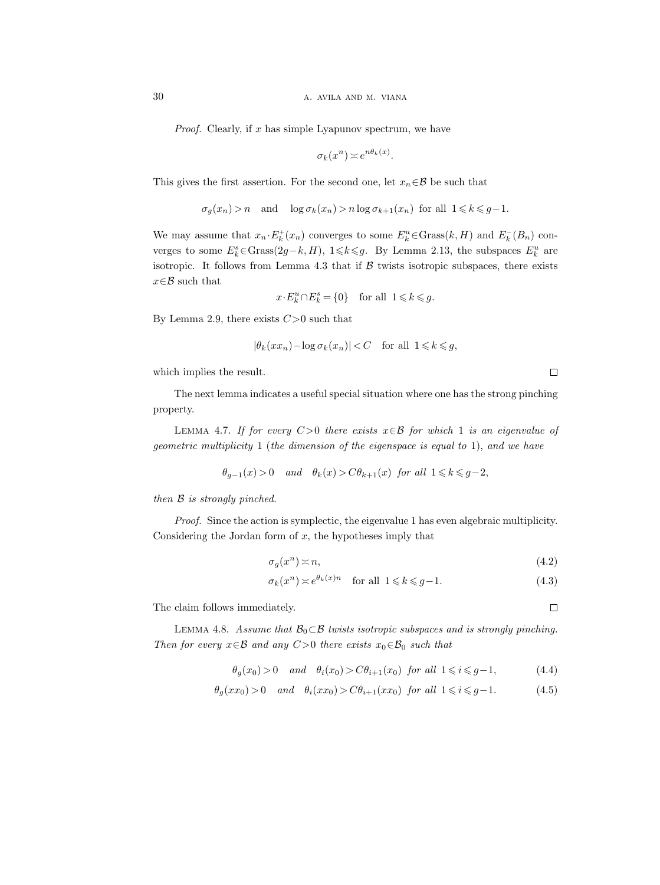*Proof.* Clearly, if $x$ has simple Lyapunov spectrum, we have

$$\sigma_k(x^n) \asymp e^{n\theta_k(x)}.$$

This gives the first assertion. For the second one, let $x_n \in \mathcal{B}$ be such that

$$\sigma_g(x_n) > n \quad \text{and} \quad \log \sigma_k(x_n) > n \log \sigma_{k+1}(x_n) \ \text{for all} \ 1 \leqslant k \leqslant g-1.$$

We may assume that $x_n \cdot E_k^+(x_n)$ converges to some $E_k^u \in \mathrm{Grass}(k, H)$ and $E_k^-(B_n)$ converges to some $E_k^s \in \mathrm{Grass}(2g-k, H)$, $1 \leqslant k \leqslant g$. By Lemma 2.13, the subspaces $E_k^u$ are isotropic. It follows from Lemma 4.3 that if $\mathcal{B}$ twists isotropic subspaces, there exists $x \in \mathcal{B}$ such that

$$x \cdot E_k^u \cap E_k^s = \{0\} \quad \text{for all} \ 1 \leqslant k \leqslant g.$$

By Lemma 2.9, there exists $C > 0$ such that

$$|\theta_k(x x_n) - \log \sigma_k(x_n)| < C \quad \text{for all} \ 1 \leqslant k \leqslant g,$$

which implies the result. $\square$

The next lemma indicates a useful special situation where one has the strong pinching property.

Lemma 4.7. *If for every $C > 0$ there exists $x \in \mathcal{B}$ for which $1$ is an eigenvalue of geometric multiplicity $1$ (the dimension of the eigenspace is equal to $1$), and we have*

$$\theta_{g-1}(x) > 0 \quad \text{and} \quad \theta_k(x) > C\theta_{k+1}(x) \ \text{for all} \ 1 \leqslant k \leqslant g-2,$$

*then $\mathcal{B}$ is strongly pinched.*

*Proof.* Since the action is symplectic, the eigenvalue $1$ has even algebraic multiplicity. Considering the Jordan form of $x$, the hypotheses imply that

$$\sigma_g(x^n) \asymp n, \tag{4.2}$$

$$\sigma_k(x^n) \asymp e^{\theta_k(x) n} \quad \text{for all} \ 1 \leqslant k \leqslant g-1. \tag{4.3}$$

The claim follows immediately. $\square$

Lemma 4.8. *Assume that $\mathcal{B}_0 \subset \mathcal{B}$ twists isotropic subspaces and is strongly pinching. Then for every $x \in \mathcal{B}$ and any $C > 0$ there exists $x_0 \in \mathcal{B}_0$ such that*

$$\theta_g(x_0) > 0 \quad \text{and} \quad \theta_i(x_0) > C\theta_{i+1}(x_0) \ \text{for all} \ 1 \leqslant i \leqslant g-1, \tag{4.4}$$

$$\theta_g(x x_0) > 0 \quad \text{and} \quad \theta_i(x x_0) > C\theta_{i+1}(x x_0) \ \text{for all} \ 1 \leqslant i \leqslant g-1. \tag{4.5}$$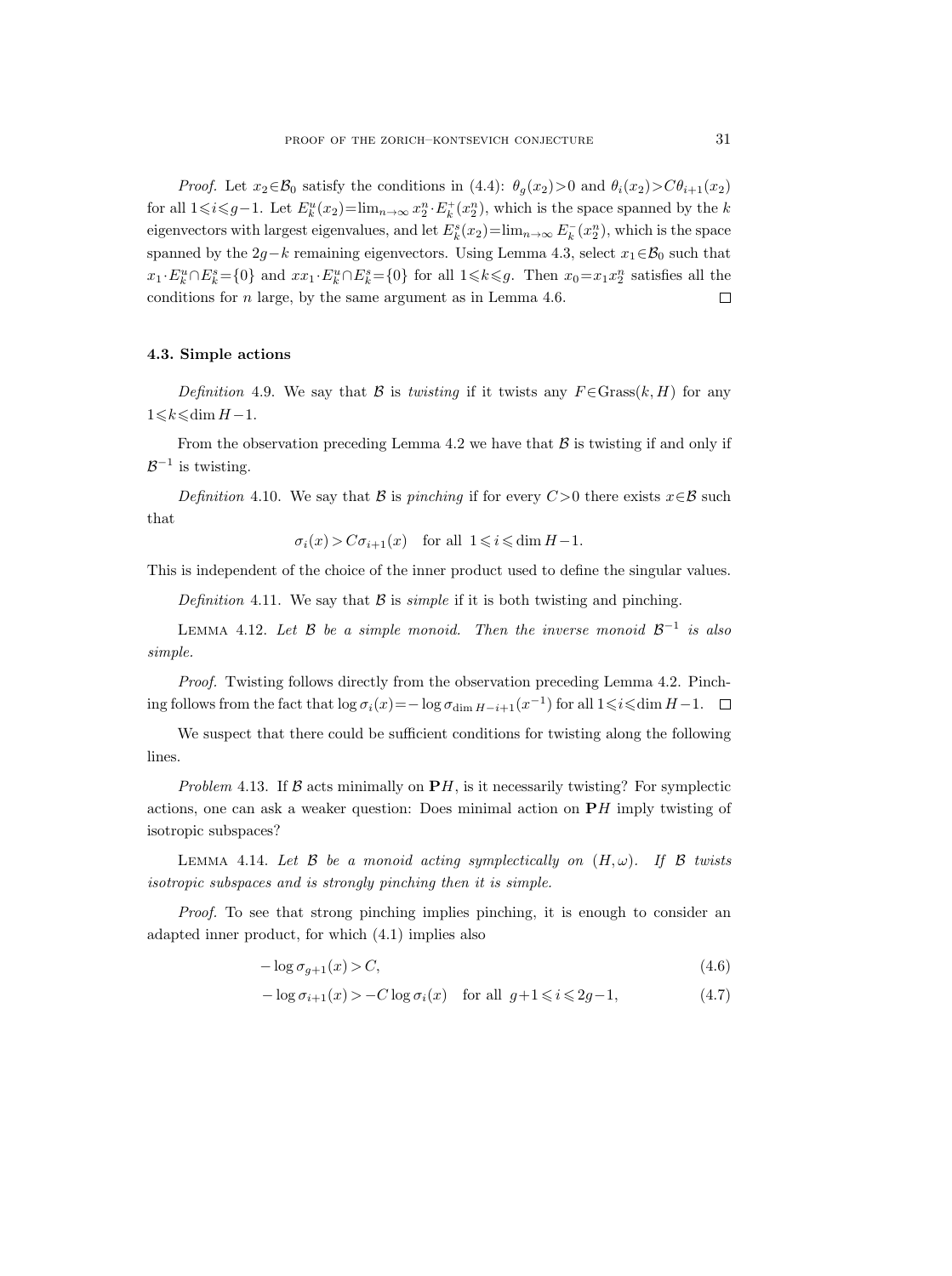*Proof.* Let $x_2 \in \mathcal{B}_0$ satisfy the conditions in (4.4): $\theta_g(x_2)>0$ and $\theta_i(x_2)>C\theta_{i+1}(x_2)$ for all $1 \leqslant i \leqslant g-1$. Let $E^u_k(x_2)=\lim_{n\to\infty} x_2^n \cdot E^+_k(x_2^n)$, which is the space spanned by the $k$ eigenvectors with largest eigenvalues, and let $E^s_k(x_2)=\lim_{n\to\infty} E^-_k(x_2^n)$, which is the space spanned by the $2g-k$ remaining eigenvectors. Using Lemma 4.3, select $x_1 \in \mathcal{B}_0$ such that $x_1 \cdot E^u_k \cap E^s_k=\{0\}$ and $xx_1 \cdot E^u_k \cap E^s_k=\{0\}$ for all $1 \leqslant k \leqslant g$. Then $x_0=x_1 x_2^n$ satisfies all the conditions for $n$ large, by the same argument as in Lemma 4.6. $\square$

#### 4.3. Simple actions

*Definition* 4.9. We say that $\mathcal{B}$ is *twisting* if it twists any $F \in \operatorname{Grass}(k, H)$ for any $1 \leqslant k \leqslant \dim H-1$.

From the observation preceding Lemma 4.2 we have that $\mathcal{B}$ is twisting if and only if $\mathcal{B}^{-1}$ is twisting.

*Definition* 4.10. We say that $\mathcal{B}$ is *pinching* if for every $C>0$ there exists $x \in \mathcal{B}$ such that

$$\sigma_i(x)>C\sigma_{i+1}(x) \quad \text{for all } 1 \leqslant i \leqslant \dim H-1.$$

This is independent of the choice of the inner product used to define the singular values.

*Definition* 4.11. We say that $\mathcal{B}$ is *simple* if it is both twisting and pinching.

LEMMA 4.12. *Let $\mathcal{B}$ be a simple monoid. Then the inverse monoid $\mathcal{B}^{-1}$ is also simple.*

*Proof.* Twisting follows directly from the observation preceding Lemma 4.2. Pinching follows from the fact that $\log \sigma_i(x)=-\log \sigma_{\dim H-i+1}(x^{-1})$ for all $1 \leqslant i \leqslant \dim H-1$. $\square$

We suspect that there could be sufficient conditions for twisting along the following lines.

*Problem* 4.13. If $\mathcal{B}$ acts minimally on $\mathbf{P}H$, is it necessarily twisting? For symplectic actions, one can ask a weaker question: Does minimal action on $\mathbf{P}H$ imply twisting of isotropic subspaces?

LEMMA 4.14. *Let $\mathcal{B}$ be a monoid acting symplectically on $(H, \omega)$. If $\mathcal{B}$ twists isotropic subspaces and is strongly pinching then it is simple.*

*Proof.* To see that strong pinching implies pinching, it is enough to consider an adapted inner product, for which (4.1) implies also

$$-\log \sigma_{g+1}(x)>C, \tag{4.6}$$

$$-\log \sigma_{i+1}(x)>-C\log \sigma_i(x) \quad \text{for all } g+1 \leqslant i \leqslant 2g-1, \tag{4.7}$$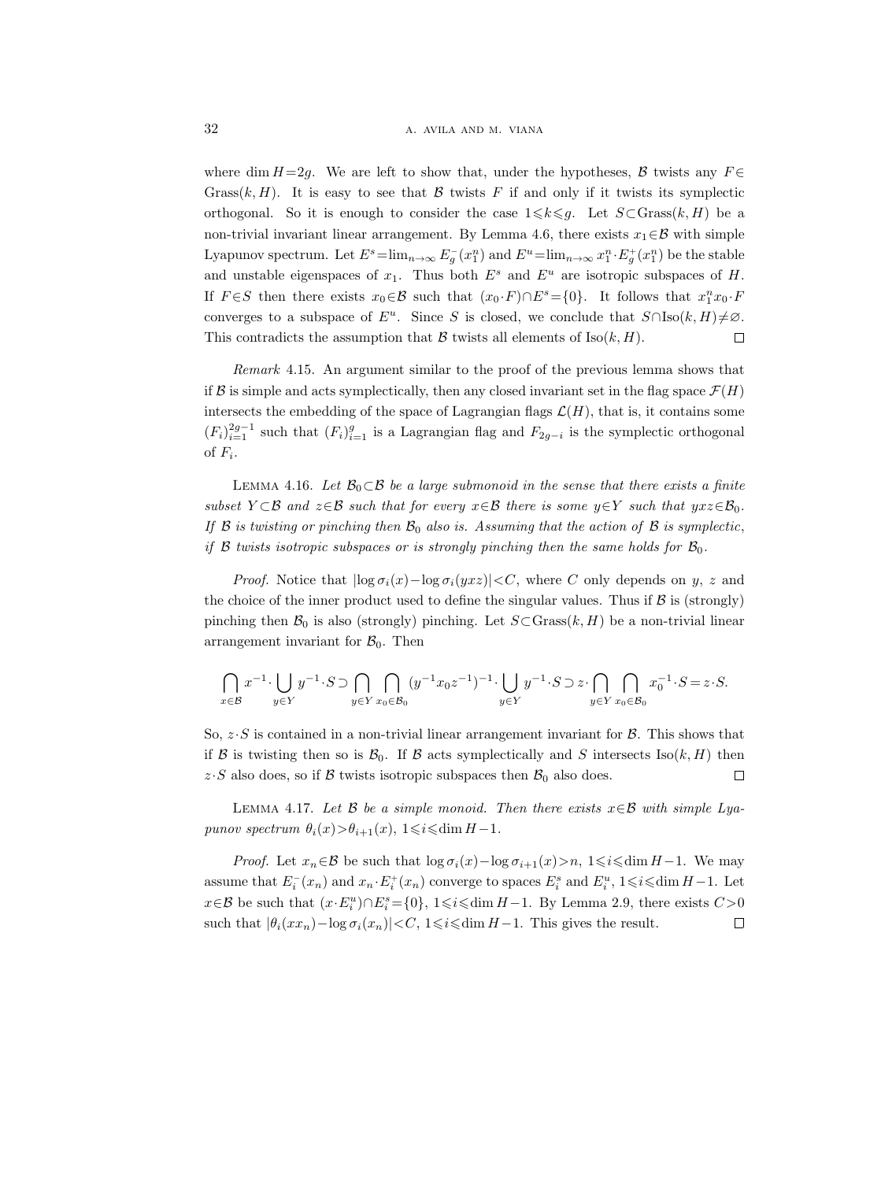where $\dim H = 2g$. We are left to show that, under the hypotheses, $\mathcal{B}$ twists any $F \in \operatorname{Grass}(k, H)$. It is easy to see that $\mathcal{B}$ twists $F$ if and only if it twists its symplectic orthogonal. So it is enough to consider the case $1 \leqslant k \leqslant g$. Let $S \subset \operatorname{Grass}(k, H)$ be a non-trivial invariant linear arrangement. By Lemma 4.6, there exists $x_1 \in \mathcal{B}$ with simple Lyapunov spectrum. Let $E^s = \lim_{n\to\infty} E_g^-(x_1^n)$ and $E^u = \lim_{n\to\infty} x_1^n \cdot E_g^+(x_1^n)$ be the stable and unstable eigenspaces of $x_1$. Thus both $E^s$ and $E^u$ are isotropic subspaces of $H$. If $F \in S$ then there exists $x_0 \in \mathcal{B}$ such that $(x_0 \cdot F) \cap E^s = \{0\}$. It follows that $x_1^n x_0 \cdot F$ converges to a subspace of $E^u$. Since $S$ is closed, we conclude that $S \cap \operatorname{Iso}(k, H) \neq \varnothing$. This contradicts the assumption that $\mathcal{B}$ twists all elements of $\operatorname{Iso}(k, H)$. $\square$

*Remark* 4.15. An argument similar to the proof of the previous lemma shows that if $\mathcal{B}$ is simple and acts symplectically, then any closed invariant set in the flag space $\mathcal{F}(H)$ intersects the embedding of the space of Lagrangian flags $\mathcal{L}(H)$, that is, it contains some $(F_i)_{i=1}^{2g-1}$ such that $(F_i)_{i=1}^{g}$ is a Lagrangian flag and $F_{2g-i}$ is the symplectic orthogonal of $F_i$.

LEMMA 4.16. *Let $\mathcal{B}_0 \subset \mathcal{B}$ be a large submonoid in the sense that there exists a finite subset $Y \subset \mathcal{B}$ and $z \in \mathcal{B}$ such that for every $x \in \mathcal{B}$ there is some $y \in Y$ such that $yxz \in \mathcal{B}_0$. If $\mathcal{B}$ is twisting or pinching then $\mathcal{B}_0$ also is. Assuming that the action of $\mathcal{B}$ is symplectic, if $\mathcal{B}$ twists isotropic subspaces or is strongly pinching then the same holds for $\mathcal{B}_0$.*

*Proof.* Notice that $|\log \sigma_i(x) - \log \sigma_i(yxz)| < C$, where $C$ only depends on $y$, $z$ and the choice of the inner product used to define the singular values. Thus if $\mathcal{B}$ is (strongly) pinching then $\mathcal{B}_0$ is also (strongly) pinching. Let $S \subset \operatorname{Grass}(k, H)$ be a non-trivial linear arrangement invariant for $\mathcal{B}_0$. Then

$$\bigcap_{x\in\mathcal{B}} x^{-1} \cdot \bigcup_{y\in Y} y^{-1} \cdot S \supset \bigcap_{y\in Y} \bigcap_{x_0\in\mathcal{B}_0} (y^{-1} x_0 z^{-1})^{-1} \cdot \bigcup_{y\in Y} y^{-1} \cdot S \supset z \cdot \bigcap_{y\in Y} \bigcap_{x_0\in\mathcal{B}_0} x_0^{-1} \cdot S = z \cdot S.$$

So, $z \cdot S$ is contained in a non-trivial linear arrangement invariant for $\mathcal{B}$. This shows that if $\mathcal{B}$ is twisting then so is $\mathcal{B}_0$. If $\mathcal{B}$ acts symplectically and $S$ intersects $\operatorname{Iso}(k, H)$ then $z \cdot S$ also does, so if $\mathcal{B}$ twists isotropic subspaces then $\mathcal{B}_0$ also does. $\square$

LEMMA 4.17. *Let $\mathcal{B}$ be a simple monoid. Then there exists $x \in \mathcal{B}$ with simple Lyapunov spectrum $\theta_i(x) > \theta_{i+1}(x)$, $1 \leqslant i \leqslant \dim H - 1$.*

*Proof.* Let $x_n \in \mathcal{B}$ be such that $\log \sigma_i(x) - \log \sigma_{i+1}(x) > n$, $1 \leqslant i \leqslant \dim H - 1$. We may assume that $E_i^-(x_n)$ and $x_n \cdot E_i^+(x_n)$ converge to spaces $E_i^s$ and $E_i^u$, $1 \leqslant i \leqslant \dim H - 1$. Let $x \in \mathcal{B}$ be such that $(x \cdot E_i^u) \cap E_i^s = \{0\}$, $1 \leqslant i \leqslant \dim H - 1$. By Lemma 2.9, there exists $C > 0$ such that $|\theta_i(xx_n) - \log \sigma_i(x_n)| < C$, $1 \leqslant i \leqslant \dim H - 1$. This gives the result. $\square$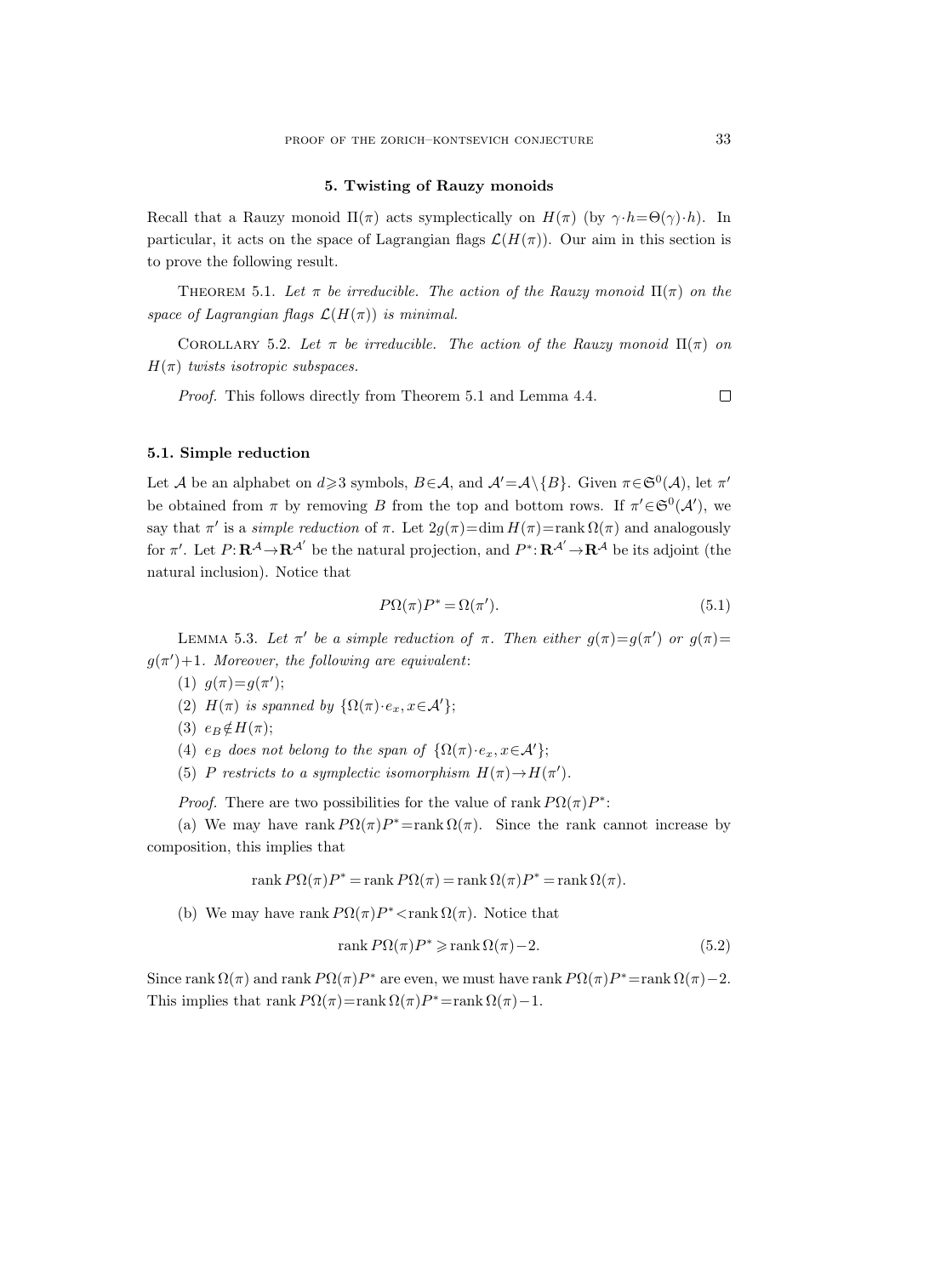## 5. Twisting of Rauzy monoids

Recall that a Rauzy monoid $\Pi(\pi)$ acts symplectically on $H(\pi)$ (by $\gamma \cdot h = \Theta(\gamma) \cdot h$). In particular, it acts on the space of Lagrangian flags $\mathcal{L}(H(\pi))$. Our aim in this section is to prove the following result.

THEOREM 5.1. *Let $\pi$ be irreducible. The action of the Rauzy monoid $\Pi(\pi)$ on the space of Lagrangian flags $\mathcal{L}(H(\pi))$ is minimal.*

COROLLARY 5.2. *Let $\pi$ be irreducible. The action of the Rauzy monoid $\Pi(\pi)$ on $H(\pi)$ twists isotropic subspaces.*

*Proof.* This follows directly from Theorem 5.1 and Lemma 4.4. $\square$

### 5.1. Simple reduction

Let $\mathcal{A}$ be an alphabet on $d \geqslant 3$ symbols, $B \in \mathcal{A}$, and $\mathcal{A}' = \mathcal{A} \setminus \{B\}$. Given $\pi \in \mathfrak{S}^0(\mathcal{A})$, let $\pi'$ be obtained from $\pi$ by removing $B$ from the top and bottom rows. If $\pi' \in \mathfrak{S}^0(\mathcal{A}')$, we say that $\pi'$ is a *simple reduction* of $\pi$. Let $2g(\pi) = \dim H(\pi) = \operatorname{rank} \Omega(\pi)$ and analogously for $\pi'$. Let $P: \mathbf{R}^{\mathcal{A}} \to \mathbf{R}^{\mathcal{A}'}$ be the natural projection, and $P^*: \mathbf{R}^{\mathcal{A}'} \to \mathbf{R}^{\mathcal{A}}$ be its adjoint (the natural inclusion). Notice that

$$P\Omega(\pi)P^* = \Omega(\pi'). \tag{5.1}$$

LEMMA 5.3. *Let $\pi'$ be a simple reduction of $\pi$. Then either $g(\pi) = g(\pi')$ or $g(\pi) = g(\pi') + 1$. Moreover, the following are equivalent*:

(1) $g(\pi) = g(\pi')$;

(2) *$H(\pi)$ is spanned by $\{\Omega(\pi) \cdot e_x, x \in \mathcal{A}'\}$*;

(3) $e_B \notin H(\pi)$;

(4) *$e_B$ does not belong to the span of $\{\Omega(\pi) \cdot e_x, x \in \mathcal{A}'\}$*;

(5) *$P$ restricts to a symplectic isomorphism $H(\pi) \to H(\pi')$.*

*Proof.* There are two possibilities for the value of $\operatorname{rank} P\Omega(\pi)P^*$:

(a) We may have $\operatorname{rank} P\Omega(\pi)P^* = \operatorname{rank} \Omega(\pi)$. Since the rank cannot increase by composition, this implies that

$$\operatorname{rank} P\Omega(\pi)P^* = \operatorname{rank} P\Omega(\pi) = \operatorname{rank} \Omega(\pi)P^* = \operatorname{rank} \Omega(\pi).$$

(b) We may have $\operatorname{rank} P\Omega(\pi)P^* < \operatorname{rank} \Omega(\pi)$. Notice that

$$\operatorname{rank} P\Omega(\pi)P^* \geqslant \operatorname{rank} \Omega(\pi) - 2. \tag{5.2}$$

Since $\operatorname{rank} \Omega(\pi)$ and $\operatorname{rank} P\Omega(\pi)P^*$ are even, we must have $\operatorname{rank} P\Omega(\pi)P^* = \operatorname{rank} \Omega(\pi) - 2$. This implies that $\operatorname{rank} P\Omega(\pi) = \operatorname{rank} \Omega(\pi)P^* = \operatorname{rank} \Omega(\pi) - 1$.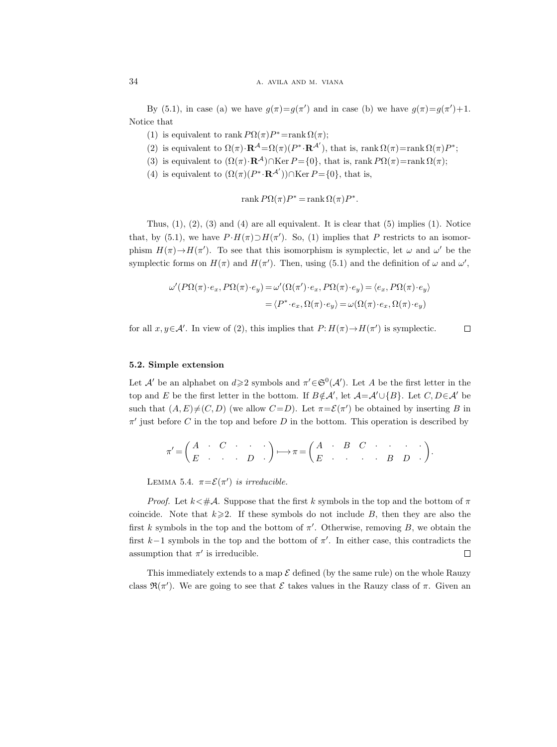By (5.1), in case (a) we have $g(\pi)=g(\pi')$ and in case (b) we have $g(\pi)=g(\pi')+1$. Notice that

(1) is equivalent to $\operatorname{rank} P\Omega(\pi)P^* = \operatorname{rank}\Omega(\pi)$;

(2) is equivalent to $\Omega(\pi)\cdot\mathbf{R}^{\mathcal{A}} = \Omega(\pi)(P^*\cdot\mathbf{R}^{\mathcal{A}'})$, that is, $\operatorname{rank}\Omega(\pi) = \operatorname{rank}\Omega(\pi)P^*$;

(3) is equivalent to $(\Omega(\pi)\cdot\mathbf{R}^{\mathcal{A}})\cap\operatorname{Ker} P = \{0\}$, that is, $\operatorname{rank} P\Omega(\pi) = \operatorname{rank}\Omega(\pi)$;

(4) is equivalent to $(\Omega(\pi)(P^*\cdot\mathbf{R}^{\mathcal{A}'}))\cap\operatorname{Ker} P = \{0\}$, that is,

$$\operatorname{rank} P\Omega(\pi)P^* = \operatorname{rank}\Omega(\pi)P^*.$$

Thus, (1), (2), (3) and (4) are all equivalent. It is clear that (5) implies (1). Notice that, by (5.1), we have $P\cdot H(\pi) \supset H(\pi')$. So, (1) implies that $P$ restricts to an isomorphism $H(\pi)\to H(\pi')$. To see that this isomorphism is symplectic, let $\omega$ and $\omega'$ be the symplectic forms on $H(\pi)$ and $H(\pi')$. Then, using (5.1) and the definition of $\omega$ and $\omega'$,

$$\begin{aligned}\omega'(P\Omega(\pi)\cdot e_x, P\Omega(\pi)\cdot e_y) &= \omega'(\Omega(\pi')\cdot e_x, P\Omega(\pi)\cdot e_y) = \langle e_x, P\Omega(\pi)\cdot e_y\rangle \\ &= \langle P^*\cdot e_x, \Omega(\pi)\cdot e_y\rangle = \omega(\Omega(\pi)\cdot e_x, \Omega(\pi)\cdot e_y)\end{aligned}$$

for all $x,y\in\mathcal{A}'$. In view of (2), this implies that $P\colon H(\pi)\to H(\pi')$ is symplectic. □

### 5.2. Simple extension

Let $\mathcal{A}'$ be an alphabet on $d\geqslant 2$ symbols and $\pi'\in\mathfrak{S}^0(\mathcal{A}')$. Let $A$ be the first letter in the top and $E$ be the first letter in the bottom. If $B\notin\mathcal{A}'$, let $\mathcal{A}=\mathcal{A}'\cup\{B\}$. Let $C,D\in\mathcal{A}'$ be such that $(A,E)\neq(C,D)$ (we allow $C=D$). Let $\pi=\mathcal{E}(\pi')$ be obtained by inserting $B$ in $\pi'$ just before $C$ in the top and before $D$ in the bottom. This operation is described by

$$\pi' = \begin{pmatrix} A & \cdot & C & \cdot & \cdot & \cdot \\ E & \cdot & \cdot & \cdot & D & \cdot \end{pmatrix} \longmapsto \pi = \begin{pmatrix} A & \cdot & B & C & \cdot & \cdot & \cdot & \cdot \\ E & \cdot & \cdot & \cdot & \cdot & B & D & \cdot \end{pmatrix}.$$

Lemma 5.4. *$\pi=\mathcal{E}(\pi')$ is irreducible.*

*Proof.* Let $k<\#\mathcal{A}$. Suppose that the first $k$ symbols in the top and the bottom of $\pi$ coincide. Note that $k\geqslant 2$. If these symbols do not include $B$, then they are also the first $k$ symbols in the top and the bottom of $\pi'$. Otherwise, removing $B$, we obtain the first $k-1$ symbols in the top and the bottom of $\pi'$. In either case, this contradicts the assumption that $\pi'$ is irreducible. □

This immediately extends to a map $\mathcal{E}$ defined (by the same rule) on the whole Rauzy class $\mathfrak{R}(\pi')$. We are going to see that $\mathcal{E}$ takes values in the Rauzy class of $\pi$. Given an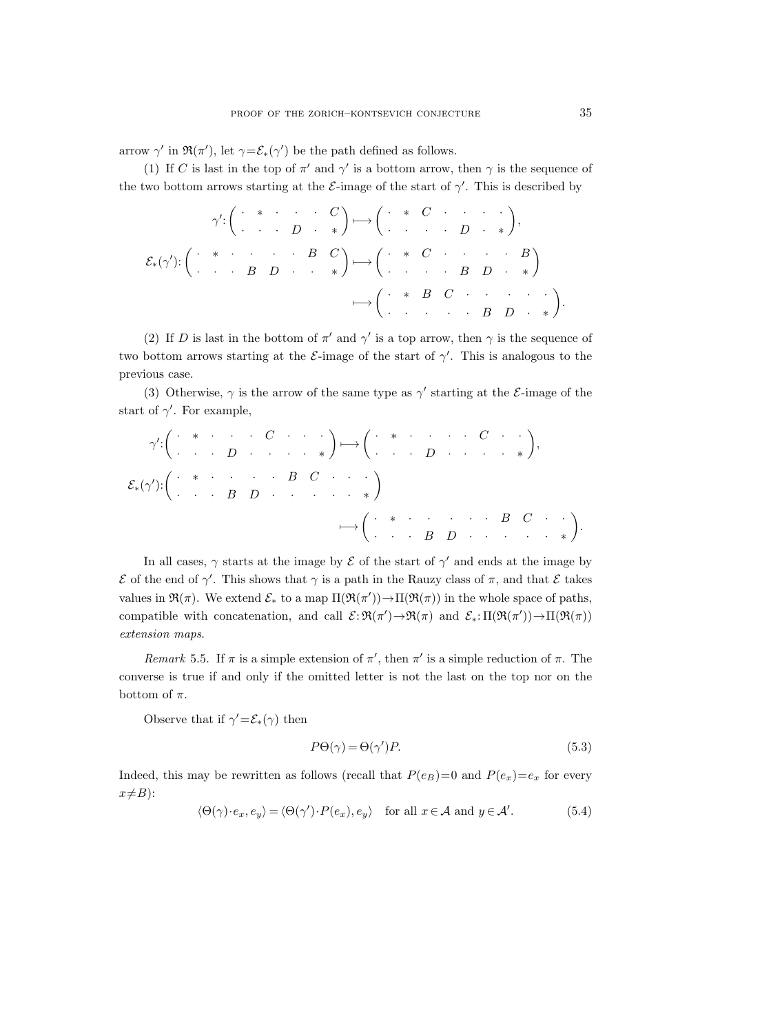arrow $\gamma'$ in $\mathfrak{R}(\pi')$, let $\gamma=\mathcal{E}_*(\gamma')$ be the path defined as follows.

(1) If $C$ is last in the top of $\pi'$ and $\gamma'$ is a bottom arrow, then $\gamma$ is the sequence of the two bottom arrows starting at the $\mathcal{E}$-image of the start of $\gamma'$. This is described by

$$\gamma'\colon \begin{pmatrix} \cdot & * & \cdot & \cdot & \cdot & C \\ \cdot & \cdot & \cdot & D & \cdot & * \end{pmatrix} \longmapsto \begin{pmatrix} \cdot & * & C & \cdot & \cdot & \cdot & \cdot \\ \cdot & \cdot & \cdot & \cdot & D & \cdot & * \end{pmatrix},$$

$$\mathcal{E}_*(\gamma')\colon \begin{pmatrix} \cdot & * & \cdot & \cdot & \cdot & \cdot & B & C \\ \cdot & \cdot & \cdot & B & D & \cdot & \cdot & * \end{pmatrix} \longmapsto \begin{pmatrix} \cdot & * & C & \cdot & \cdot & \cdot & \cdot & B \\ \cdot & \cdot & \cdot & \cdot & B & D & \cdot & * \end{pmatrix}$$

$$\longmapsto \begin{pmatrix} \cdot & * & B & C & \cdot & \cdot & \cdot & \cdot \\ \cdot & \cdot & \cdot & \cdot & \cdot & B & D & \cdot & * \end{pmatrix}.$$

(2) If $D$ is last in the bottom of $\pi'$ and $\gamma'$ is a top arrow, then $\gamma$ is the sequence of two bottom arrows starting at the $\mathcal{E}$-image of the start of $\gamma'$. This is analogous to the previous case.

(3) Otherwise, $\gamma$ is the arrow of the same type as $\gamma'$ starting at the $\mathcal{E}$-image of the start of $\gamma'$. For example,

$$\gamma'\colon \begin{pmatrix} \cdot & * & \cdot & \cdot & \cdot & C & \cdot & \cdot & \cdot \\ \cdot & \cdot & \cdot & D & \cdot & \cdot & \cdot & \cdot & * \end{pmatrix} \longmapsto \begin{pmatrix} \cdot & * & \cdot & \cdot & \cdot & \cdot & C & \cdot & \cdot \\ \cdot & \cdot & \cdot & D & \cdot & \cdot & \cdot & \cdot & * \end{pmatrix},$$

$$\mathcal{E}_*(\gamma')\colon \begin{pmatrix} \cdot & * & \cdot & \cdot & \cdot & \cdot & B & C & \cdot & \cdot & \cdot \\ \cdot & \cdot & \cdot & B & D & \cdot & \cdot & \cdot & \cdot & \cdot & * \end{pmatrix}$$

$$\longmapsto \begin{pmatrix} \cdot & * & \cdot & \cdot & \cdot & \cdot & \cdot & B & C & \cdot & \cdot \\ \cdot & \cdot & \cdot & B & D & \cdot & \cdot & \cdot & \cdot & \cdot & * \end{pmatrix}.$$

In all cases, $\gamma$ starts at the image by $\mathcal{E}$ of the start of $\gamma'$ and ends at the image by $\mathcal{E}$ of the end of $\gamma'$. This shows that $\gamma$ is a path in the Rauzy class of $\pi$, and that $\mathcal{E}$ takes values in $\mathfrak{R}(\pi)$. We extend $\mathcal{E}_*$ to a map $\Pi(\mathfrak{R}(\pi'))\to\Pi(\mathfrak{R}(\pi))$ in the whole space of paths, compatible with concatenation, and call $\mathcal{E}\colon\mathfrak{R}(\pi')\to\mathfrak{R}(\pi)$ and $\mathcal{E}_*\colon\Pi(\mathfrak{R}(\pi'))\to\Pi(\mathfrak{R}(\pi))$ *extension maps*.

*Remark* 5.5. If $\pi$ is a simple extension of $\pi'$, then $\pi'$ is a simple reduction of $\pi$. The converse is true if and only if the omitted letter is not the last on the top nor on the bottom of $\pi$.

Observe that if $\gamma'=\mathcal{E}_*(\gamma)$ then

$$P\Theta(\gamma)=\Theta(\gamma')P. \tag{5.3}$$

Indeed, this may be rewritten as follows (recall that $P(e_B)=0$ and $P(e_x)=e_x$ for every $x\neq B$):

$$\langle\Theta(\gamma)\cdot e_x, e_y\rangle=\langle\Theta(\gamma')\cdot P(e_x), e_y\rangle \quad \text{for all } x\in\mathcal{A} \text{ and } y\in\mathcal{A}'. \tag{5.4}$$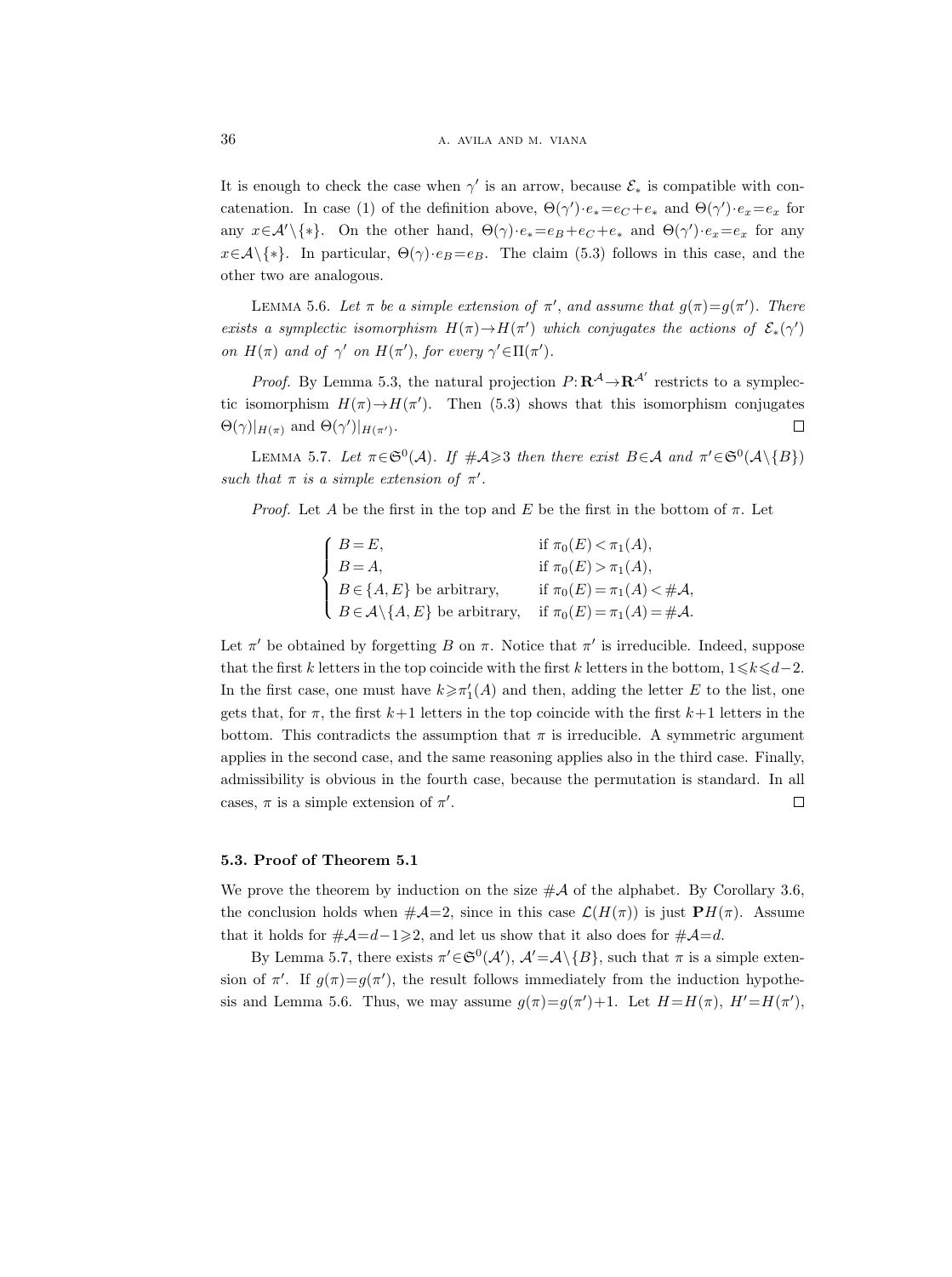It is enough to check the case when $\gamma'$ is an arrow, because $\mathcal{E}_*$ is compatible with concatenation. In case (1) of the definition above, $\Theta(\gamma')\cdot e_*=e_C+e_*$ and $\Theta(\gamma')\cdot e_x=e_x$ for any $x\in\mathcal{A}'\setminus\{*\}$. On the other hand, $\Theta(\gamma)\cdot e_*=e_B+e_C+e_*$ and $\Theta(\gamma')\cdot e_x=e_x$ for any $x\in\mathcal{A}\setminus\{*\}$. In particular, $\Theta(\gamma)\cdot e_B=e_B$. The claim (5.3) follows in this case, and the other two are analogous.

Lemma 5.6. *Let $\pi$ be a simple extension of $\pi'$, and assume that $g(\pi)=g(\pi')$. There exists a symplectic isomorphism $H(\pi)\to H(\pi')$ which conjugates the actions of $\mathcal{E}_*(\gamma')$ on $H(\pi)$ and of $\gamma'$ on $H(\pi')$, for every $\gamma'\in\Pi(\pi')$.*

*Proof.* By Lemma 5.3, the natural projection $P:\mathbf{R}^{\mathcal{A}}\to\mathbf{R}^{\mathcal{A}'}$ restricts to a symplectic isomorphism $H(\pi)\to H(\pi')$. Then (5.3) shows that this isomorphism conjugates $\Theta(\gamma)|_{H(\pi)}$ and $\Theta(\gamma')|_{H(\pi')}$. □

Lemma 5.7. *Let $\pi\in\mathfrak{S}^0(\mathcal{A})$. If $\#\mathcal{A}\geqslant 3$ then there exist $B\in\mathcal{A}$ and $\pi'\in\mathfrak{S}^0(\mathcal{A}\setminus\{B\})$ such that $\pi$ is a simple extension of $\pi'$.*

*Proof.* Let $A$ be the first in the top and $E$ be the first in the bottom of $\pi$. Let

$$
\begin{cases}
B=E, & \text{if } \pi_0(E)<\pi_1(A),\\
B=A, & \text{if } \pi_0(E)>\pi_1(A),\\
B\in\{A,E\} \text{ be arbitrary}, & \text{if } \pi_0(E)=\pi_1(A)<\#\mathcal{A},\\
B\in\mathcal{A}\setminus\{A,E\} \text{ be arbitrary}, & \text{if } \pi_0(E)=\pi_1(A)=\#\mathcal{A}.
\end{cases}
$$

Let $\pi'$ be obtained by forgetting $B$ on $\pi$. Notice that $\pi'$ is irreducible. Indeed, suppose that the first $k$ letters in the top coincide with the first $k$ letters in the bottom, $1\leqslant k\leqslant d-2$. In the first case, one must have $k\geqslant\pi_1'(A)$ and then, adding the letter $E$ to the list, one gets that, for $\pi$, the first $k+1$ letters in the top coincide with the first $k+1$ letters in the bottom. This contradicts the assumption that $\pi$ is irreducible. A symmetric argument applies in the second case, and the same reasoning applies also in the third case. Finally, admissibility is obvious in the fourth case, because the permutation is standard. In all cases, $\pi$ is a simple extension of $\pi'$. □

### 5.3. Proof of Theorem 5.1

We prove the theorem by induction on the size $\#\mathcal{A}$ of the alphabet. By Corollary 3.6, the conclusion holds when $\#\mathcal{A}=2$, since in this case $\mathcal{L}(H(\pi))$ is just $\mathbf{P}H(\pi)$. Assume that it holds for $\#\mathcal{A}=d-1\geqslant 2$, and let us show that it also does for $\#\mathcal{A}=d$.

By Lemma 5.7, there exists $\pi'\in\mathfrak{S}^0(\mathcal{A}')$, $\mathcal{A}'=\mathcal{A}\setminus\{B\}$, such that $\pi$ is a simple extension of $\pi'$. If $g(\pi)=g(\pi')$, the result follows immediately from the induction hypothesis and Lemma 5.6. Thus, we may assume $g(\pi)=g(\pi')+1$. Let $H=H(\pi)$, $H'=H(\pi')$,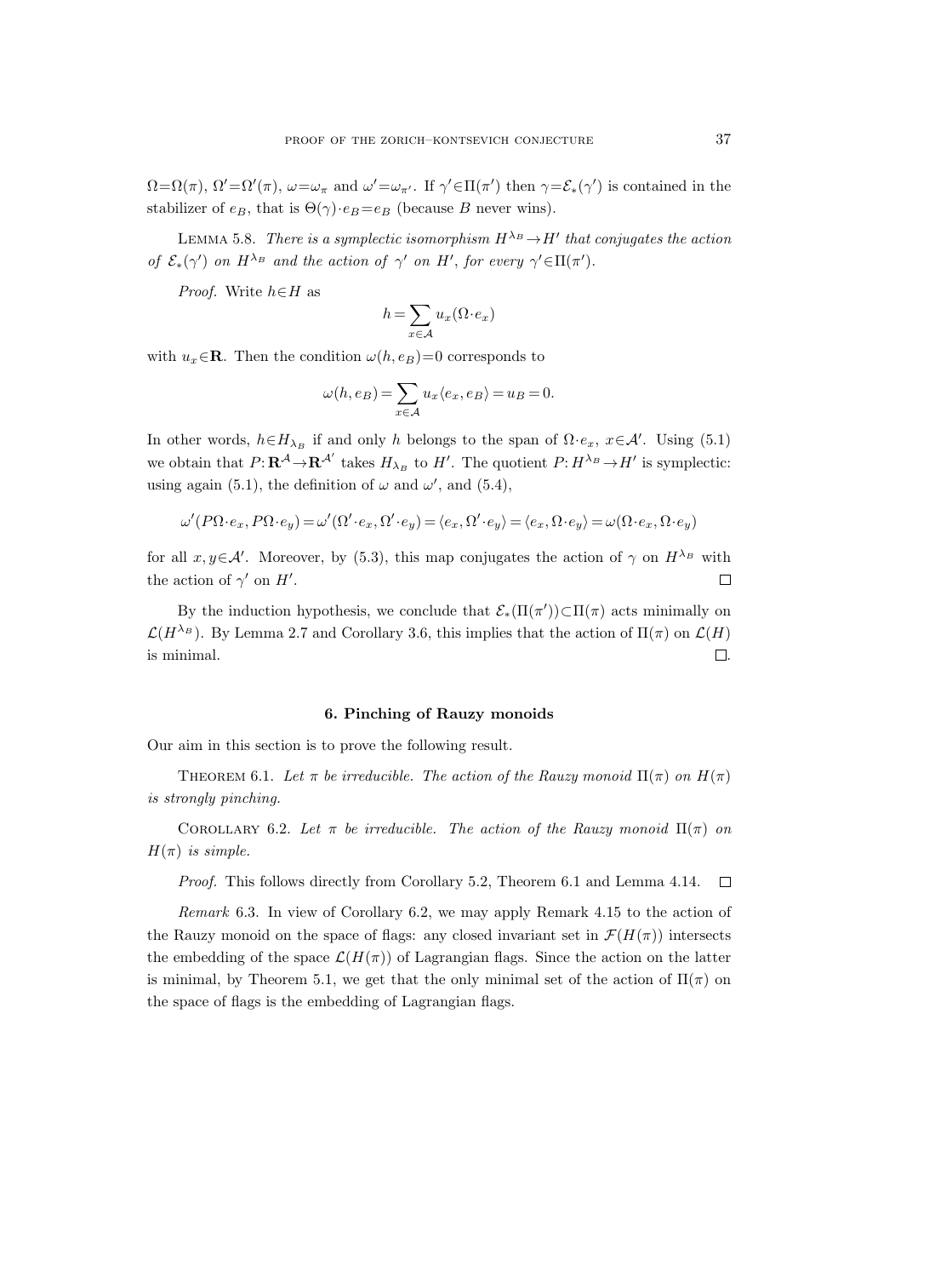$\Omega=\Omega(\pi)$, $\Omega'=\Omega'(\pi)$, $\omega=\omega_\pi$ and $\omega'=\omega_{\pi'}$. If $\gamma'\in\Pi(\pi')$ then $\gamma=\mathcal{E}_*(\gamma')$ is contained in the stabilizer of $e_B$, that is $\Theta(\gamma)\cdot e_B=e_B$ (because $B$ never wins).

Lemma 5.8. *There is a symplectic isomorphism $H^{\lambda_B}\to H'$ that conjugates the action of $\mathcal{E}_*(\gamma')$ on $H^{\lambda_B}$ and the action of $\gamma'$ on $H'$, for every $\gamma'\in\Pi(\pi')$.*

*Proof.* Write $h\in H$ as

$$h=\sum_{x\in\mathcal{A}} u_x(\Omega\cdot e_x)$$

with $u_x\in\mathbf{R}$. Then the condition $\omega(h,e_B)=0$ corresponds to

$$\omega(h,e_B)=\sum_{x\in\mathcal{A}} u_x\langle e_x,e_B\rangle=u_B=0.$$

In other words, $h\in H_{\lambda_B}$ if and only $h$ belongs to the span of $\Omega\cdot e_x$, $x\in\mathcal{A}'$. Using (5.1) we obtain that $P\colon\mathbf{R}^{\mathcal{A}}\to\mathbf{R}^{\mathcal{A}'}$ takes $H_{\lambda_B}$ to $H'$. The quotient $P\colon H^{\lambda_B}\to H'$ is symplectic: using again (5.1), the definition of $\omega$ and $\omega'$, and (5.4),

$$\omega'(P\Omega\cdot e_x,P\Omega\cdot e_y)=\omega'(\Omega'\cdot e_x,\Omega'\cdot e_y)=\langle e_x,\Omega'\cdot e_y\rangle=\langle e_x,\Omega\cdot e_y\rangle=\omega(\Omega\cdot e_x,\Omega\cdot e_y)$$

for all $x,y\in\mathcal{A}'$. Moreover, by (5.3), this map conjugates the action of $\gamma$ on $H^{\lambda_B}$ with the action of $\gamma'$ on $H'$. ◻

By the induction hypothesis, we conclude that $\mathcal{E}_*(\Pi(\pi'))\subset\Pi(\pi)$ acts minimally on $\mathcal{L}(H^{\lambda_B})$. By Lemma 2.7 and Corollary 3.6, this implies that the action of $\Pi(\pi)$ on $\mathcal{L}(H)$ is minimal. ◻.

## 6. Pinching of Rauzy monoids

Our aim in this section is to prove the following result.

Theorem 6.1. *Let $\pi$ be irreducible. The action of the Rauzy monoid $\Pi(\pi)$ on $H(\pi)$ is strongly pinching.*

Corollary 6.2. *Let $\pi$ be irreducible. The action of the Rauzy monoid $\Pi(\pi)$ on $H(\pi)$ is simple.*

*Proof.* This follows directly from Corollary 5.2, Theorem 6.1 and Lemma 4.14. ◻

*Remark* 6.3. In view of Corollary 6.2, we may apply Remark 4.15 to the action of the Rauzy monoid on the space of flags: any closed invariant set in $\mathcal{F}(H(\pi))$ intersects the embedding of the space $\mathcal{L}(H(\pi))$ of Lagrangian flags. Since the action on the latter is minimal, by Theorem 5.1, we get that the only minimal set of the action of $\Pi(\pi)$ on the space of flags is the embedding of Lagrangian flags.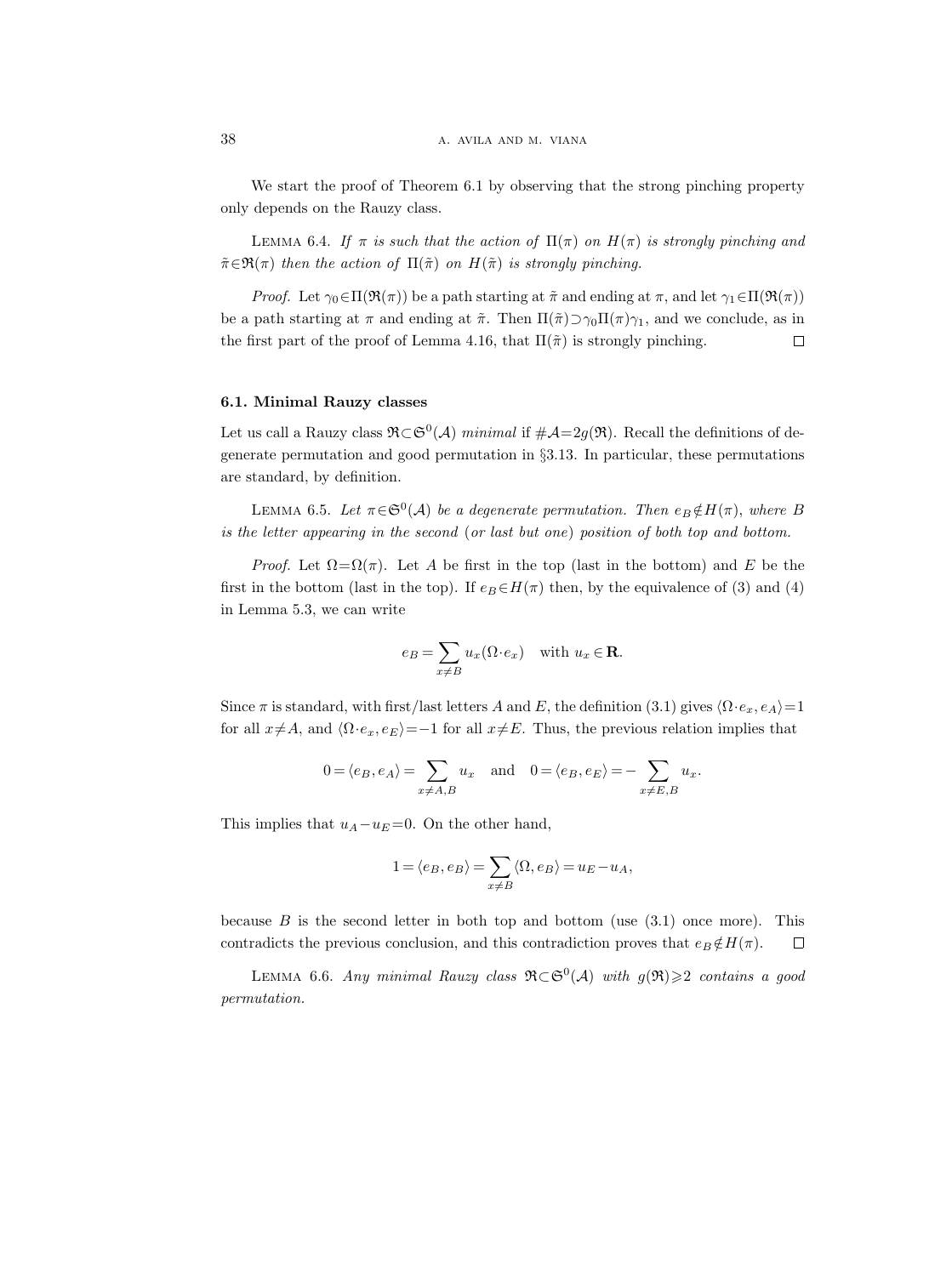We start the proof of Theorem 6.1 by observing that the strong pinching property only depends on the Rauzy class.

LEMMA 6.4. *If $\pi$ is such that the action of $\Pi(\pi)$ on $H(\pi)$ is strongly pinching and $\tilde{\pi}\in\mathfrak{R}(\pi)$ then the action of $\Pi(\tilde{\pi})$ on $H(\tilde{\pi})$ is strongly pinching.*

*Proof.* Let $\gamma_0\in\Pi(\mathfrak{R}(\pi))$ be a path starting at $\tilde{\pi}$ and ending at $\pi$, and let $\gamma_1\in\Pi(\mathfrak{R}(\pi))$ be a path starting at $\pi$ and ending at $\tilde{\pi}$. Then $\Pi(\tilde{\pi})\supset\gamma_0\Pi(\pi)\gamma_1$, and we conclude, as in the first part of the proof of Lemma 4.16, that $\Pi(\tilde{\pi})$ is strongly pinching. □

### 6.1. Minimal Rauzy classes

Let us call a Rauzy class $\mathfrak{R}\subset\mathfrak{S}^0(\mathcal{A})$ *minimal* if $\#\mathcal{A}=2g(\mathfrak{R})$. Recall the definitions of degenerate permutation and good permutation in §3.13. In particular, these permutations are standard, by definition.

LEMMA 6.5. *Let $\pi\in\mathfrak{S}^0(\mathcal{A})$ be a degenerate permutation. Then $e_B\notin H(\pi)$, where $B$ is the letter appearing in the second* (*or last but one*) *position of both top and bottom.*

*Proof.* Let $\Omega=\Omega(\pi)$. Let $A$ be first in the top (last in the bottom) and $E$ be the first in the bottom (last in the top). If $e_B\in H(\pi)$ then, by the equivalence of (3) and (4) in Lemma 5.3, we can write

$$e_B=\sum_{x\neq B}u_x(\Omega\cdot e_x)\quad\text{with } u_x\in\mathbf{R}.$$

Since $\pi$ is standard, with first/last letters $A$ and $E$, the definition (3.1) gives $\langle\Omega\cdot e_x,e_A\rangle=1$ for all $x\neq A$, and $\langle\Omega\cdot e_x,e_E\rangle=-1$ for all $x\neq E$. Thus, the previous relation implies that

$$0=\langle e_B,e_A\rangle=\sum_{x\neq A,B}u_x\quad\text{and}\quad 0=\langle e_B,e_E\rangle=-\sum_{x\neq E,B}u_x.$$

This implies that $u_A-u_E=0$. On the other hand,

$$1=\langle e_B,e_B\rangle=\sum_{x\neq B}\langle\Omega,e_B\rangle=u_E-u_A,$$

because $B$ is the second letter in both top and bottom (use (3.1) once more). This contradicts the previous conclusion, and this contradiction proves that $e_B\notin H(\pi)$. □

LEMMA 6.6. *Any minimal Rauzy class $\mathfrak{R}\subset\mathfrak{S}^0(\mathcal{A})$ with $g(\mathfrak{R})\geqslant 2$ contains a good permutation.*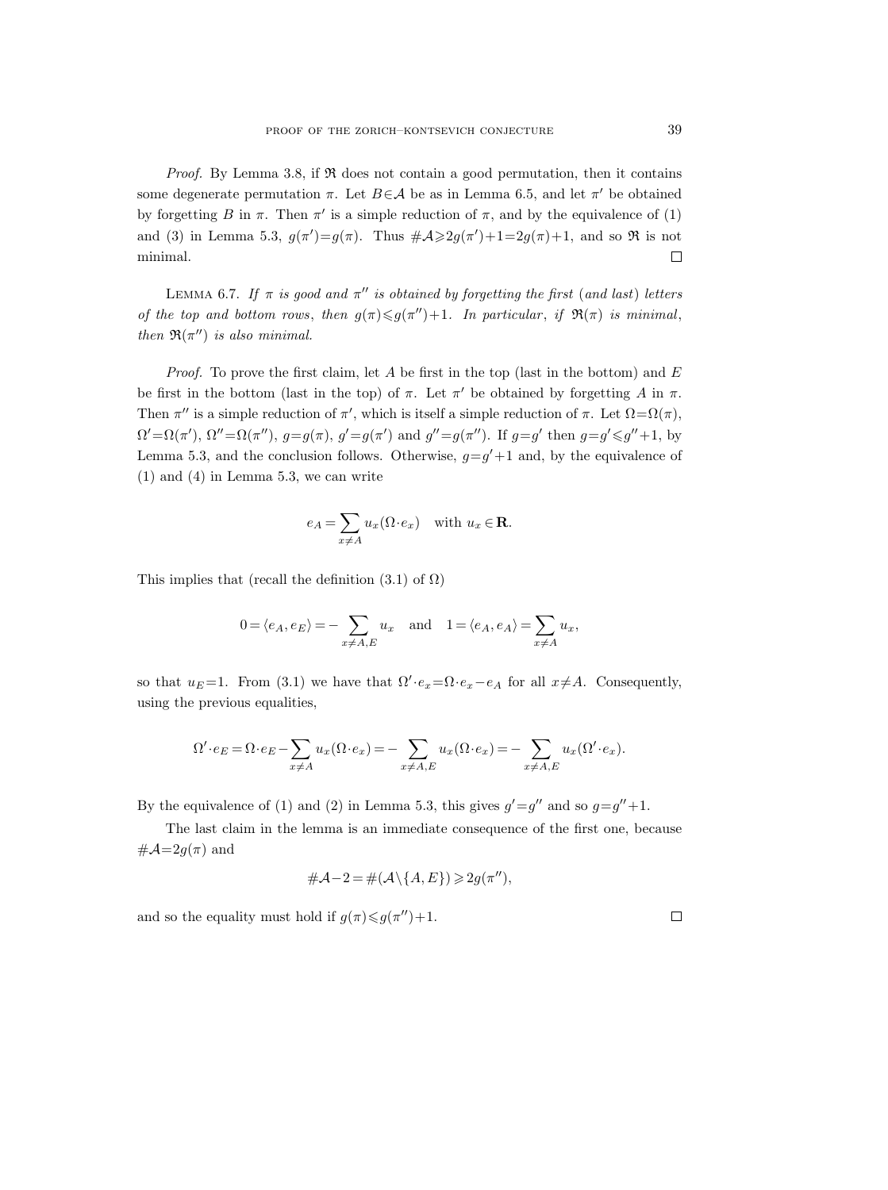*Proof.* By Lemma 3.8, if $\mathfrak{R}$ does not contain a good permutation, then it contains some degenerate permutation $\pi$. Let $B \in \mathcal{A}$ be as in Lemma 6.5, and let $\pi'$ be obtained by forgetting $B$ in $\pi$. Then $\pi'$ is a simple reduction of $\pi$, and by the equivalence of (1) and (3) in Lemma 5.3, $g(\pi') = g(\pi)$. Thus $\#\mathcal{A} \geqslant 2g(\pi')+1 = 2g(\pi)+1$, and so $\mathfrak{R}$ is not minimal. □

Lemma 6.7. *If $\pi$ is good and $\pi''$ is obtained by forgetting the first* (*and last*) *letters of the top and bottom rows*, *then $g(\pi) \leqslant g(\pi'')+1$. In particular*, *if $\mathfrak{R}(\pi)$ is minimal*, *then $\mathfrak{R}(\pi'')$ is also minimal.*

*Proof.* To prove the first claim, let $A$ be first in the top (last in the bottom) and $E$ be first in the bottom (last in the top) of $\pi$. Let $\pi'$ be obtained by forgetting $A$ in $\pi$. Then $\pi''$ is a simple reduction of $\pi'$, which is itself a simple reduction of $\pi$. Let $\Omega = \Omega(\pi)$, $\Omega' = \Omega(\pi')$, $\Omega'' = \Omega(\pi'')$, $g = g(\pi)$, $g' = g(\pi')$ and $g'' = g(\pi'')$. If $g = g'$ then $g = g' \leqslant g''+1$, by Lemma 5.3, and the conclusion follows. Otherwise, $g = g'+1$ and, by the equivalence of (1) and (4) in Lemma 5.3, we can write

$$e_A = \sum_{x \neq A} u_x (\Omega \cdot e_x) \quad \text{with } u_x \in \mathbf{R}.$$

This implies that (recall the definition (3.1) of $\Omega$)

$$0 = \langle e_A, e_E \rangle = -\sum_{x \neq A,E} u_x \quad \text{and} \quad 1 = \langle e_A, e_A \rangle = \sum_{x \neq A} u_x,$$

so that $u_E = 1$. From (3.1) we have that $\Omega' \cdot e_x = \Omega \cdot e_x - e_A$ for all $x \neq A$. Consequently, using the previous equalities,

$$\Omega' \cdot e_E = \Omega \cdot e_E - \sum_{x \neq A} u_x (\Omega \cdot e_x) = -\sum_{x \neq A,E} u_x (\Omega \cdot e_x) = -\sum_{x \neq A,E} u_x (\Omega' \cdot e_x).$$

By the equivalence of (1) and (2) in Lemma 5.3, this gives $g' = g''$ and so $g = g''+1$.

The last claim in the lemma is an immediate consequence of the first one, because $\#\mathcal{A} = 2g(\pi)$ and

$$\#\mathcal{A} - 2 = \#(\mathcal{A} \setminus \{A, E\}) \geqslant 2g(\pi''),$$

and so the equality must hold if $g(\pi) \leqslant g(\pi'')+1$. □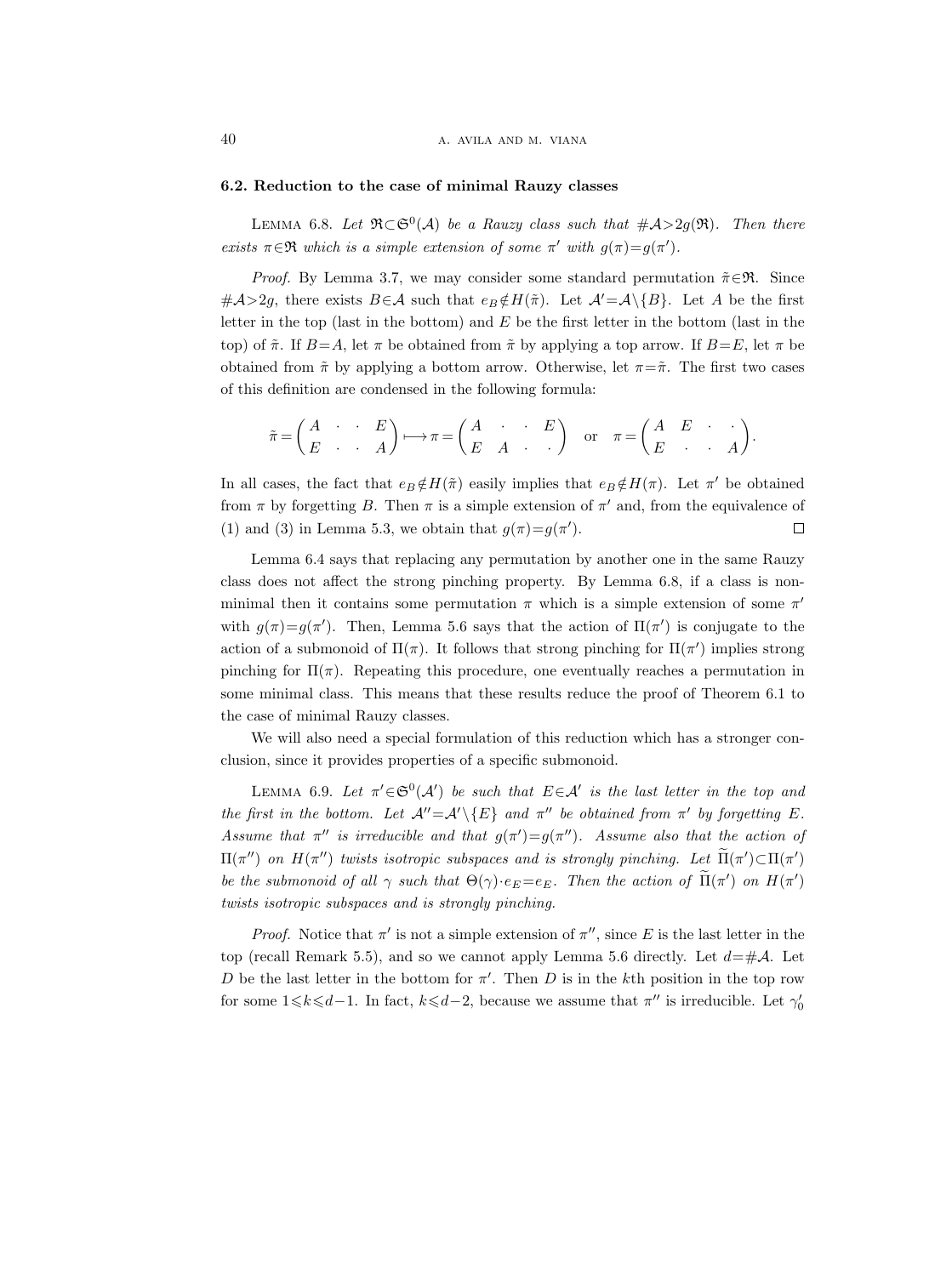### 6.2. Reduction to the case of minimal Rauzy classes

LEMMA 6.8. *Let $\mathfrak{R}\subset\mathfrak{S}^0(\mathcal{A})$ be a Rauzy class such that $\#\mathcal{A}>2g(\mathfrak{R})$. Then there exists $\pi\in\mathfrak{R}$ which is a simple extension of some $\pi'$ with $g(\pi)=g(\pi')$.*

*Proof.* By Lemma 3.7, we may consider some standard permutation $\tilde{\pi}\in\mathfrak{R}$. Since $\#\mathcal{A}>2g$, there exists $B\in\mathcal{A}$ such that $e_B\notin H(\tilde{\pi})$. Let $\mathcal{A}'=\mathcal{A}\setminus\{B\}$. Let $A$ be the first letter in the top (last in the bottom) and $E$ be the first letter in the bottom (last in the top) of $\tilde{\pi}$. If $B=A$, let $\pi$ be obtained from $\tilde{\pi}$ by applying a top arrow. If $B=E$, let $\pi$ be obtained from $\tilde{\pi}$ by applying a bottom arrow. Otherwise, let $\pi=\tilde{\pi}$. The first two cases of this definition are condensed in the following formula:

$$\tilde{\pi}=\begin{pmatrix} A & \cdot & \cdot & E \\ E & \cdot & \cdot & A \end{pmatrix} \longmapsto \pi=\begin{pmatrix} A & \cdot & \cdot & E \\ E & A & \cdot & \cdot \end{pmatrix} \quad \text{or} \quad \pi=\begin{pmatrix} A & E & \cdot & \cdot \\ E & \cdot & \cdot & A \end{pmatrix}.$$

In all cases, the fact that $e_B\notin H(\tilde{\pi})$ easily implies that $e_B\notin H(\pi)$. Let $\pi'$ be obtained from $\pi$ by forgetting $B$. Then $\pi$ is a simple extension of $\pi'$ and, from the equivalence of (1) and (3) in Lemma 5.3, we obtain that $g(\pi)=g(\pi')$. $\square$

Lemma 6.4 says that replacing any permutation by another one in the same Rauzy class does not affect the strong pinching property. By Lemma 6.8, if a class is non-minimal then it contains some permutation $\pi$ which is a simple extension of some $\pi'$ with $g(\pi)=g(\pi')$. Then, Lemma 5.6 says that the action of $\Pi(\pi')$ is conjugate to the action of a submonoid of $\Pi(\pi)$. It follows that strong pinching for $\Pi(\pi')$ implies strong pinching for $\Pi(\pi)$. Repeating this procedure, one eventually reaches a permutation in some minimal class. This means that these results reduce the proof of Theorem 6.1 to the case of minimal Rauzy classes.

We will also need a special formulation of this reduction which has a stronger conclusion, since it provides properties of a specific submonoid.

LEMMA 6.9. *Let $\pi'\in\mathfrak{S}^0(\mathcal{A}')$ be such that $E\in\mathcal{A}'$ is the last letter in the top and the first in the bottom. Let $\mathcal{A}''=\mathcal{A}'\setminus\{E\}$ and $\pi''$ be obtained from $\pi'$ by forgetting $E$. Assume that $\pi''$ is irreducible and that $g(\pi')=g(\pi'')$. Assume also that the action of $\Pi(\pi'')$ on $H(\pi'')$ twists isotropic subspaces and is strongly pinching. Let $\widetilde{\Pi}(\pi')\subset\Pi(\pi')$ be the submonoid of all $\gamma$ such that $\Theta(\gamma)\cdot e_E=e_E$. Then the action of $\widetilde{\Pi}(\pi')$ on $H(\pi')$ twists isotropic subspaces and is strongly pinching.*

*Proof.* Notice that $\pi'$ is not a simple extension of $\pi''$, since $E$ is the last letter in the top (recall Remark 5.5), and so we cannot apply Lemma 5.6 directly. Let $d=\#\mathcal{A}$. Let $D$ be the last letter in the bottom for $\pi'$. Then $D$ is in the $k$th position in the top row for some $1\leqslant k\leqslant d-1$. In fact, $k\leqslant d-2$, because we assume that $\pi''$ is irreducible. Let $\gamma_0'$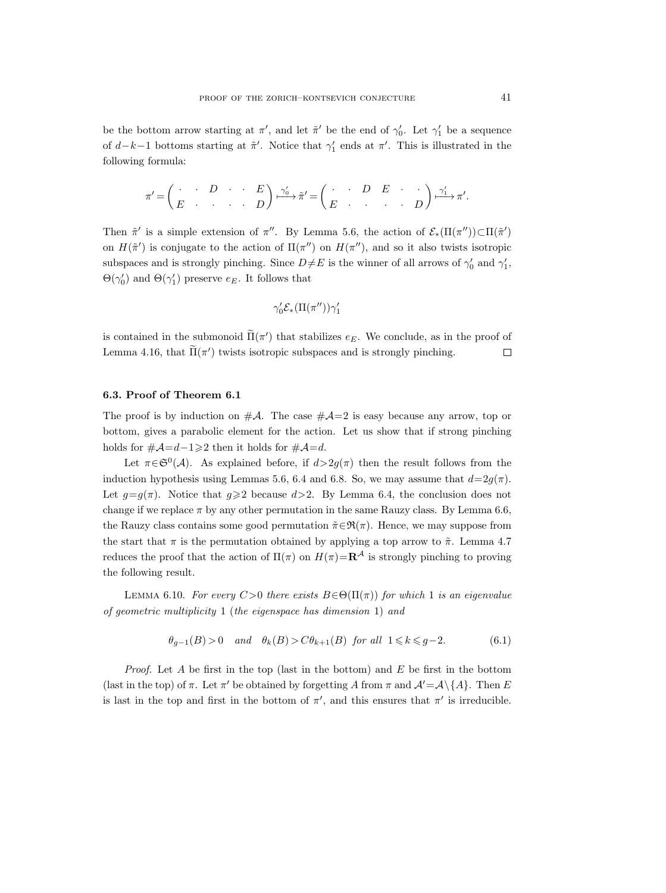be the bottom arrow starting at $\pi'$, and let $\tilde{\pi}'$ be the end of $\gamma'_0$. Let $\gamma'_1$ be a sequence of $d-k-1$ bottoms starting at $\tilde{\pi}'$. Notice that $\gamma'_1$ ends at $\pi'$. This is illustrated in the following formula:

$$\pi' = \begin{pmatrix} \cdot & \cdot & D & \cdot & \cdot & E \\ E & \cdot & \cdot & \cdot & \cdot & D \end{pmatrix} \xmapsto{\gamma'_0} \tilde{\pi}' = \begin{pmatrix} \cdot & \cdot & D & E & \cdot & \cdot \\ E & \cdot & \cdot & \cdot & \cdot & D \end{pmatrix} \xmapsto{\gamma'_1} \pi'.$$

Then $\tilde{\pi}'$ is a simple extension of $\pi''$. By Lemma 5.6, the action of $\mathcal{E}_*(\Pi(\pi''))\subset\Pi(\tilde{\pi}')$ on $H(\tilde{\pi}')$ is conjugate to the action of $\Pi(\pi'')$ on $H(\pi'')$, and so it also twists isotropic subspaces and is strongly pinching. Since $D\neq E$ is the winner of all arrows of $\gamma'_0$ and $\gamma'_1$, $\Theta(\gamma'_0)$ and $\Theta(\gamma'_1)$ preserve $e_E$. It follows that

$$\gamma'_0\mathcal{E}_*(\Pi(\pi''))\gamma'_1$$

is contained in the submonoid $\widetilde{\Pi}(\pi')$ that stabilizes $e_E$. We conclude, as in the proof of Lemma 4.16, that $\widetilde{\Pi}(\pi')$ twists isotropic subspaces and is strongly pinching. $\square$

### 6.3. Proof of Theorem 6.1

The proof is by induction on $\#\mathcal{A}$. The case $\#\mathcal{A}=2$ is easy because any arrow, top or bottom, gives a parabolic element for the action. Let us show that if strong pinching holds for $\#\mathcal{A}=d-1\geqslant 2$ then it holds for $\#\mathcal{A}=d$.

Let $\pi\in\mathfrak{S}^0(\mathcal{A})$. As explained before, if $d>2g(\pi)$ then the result follows from the induction hypothesis using Lemmas 5.6, 6.4 and 6.8. So, we may assume that $d=2g(\pi)$. Let $g=g(\pi)$. Notice that $g\geqslant 2$ because $d>2$. By Lemma 6.4, the conclusion does not change if we replace $\pi$ by any other permutation in the same Rauzy class. By Lemma 6.6, the Rauzy class contains some good permutation $\tilde{\pi}\in\mathfrak{R}(\pi)$. Hence, we may suppose from the start that $\pi$ is the permutation obtained by applying a top arrow to $\tilde{\pi}$. Lemma 4.7 reduces the proof that the action of $\Pi(\pi)$ on $H(\pi)=\mathbf{R}^{\mathcal{A}}$ is strongly pinching to proving the following result.

LEMMA 6.10. *For every $C>0$ there exists $B\in\Theta(\Pi(\pi))$ for which* 1 *is an eigenvalue of geometric multiplicity* 1 (*the eigenspace has dimension* 1) *and*

$$\theta_{g-1}(B)>0 \quad \textit{and} \quad \theta_k(B)>C\theta_{k+1}(B) \ \textit{for all} \ 1\leqslant k\leqslant g-2. \tag{6.1}$$

*Proof.* Let $A$ be first in the top (last in the bottom) and $E$ be first in the bottom (last in the top) of $\pi$. Let $\pi'$ be obtained by forgetting $A$ from $\pi$ and $\mathcal{A}'=\mathcal{A}\setminus\{A\}$. Then $E$ is last in the top and first in the bottom of $\pi'$, and this ensures that $\pi'$ is irreducible.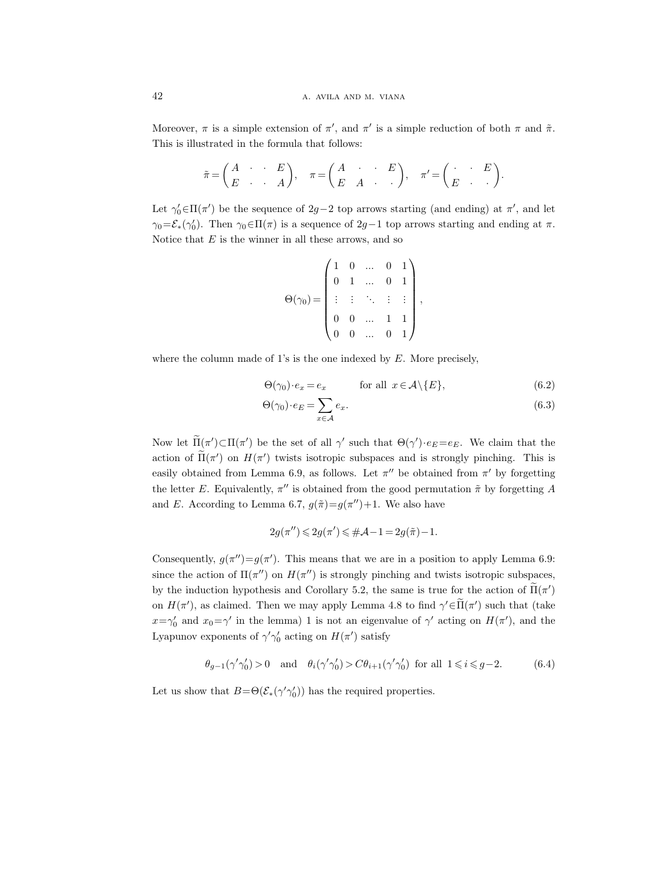Moreover, $\pi$ is a simple extension of $\pi'$, and $\pi'$ is a simple reduction of both $\pi$ and $\tilde{\pi}$. This is illustrated in the formula that follows:

$$\tilde{\pi} = \begin{pmatrix} A & \cdot & \cdot & E \\ E & \cdot & \cdot & A \end{pmatrix}, \quad \pi = \begin{pmatrix} A & \cdot & \cdot & E \\ E & A & \cdot & \cdot \end{pmatrix}, \quad \pi' = \begin{pmatrix} \cdot & \cdot & E \\ E & \cdot & \cdot \end{pmatrix}.$$

Let $\gamma_0' \in \Pi(\pi')$ be the sequence of $2g-2$ top arrows starting (and ending) at $\pi'$, and let $\gamma_0 = \mathcal{E}_*(\gamma_0')$. Then $\gamma_0 \in \Pi(\pi)$ is a sequence of $2g-1$ top arrows starting and ending at $\pi$. Notice that $E$ is the winner in all these arrows, and so

$$\Theta(\gamma_0) = \begin{pmatrix} 1 & 0 & \dots & 0 & 1 \\ 0 & 1 & \dots & 0 & 1 \\ \vdots & \vdots & \ddots & \vdots & \vdots \\ 0 & 0 & \dots & 1 & 1 \\ 0 & 0 & \dots & 0 & 1 \end{pmatrix},$$

where the column made of 1's is the one indexed by $E$. More precisely,

$$\Theta(\gamma_0) \cdot e_x = e_x \qquad \text{for all } x \in \mathcal{A} \setminus \{E\}, \tag{6.2}$$

$$\Theta(\gamma_0) \cdot e_E = \sum_{x \in \mathcal{A}} e_x. \tag{6.3}$$

Now let $\widetilde{\Pi}(\pi') \subset \Pi(\pi')$ be the set of all $\gamma'$ such that $\Theta(\gamma') \cdot e_E = e_E$. We claim that the action of $\widetilde{\Pi}(\pi')$ on $H(\pi')$ twists isotropic subspaces and is strongly pinching. This is easily obtained from Lemma 6.9, as follows. Let $\pi''$ be obtained from $\pi'$ by forgetting the letter $E$. Equivalently, $\pi''$ is obtained from the good permutation $\tilde{\pi}$ by forgetting $A$ and $E$. According to Lemma 6.7, $g(\tilde{\pi}) = g(\pi'') + 1$. We also have

$$2g(\pi'') \leqslant 2g(\pi') \leqslant \#\mathcal{A} - 1 = 2g(\tilde{\pi}) - 1.$$

Consequently, $g(\pi'') = g(\pi')$. This means that we are in a position to apply Lemma 6.9: since the action of $\Pi(\pi'')$ on $H(\pi'')$ is strongly pinching and twists isotropic subspaces, by the induction hypothesis and Corollary 5.2, the same is true for the action of $\widetilde{\Pi}(\pi')$ on $H(\pi')$, as claimed. Then we may apply Lemma 4.8 to find $\gamma' \in \widetilde{\Pi}(\pi')$ such that (take $x = \gamma_0'$ and $x_0 = \gamma'$ in the lemma) 1 is not an eigenvalue of $\gamma'$ acting on $H(\pi')$, and the Lyapunov exponents of $\gamma' \gamma_0'$ acting on $H(\pi')$ satisfy

$$\theta_{g-1}(\gamma' \gamma_0') > 0 \quad \text{and} \quad \theta_i(\gamma' \gamma_0') > C \theta_{i+1}(\gamma' \gamma_0') \text{ for all } 1 \leqslant i \leqslant g-2. \tag{6.4}$$

Let us show that $B = \Theta(\mathcal{E}_*(\gamma' \gamma_0'))$ has the required properties.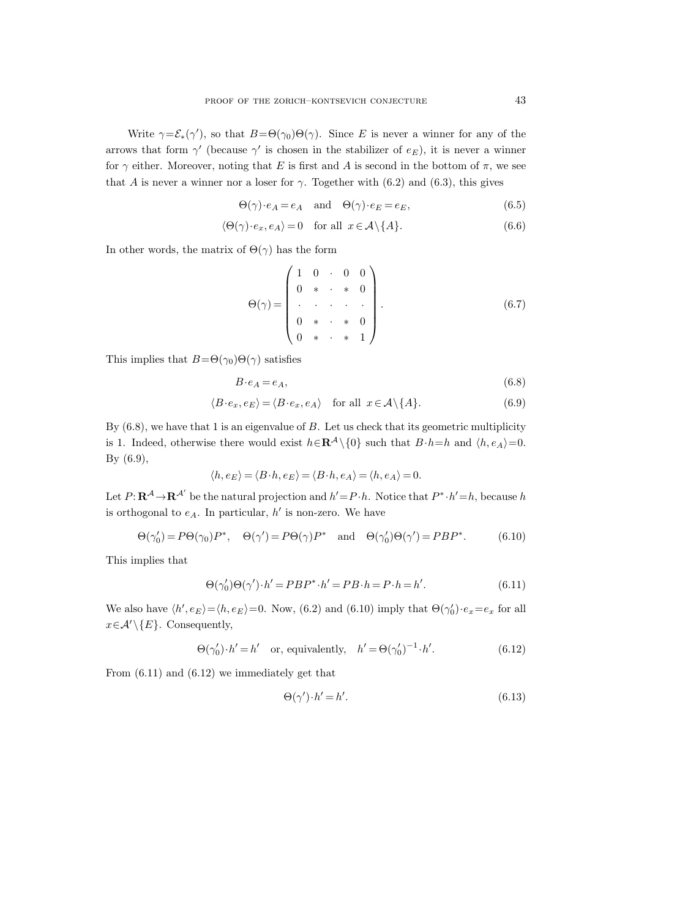Write $\gamma = \mathcal{E}_*(\gamma')$, so that $B = \Theta(\gamma_0)\Theta(\gamma)$. Since $E$ is never a winner for any of the arrows that form $\gamma'$ (because $\gamma'$ is chosen in the stabilizer of $e_E$), it is never a winner for $\gamma$ either. Moreover, noting that $E$ is first and $A$ is second in the bottom of $\pi$, we see that $A$ is never a winner nor a loser for $\gamma$. Together with (6.2) and (6.3), this gives

$$\Theta(\gamma) \cdot e_A = e_A \quad \text{and} \quad \Theta(\gamma) \cdot e_E = e_E, \tag{6.5}$$

$$\langle \Theta(\gamma) \cdot e_x, e_A \rangle = 0 \quad \text{for all } x \in \mathcal{A} \setminus \{A\}. \tag{6.6}$$

In other words, the matrix of $\Theta(\gamma)$ has the form

$$\Theta(\gamma) = \begin{pmatrix} 1 & 0 & \cdot & 0 & 0 \\ 0 & * & \cdot & * & 0 \\ \cdot & \cdot & \cdot & \cdot & \cdot \\ 0 & * & \cdot & * & 0 \\ 0 & * & \cdot & * & 1 \end{pmatrix}. \tag{6.7}$$

This implies that $B = \Theta(\gamma_0)\Theta(\gamma)$ satisfies

$$B \cdot e_A = e_A, \tag{6.8}$$

$$\langle B \cdot e_x, e_E \rangle = \langle B \cdot e_x, e_A \rangle \quad \text{for all } x \in \mathcal{A} \setminus \{A\}. \tag{6.9}$$

By (6.8), we have that 1 is an eigenvalue of $B$. Let us check that its geometric multiplicity is 1. Indeed, otherwise there would exist $h \in \mathbf{R}^{\mathcal{A}} \setminus \{0\}$ such that $B \cdot h = h$ and $\langle h, e_A \rangle = 0$. By (6.9),

$$\langle h, e_E \rangle = \langle B \cdot h, e_E \rangle = \langle B \cdot h, e_A \rangle = \langle h, e_A \rangle = 0.$$

Let $P: \mathbf{R}^{\mathcal{A}} \to \mathbf{R}^{\mathcal{A}'}$ be the natural projection and $h' = P \cdot h$. Notice that $P^* \cdot h' = h$, because $h$ is orthogonal to $e_A$. In particular, $h'$ is non-zero. We have

$$\Theta(\gamma_0') = P\Theta(\gamma_0)P^*, \quad \Theta(\gamma') = P\Theta(\gamma)P^* \quad \text{and} \quad \Theta(\gamma_0')\Theta(\gamma') = PBP^*. \tag{6.10}$$

This implies that

$$\Theta(\gamma_0')\Theta(\gamma') \cdot h' = PBP^* \cdot h' = PB \cdot h = P \cdot h = h'. \tag{6.11}$$

We also have $\langle h', e_E \rangle = \langle h, e_E \rangle = 0$. Now, (6.2) and (6.10) imply that $\Theta(\gamma_0') \cdot e_x = e_x$ for all $x \in \mathcal{A}' \setminus \{E\}$. Consequently,

$$\Theta(\gamma_0') \cdot h' = h' \quad \text{or, equivalently,} \quad h' = \Theta(\gamma_0')^{-1} \cdot h'. \tag{6.12}$$

From (6.11) and (6.12) we immediately get that

$$\Theta(\gamma') \cdot h' = h'. \tag{6.13}$$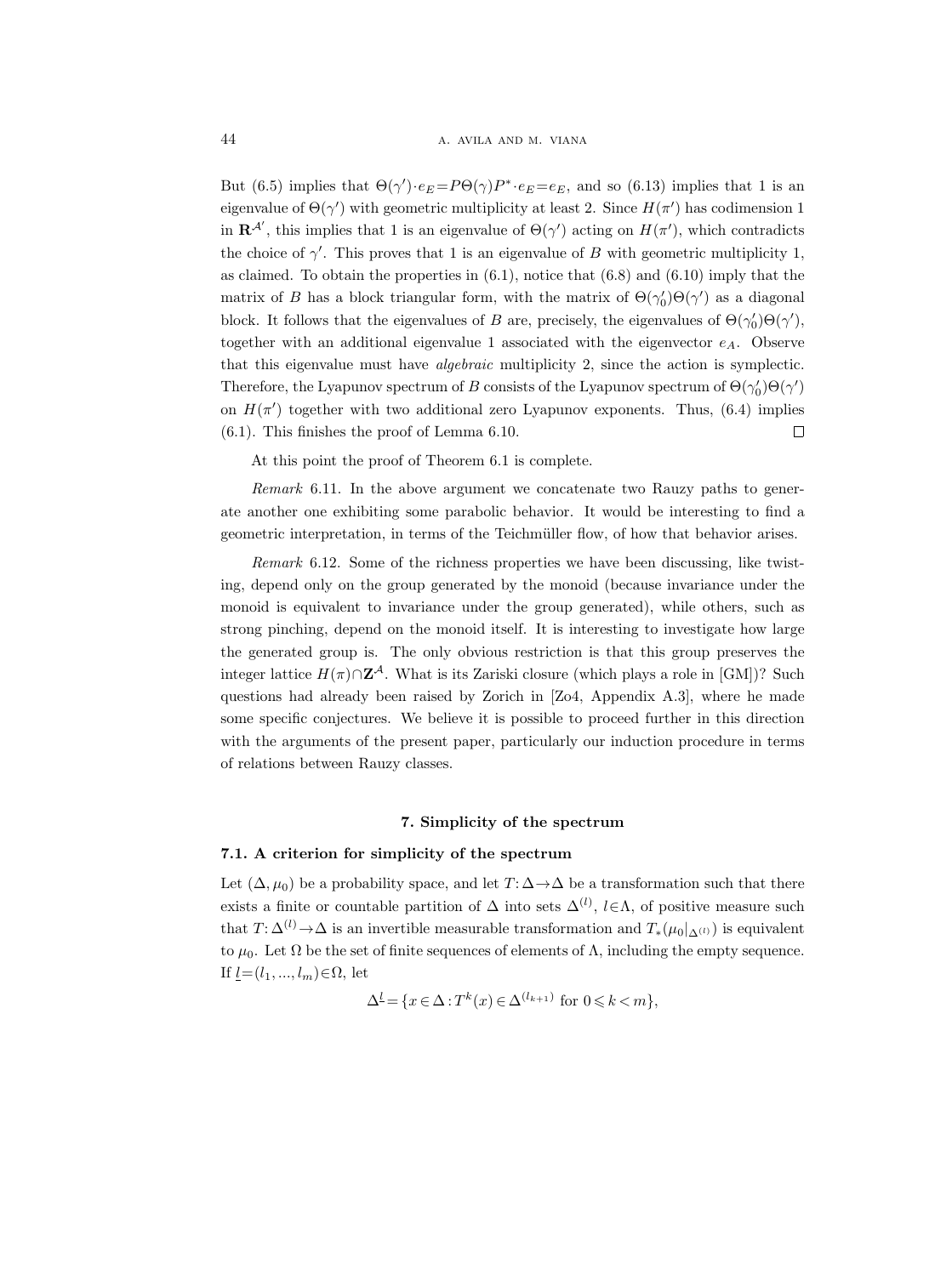But (6.5) implies that $\Theta(\gamma')\cdot e_E = P\Theta(\gamma)P^*\cdot e_E = e_E$, and so (6.13) implies that 1 is an eigenvalue of $\Theta(\gamma')$ with geometric multiplicity at least 2. Since $H(\pi')$ has codimension 1 in $\mathbf{R}^{\mathcal{A}'}$, this implies that 1 is an eigenvalue of $\Theta(\gamma')$ acting on $H(\pi')$, which contradicts the choice of $\gamma'$. This proves that 1 is an eigenvalue of $B$ with geometric multiplicity 1, as claimed. To obtain the properties in (6.1), notice that (6.8) and (6.10) imply that the matrix of $B$ has a block triangular form, with the matrix of $\Theta(\gamma_0')\Theta(\gamma')$ as a diagonal block. It follows that the eigenvalues of $B$ are, precisely, the eigenvalues of $\Theta(\gamma_0')\Theta(\gamma')$, together with an additional eigenvalue 1 associated with the eigenvector $e_A$. Observe that this eigenvalue must have *algebraic* multiplicity 2, since the action is symplectic. Therefore, the Lyapunov spectrum of $B$ consists of the Lyapunov spectrum of $\Theta(\gamma_0')\Theta(\gamma')$ on $H(\pi')$ together with two additional zero Lyapunov exponents. Thus, (6.4) implies (6.1). This finishes the proof of Lemma 6.10. $\square$

At this point the proof of Theorem 6.1 is complete.

*Remark* 6.11. In the above argument we concatenate two Rauzy paths to generate another one exhibiting some parabolic behavior. It would be interesting to find a geometric interpretation, in terms of the Teichmüller flow, of how that behavior arises.

*Remark* 6.12. Some of the richness properties we have been discussing, like twisting, depend only on the group generated by the monoid (because invariance under the monoid is equivalent to invariance under the group generated), while others, such as strong pinching, depend on the monoid itself. It is interesting to investigate how large the generated group is. The only obvious restriction is that this group preserves the integer lattice $H(\pi)\cap\mathbf{Z}^{\mathcal{A}}$. What is its Zariski closure (which plays a role in [GM])? Such questions had already been raised by Zorich in [Zo4, Appendix A.3], where he made some specific conjectures. We believe it is possible to proceed further in this direction with the arguments of the present paper, particularly our induction procedure in terms of relations between Rauzy classes.

## 7. Simplicity of the spectrum

### 7.1. A criterion for simplicity of the spectrum

Let $(\Delta, \mu_0)$ be a probability space, and let $T\colon \Delta\to\Delta$ be a transformation such that there exists a finite or countable partition of $\Delta$ into sets $\Delta^{(l)}$, $l\in\Lambda$, of positive measure such that $T\colon \Delta^{(l)}\to\Delta$ is an invertible measurable transformation and $T_*(\mu_0|_{\Delta^{(l)}})$ is equivalent to $\mu_0$. Let $\Omega$ be the set of finite sequences of elements of $\Lambda$, including the empty sequence. If $\underline{l}=(l_1, ..., l_m)\in\Omega$, let

$$\Delta^{\underline{l}} = \{x\in\Delta : T^k(x)\in\Delta^{(l_{k+1})} \text{ for } 0\leqslant k<m\},$$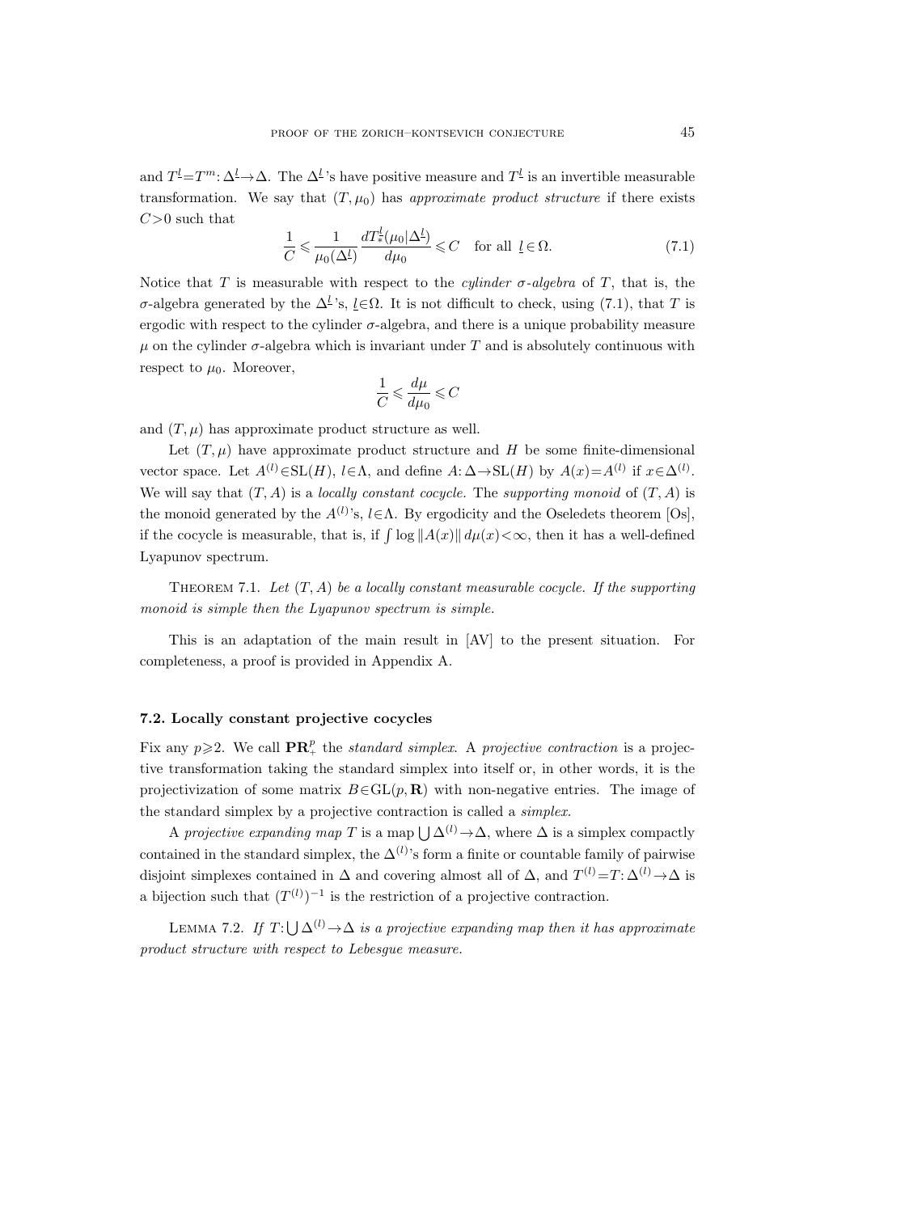and $T^{\underline{l}}=T^m\colon \Delta^{\underline{l}}\to\Delta$. The $\Delta^{\underline{l}}$'s have positive measure and $T^{\underline{l}}$ is an invertible measurable transformation. We say that $(T,\mu_0)$ has *approximate product structure* if there exists $C>0$ such that

$$\frac{1}{C}\leqslant \frac{1}{\mu_0(\Delta^{\underline{l}})}\frac{dT^{\underline{l}}_*(\mu_0|\Delta^{\underline{l}})}{d\mu_0}\leqslant C \quad \text{for all } \underline{l}\in\Omega. \tag{7.1}$$

Notice that $T$ is measurable with respect to the *cylinder $\sigma$-algebra* of $T$, that is, the $\sigma$-algebra generated by the $\Delta^{\underline{l}}$'s, $\underline{l}\in\Omega$. It is not difficult to check, using (7.1), that $T$ is ergodic with respect to the cylinder $\sigma$-algebra, and there is a unique probability measure $\mu$ on the cylinder $\sigma$-algebra which is invariant under $T$ and is absolutely continuous with respect to $\mu_0$. Moreover,

$$\frac{1}{C}\leqslant \frac{d\mu}{d\mu_0}\leqslant C$$

and $(T,\mu)$ has approximate product structure as well.

Let $(T,\mu)$ have approximate product structure and $H$ be some finite-dimensional vector space. Let $A^{(l)}\in \mathrm{SL}(H)$, $l\in\Lambda$, and define $A\colon\Delta\to\mathrm{SL}(H)$ by $A(x)=A^{(l)}$ if $x\in\Delta^{(l)}$. We will say that $(T,A)$ is a *locally constant cocycle*. The *supporting monoid* of $(T,A)$ is the monoid generated by the $A^{(l)}$'s, $l\in\Lambda$. By ergodicity and the Oseledets theorem [Os], if the cocycle is measurable, that is, if $\int\log\|A(x)\|\,d\mu(x)<\infty$, then it has a well-defined Lyapunov spectrum.

Theorem 7.1. *Let $(T,A)$ be a locally constant measurable cocycle. If the supporting monoid is simple then the Lyapunov spectrum is simple.*

This is an adaptation of the main result in [AV] to the present situation. For completeness, a proof is provided in Appendix A.

### 7.2. Locally constant projective cocycles

Fix any $p\geqslant 2$. We call $\mathbf{PR}^p_+$ the *standard simplex*. A *projective contraction* is a projective transformation taking the standard simplex into itself or, in other words, it is the projectivization of some matrix $B\in\mathrm{GL}(p,\mathbf{R})$ with non-negative entries. The image of the standard simplex by a projective contraction is called a *simplex*.

A *projective expanding map* $T$ is a map $\bigcup\Delta^{(l)}\to\Delta$, where $\Delta$ is a simplex compactly contained in the standard simplex, the $\Delta^{(l)}$'s form a finite or countable family of pairwise disjoint simplexes contained in $\Delta$ and covering almost all of $\Delta$, and $T^{(l)}=T\colon\Delta^{(l)}\to\Delta$ is a bijection such that $(T^{(l)})^{-1}$ is the restriction of a projective contraction.

Lemma 7.2. *If $T\colon\bigcup\Delta^{(l)}\to\Delta$ is a projective expanding map then it has approximate product structure with respect to Lebesgue measure.*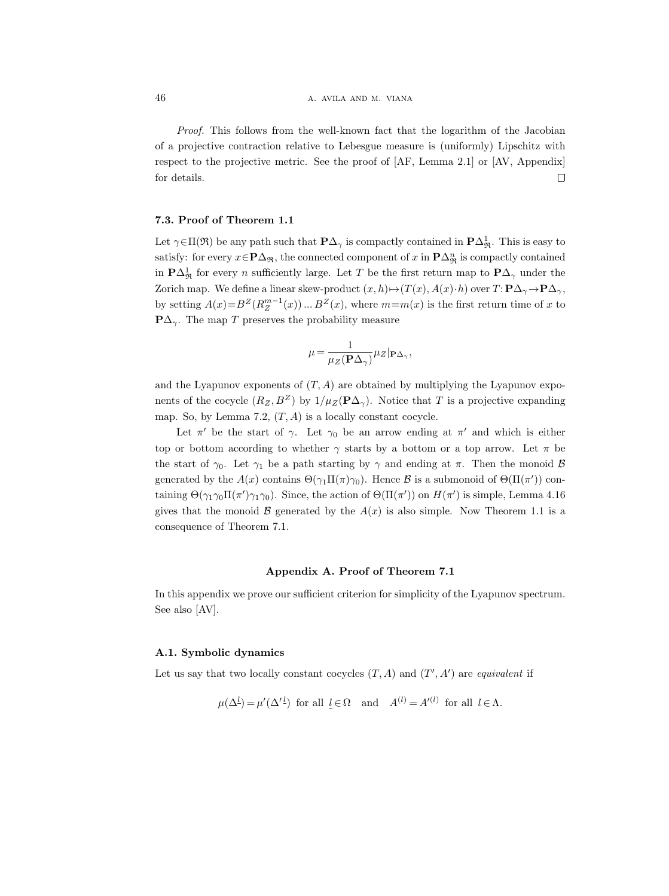*Proof.* This follows from the well-known fact that the logarithm of the Jacobian of a projective contraction relative to Lebesgue measure is (uniformly) Lipschitz with respect to the projective metric. See the proof of [AF, Lemma 2.1] or [AV, Appendix] for details. $\square$

### 7.3. Proof of Theorem 1.1

Let $\gamma \in \Pi(\mathfrak{R})$ be any path such that $\mathbf{P}\Delta_\gamma$ is compactly contained in $\mathbf{P}\Delta^1_{\mathfrak{R}}$. This is easy to satisfy: for every $x \in \mathbf{P}\Delta_{\mathfrak{R}}$, the connected component of $x$ in $\mathbf{P}\Delta^n_{\mathfrak{R}}$ is compactly contained in $\mathbf{P}\Delta^1_{\mathfrak{R}}$ for every $n$ sufficiently large. Let $T$ be the first return map to $\mathbf{P}\Delta_\gamma$ under the Zorich map. We define a linear skew-product $(x,h) \mapsto (T(x), A(x) \cdot h)$ over $T\colon \mathbf{P}\Delta_\gamma \to \mathbf{P}\Delta_\gamma$, by setting $A(x) = B^Z(R_Z^{m-1}(x)) \dots B^Z(x)$, where $m = m(x)$ is the first return time of $x$ to $\mathbf{P}\Delta_\gamma$. The map $T$ preserves the probability measure

$$\mu = \frac{1}{\mu_Z(\mathbf{P}\Delta_\gamma)} \mu_Z|_{\mathbf{P}\Delta_\gamma},$$

and the Lyapunov exponents of $(T,A)$ are obtained by multiplying the Lyapunov exponents of the cocycle $(R_Z, B^Z)$ by $1/\mu_Z(\mathbf{P}\Delta_\gamma)$. Notice that $T$ is a projective expanding map. So, by Lemma 7.2, $(T,A)$ is a locally constant cocycle.

Let $\pi'$ be the start of $\gamma$. Let $\gamma_0$ be an arrow ending at $\pi'$ and which is either top or bottom according to whether $\gamma$ starts by a bottom or a top arrow. Let $\pi$ be the start of $\gamma_0$. Let $\gamma_1$ be a path starting by $\gamma$ and ending at $\pi$. Then the monoid $\mathcal{B}$ generated by the $A(x)$ contains $\Theta(\gamma_1 \Pi(\pi) \gamma_0)$. Hence $\mathcal{B}$ is a submonoid of $\Theta(\Pi(\pi'))$ containing $\Theta(\gamma_1 \gamma_0 \Pi(\pi') \gamma_1 \gamma_0)$. Since, the action of $\Theta(\Pi(\pi'))$ on $H(\pi')$ is simple, Lemma 4.16 gives that the monoid $\mathcal{B}$ generated by the $A(x)$ is also simple. Now Theorem 1.1 is a consequence of Theorem 7.1.

## Appendix A. Proof of Theorem 7.1

In this appendix we prove our sufficient criterion for simplicity of the Lyapunov spectrum. See also [AV].

### A.1. Symbolic dynamics

Let us say that two locally constant cocycles $(T,A)$ and $(T',A')$ are *equivalent* if

$$\mu(\Delta^{\underline{l}}) = \mu'(\Delta'^{\underline{l}}) \text{ for all } \underline{l} \in \Omega \quad \text{and} \quad A^{(l)} = A'^{(l)} \text{ for all } l \in \Lambda.$$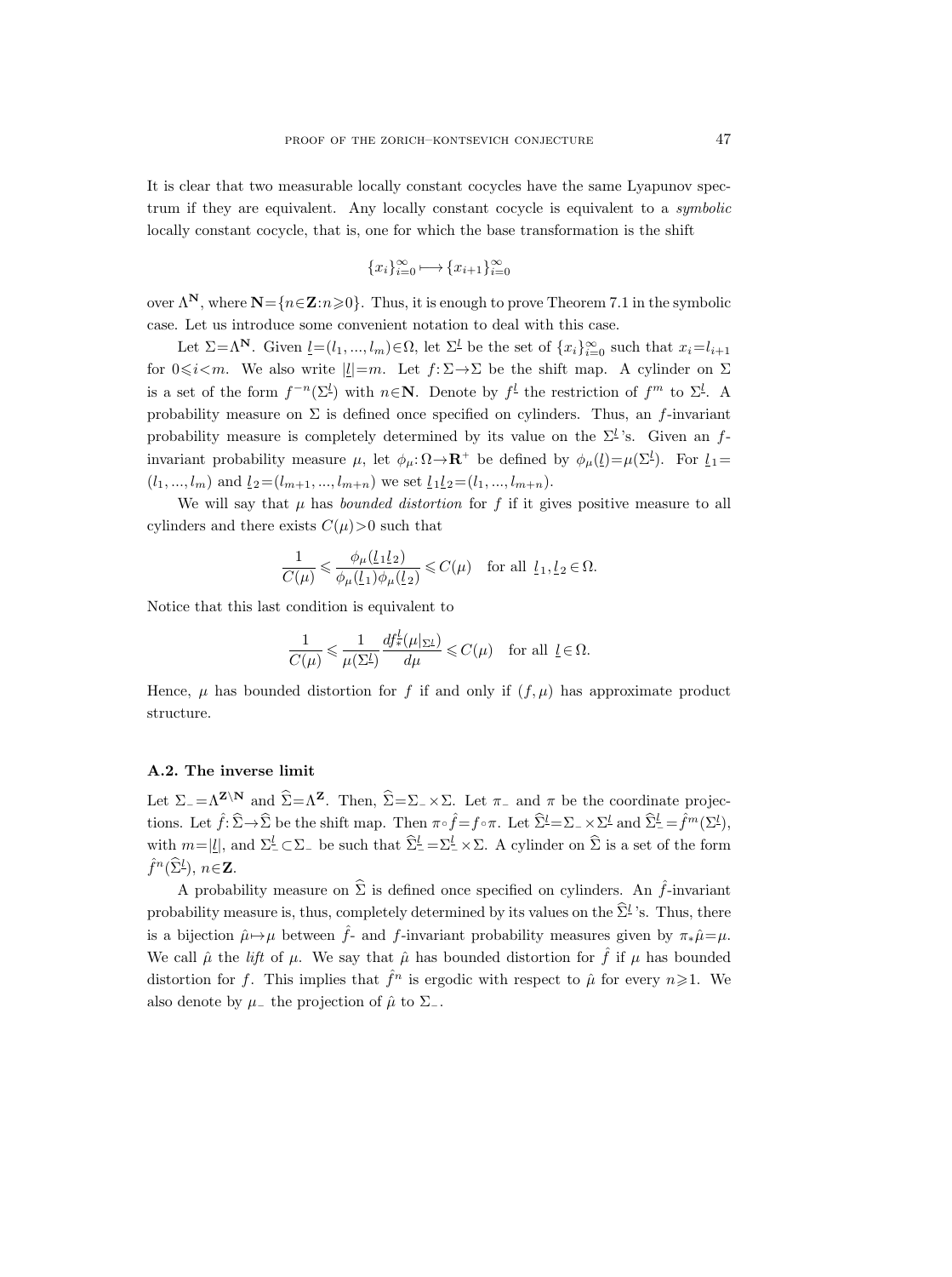It is clear that two measurable locally constant cocycles have the same Lyapunov spectrum if they are equivalent. Any locally constant cocycle is equivalent to a *symbolic* locally constant cocycle, that is, one for which the base transformation is the shift

$$\{x_i\}_{i=0}^{\infty} \longmapsto \{x_{i+1}\}_{i=0}^{\infty}$$

over $\Lambda^{\mathbf{N}}$, where $\mathbf{N}=\{n\in\mathbf{Z}:n\geqslant 0\}$. Thus, it is enough to prove Theorem 7.1 in the symbolic case. Let us introduce some convenient notation to deal with this case.

Let $\Sigma=\Lambda^{\mathbf{N}}$. Given $\underline{l}=(l_1,...,l_m)\in\Omega$, let $\Sigma^{\underline{l}}$ be the set of $\{x_i\}_{i=0}^{\infty}$ such that $x_i=l_{i+1}$ for $0\leqslant i<m$. We also write $|\underline{l}|=m$. Let $f:\Sigma\to\Sigma$ be the shift map. A cylinder on $\Sigma$ is a set of the form $f^{-n}(\Sigma^{\underline{l}})$ with $n\in\mathbf{N}$. Denote by $f^{\underline{l}}$ the restriction of $f^m$ to $\Sigma^{\underline{l}}$. A probability measure on $\Sigma$ is defined once specified on cylinders. Thus, an $f$-invariant probability measure is completely determined by its value on the $\Sigma^{\underline{l}}$'s. Given an $f$-invariant probability measure $\mu$, let $\phi_\mu:\Omega\to\mathbf{R}^+$ be defined by $\phi_\mu(\underline{l})=\mu(\Sigma^{\underline{l}})$. For $\underline{l}_1=(l_1,...,l_m)$ and $\underline{l}_2=(l_{m+1},...,l_{m+n})$ we set $\underline{l}_1\underline{l}_2=(l_1,...,l_{m+n})$.

We will say that $\mu$ has *bounded distortion* for $f$ if it gives positive measure to all cylinders and there exists $C(\mu)>0$ such that

$$\frac{1}{C(\mu)} \leqslant \frac{\phi_\mu(\underline{l}_1\underline{l}_2)}{\phi_\mu(\underline{l}_1)\phi_\mu(\underline{l}_2)} \leqslant C(\mu) \quad \text{for all } \underline{l}_1,\underline{l}_2\in\Omega.$$

Notice that this last condition is equivalent to

$$\frac{1}{C(\mu)} \leqslant \frac{1}{\mu(\Sigma^{\underline{l}})}\frac{df^{\underline{l}}_*(\mu|_{\Sigma^{\underline{l}}})}{d\mu} \leqslant C(\mu) \quad \text{for all } \underline{l}\in\Omega.$$

Hence, $\mu$ has bounded distortion for $f$ if and only if $(f,\mu)$ has approximate product structure.

### A.2. The inverse limit

Let $\Sigma_-=\Lambda^{\mathbf{Z}\setminus\mathbf{N}}$ and $\widehat{\Sigma}=\Lambda^{\mathbf{Z}}$. Then, $\widehat{\Sigma}=\Sigma_-\times\Sigma$. Let $\pi_-$ and $\pi$ be the coordinate projections. Let $\hat{f}:\widehat{\Sigma}\to\widehat{\Sigma}$ be the shift map. Then $\pi\circ\hat{f}=f\circ\pi$. Let $\widehat{\Sigma}^{\underline{l}}=\Sigma_-\times\Sigma^{\underline{l}}$ and $\widehat{\Sigma}^{\underline{l}}_-=\hat{f}^m(\Sigma^{\underline{l}})$, with $m=|\underline{l}|$, and $\Sigma^{\underline{l}}_-\subset\Sigma_-$ be such that $\widehat{\Sigma}^{\underline{l}}_-=\Sigma^{\underline{l}}_-\times\Sigma$. A cylinder on $\widehat{\Sigma}$ is a set of the form $\hat{f}^n(\widehat{\Sigma}^{\underline{l}})$, $n\in\mathbf{Z}$.

A probability measure on $\widehat{\Sigma}$ is defined once specified on cylinders. An $\hat{f}$-invariant probability measure is, thus, completely determined by its values on the $\widehat{\Sigma}^{\underline{l}}$'s. Thus, there is a bijection $\hat{\mu}\mapsto\mu$ between $\hat{f}$- and $f$-invariant probability measures given by $\pi_*\hat{\mu}=\mu$. We call $\hat{\mu}$ the *lift* of $\mu$. We say that $\hat{\mu}$ has bounded distortion for $\hat{f}$ if $\mu$ has bounded distortion for $f$. This implies that $\hat{f}^n$ is ergodic with respect to $\hat{\mu}$ for every $n\geqslant 1$. We also denote by $\mu_-$ the projection of $\hat{\mu}$ to $\Sigma_-$.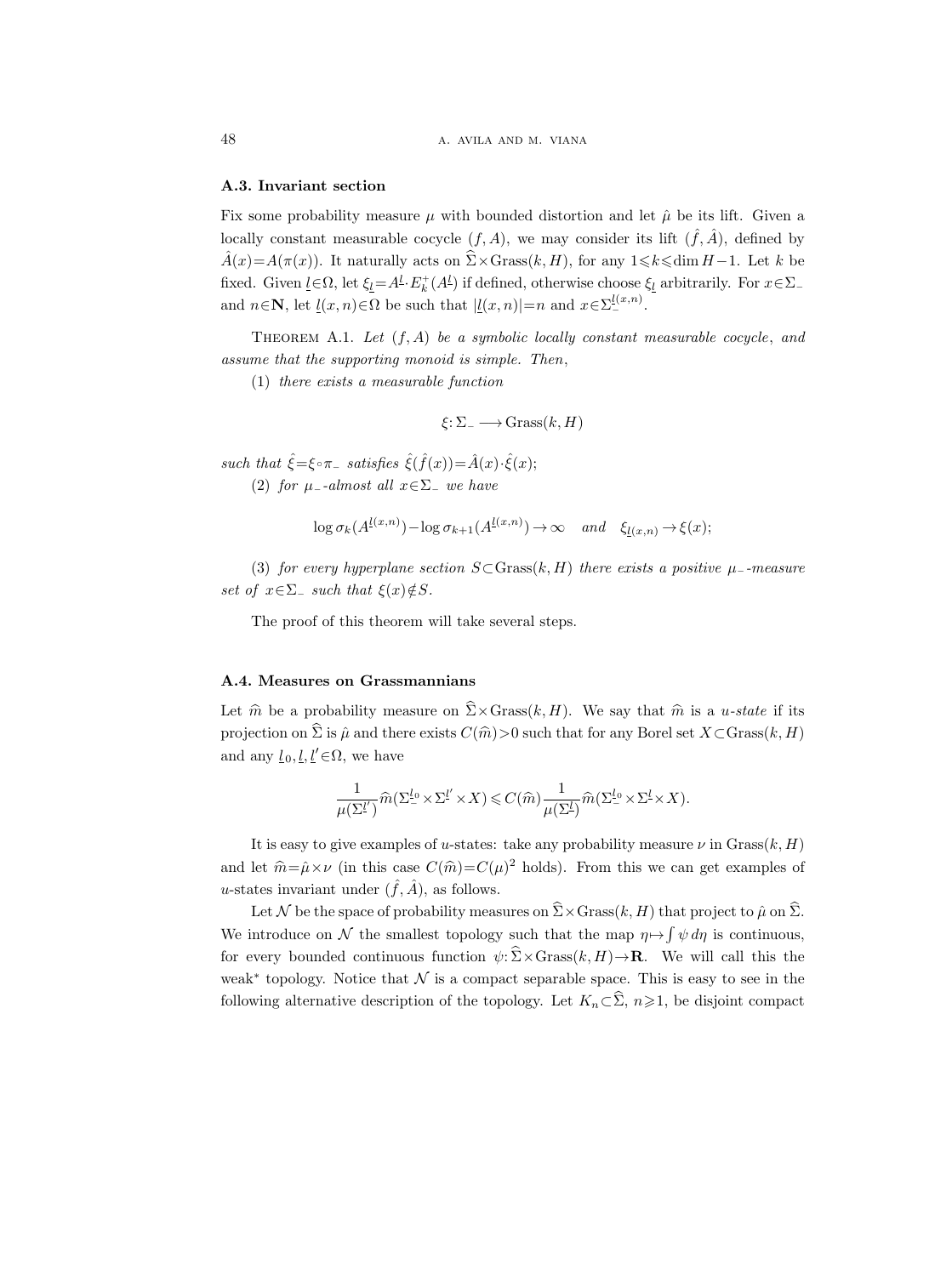### A.3. Invariant section

Fix some probability measure $\mu$ with bounded distortion and let $\hat{\mu}$ be its lift. Given a locally constant measurable cocycle $(f, A)$, we may consider its lift $(\hat{f}, \hat{A})$, defined by $\hat{A}(x) = A(\pi(x))$. It naturally acts on $\widehat{\Sigma} \times \operatorname{Grass}(k, H)$, for any $1 \leqslant k \leqslant \dim H - 1$. Let $k$ be fixed. Given $\underline{l} \in \Omega$, let $\xi_{\underline{l}} = A^{\underline{l}} \cdot E_k^+(A^{\underline{l}})$ if defined, otherwise choose $\xi_{\underline{l}}$ arbitrarily. For $x \in \Sigma_-$ and $n \in \mathbf{N}$, let $\underline{l}(x, n) \in \Omega$ be such that $|\underline{l}(x, n)| = n$ and $x \in \Sigma_-^{\underline{l}(x,n)}$.

Theorem A.1. *Let $(f, A)$ be a symbolic locally constant measurable cocycle, and assume that the supporting monoid is simple. Then,*

(1) *there exists a measurable function*

$$\xi \colon \Sigma_- \longrightarrow \operatorname{Grass}(k, H)$$

*such that $\hat{\xi} = \xi \circ \pi_-$ satisfies $\hat{\xi}(\hat{f}(x)) = \hat{A}(x) \cdot \hat{\xi}(x)$;*

(2) *for $\mu_-$-almost all $x \in \Sigma_-$ we have*

$$\log \sigma_k(A^{\underline{l}(x,n)}) - \log \sigma_{k+1}(A^{\underline{l}(x,n)}) \to \infty \quad \textit{and} \quad \xi_{\underline{l}(x,n)} \to \xi(x);$$

(3) *for every hyperplane section $S \subset \operatorname{Grass}(k, H)$ there exists a positive $\mu_-$-measure set of $x \in \Sigma_-$ such that $\xi(x) \notin S$.*

The proof of this theorem will take several steps.

### A.4. Measures on Grassmannians

Let $\widehat{m}$ be a probability measure on $\widehat{\Sigma} \times \operatorname{Grass}(k, H)$. We say that $\widehat{m}$ is a *u-state* if its projection on $\widehat{\Sigma}$ is $\hat{\mu}$ and there exists $C(\widehat{m}) > 0$ such that for any Borel set $X \subset \operatorname{Grass}(k, H)$ and any $\underline{l}_0, \underline{l}, \underline{l}' \in \Omega$, we have

$$\frac{1}{\mu(\Sigma^{\underline{l}'}_-)} \widehat{m}(\Sigma_-^{\underline{l}_0} \times \Sigma^{\underline{l}'} \times X) \leqslant C(\widehat{m}) \frac{1}{\mu(\Sigma^{\underline{l}}_-)} \widehat{m}(\Sigma_-^{\underline{l}_0} \times \Sigma^{\underline{l}} \times X).$$

It is easy to give examples of $u$-states: take any probability measure $\nu$ in $\operatorname{Grass}(k, H)$ and let $\widehat{m} = \hat{\mu} \times \nu$ (in this case $C(\widehat{m}) = C(\mu)^2$ holds). From this we can get examples of $u$-states invariant under $(\hat{f}, \hat{A})$, as follows.

Let $\mathcal{N}$ be the space of probability measures on $\widehat{\Sigma} \times \operatorname{Grass}(k, H)$ that project to $\hat{\mu}$ on $\widehat{\Sigma}$. We introduce on $\mathcal{N}$ the smallest topology such that the map $\eta \mapsto \int \psi \, d\eta$ is continuous, for every bounded continuous function $\psi \colon \widehat{\Sigma} \times \operatorname{Grass}(k, H) \to \mathbf{R}$. We will call this the weak$^*$ topology. Notice that $\mathcal{N}$ is a compact separable space. This is easy to see in the following alternative description of the topology. Let $K_n \subset \widehat{\Sigma}$, $n \geqslant 1$, be disjoint compact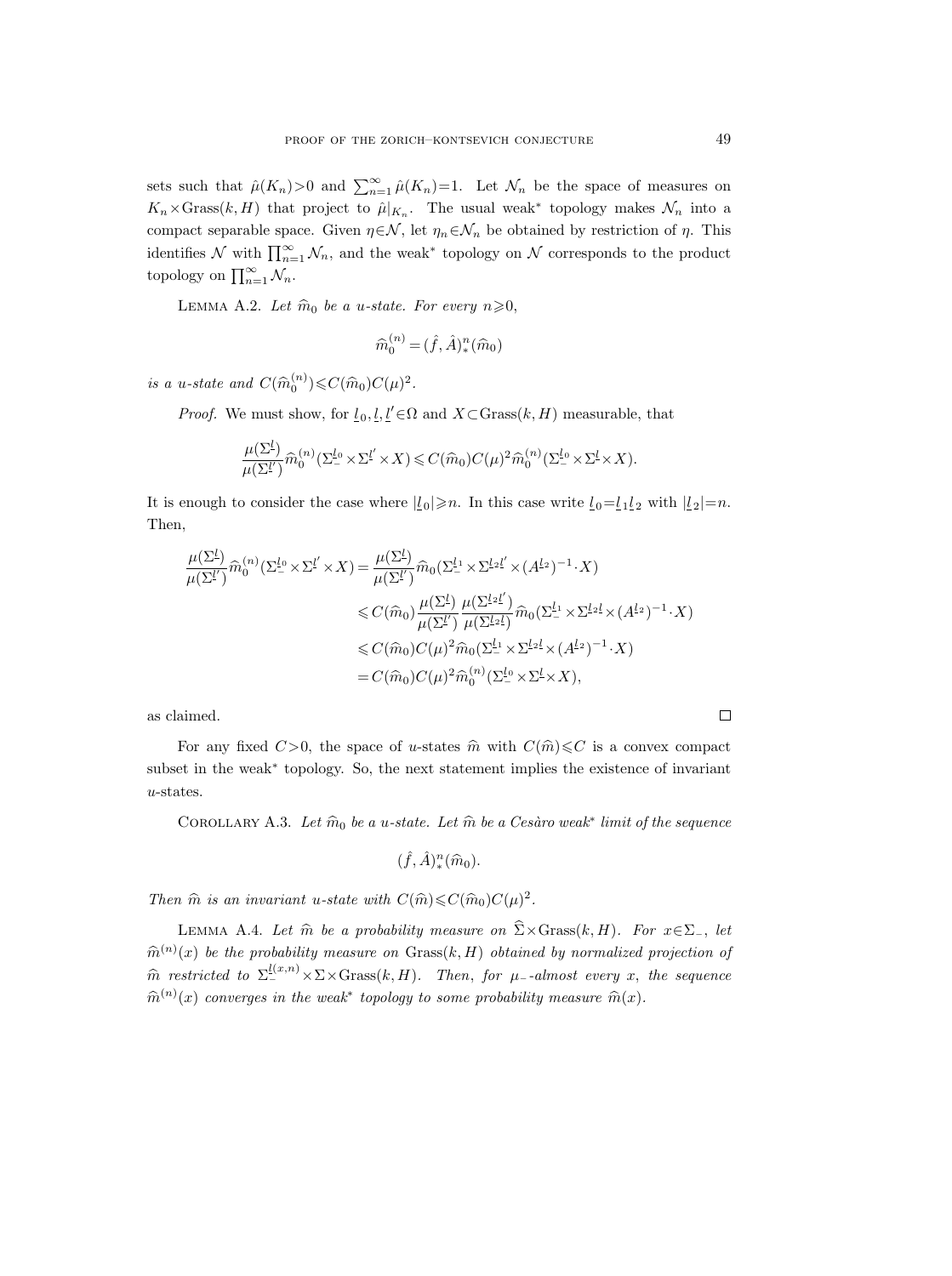sets such that $\hat{\mu}(K_n)>0$ and $\sum_{n=1}^{\infty}\hat{\mu}(K_n)=1$. Let $\mathcal{N}_n$ be the space of measures on $K_n\times\mathrm{Grass}(k,H)$ that project to $\hat{\mu}|_{K_n}$. The usual weak* topology makes $\mathcal{N}_n$ into a compact separable space. Given $\eta\in\mathcal{N}$, let $\eta_n\in\mathcal{N}_n$ be obtained by restriction of $\eta$. This identifies $\mathcal{N}$ with $\prod_{n=1}^{\infty}\mathcal{N}_n$, and the weak* topology on $\mathcal{N}$ corresponds to the product topology on $\prod_{n=1}^{\infty}\mathcal{N}_n$.

Lemma A.2. *Let $\widehat{m}_0$ be a u-state. For every $n\geqslant 0$,*

$$\widehat{m}_0^{(n)}=(\hat{f},\hat{A})_*^n(\widehat{m}_0)$$

*is a u-state and $C(\widehat{m}_0^{(n)})\leqslant C(\widehat{m}_0)C(\mu)^2$.*

*Proof.* We must show, for $\underline{l}_0,\underline{l},\underline{l}'\in\Omega$ and $X\subset\mathrm{Grass}(k,H)$ measurable, that

$$\frac{\mu(\Sigma^{\underline{l}})}{\mu(\Sigma^{\underline{l}'})}\widehat{m}_0^{(n)}(\Sigma_-^{\underline{l}_0}\times\Sigma^{\underline{l}'}\times X)\leqslant C(\widehat{m}_0)C(\mu)^2\widehat{m}_0^{(n)}(\Sigma_-^{\underline{l}_0}\times\Sigma^{\underline{l}}\times X).$$

It is enough to consider the case where $|\underline{l}_0|\geqslant n$. In this case write $\underline{l}_0=\underline{l}_1\underline{l}_2$ with $|\underline{l}_2|=n$. Then,

$$\begin{aligned}
\frac{\mu(\Sigma^{\underline{l}})}{\mu(\Sigma^{\underline{l}'})}\widehat{m}_0^{(n)}(\Sigma_-^{\underline{l}_0}\times\Sigma^{\underline{l}'}\times X)&=\frac{\mu(\Sigma^{\underline{l}})}{\mu(\Sigma^{\underline{l}'})}\widehat{m}_0(\Sigma_-^{\underline{l}_1}\times\Sigma^{\underline{l}_2\underline{l}'}\times(A^{\underline{l}_2})^{-1}\cdot X)\\
&\leqslant C(\widehat{m}_0)\frac{\mu(\Sigma^{\underline{l}})}{\mu(\Sigma^{\underline{l}'})}\frac{\mu(\Sigma^{\underline{l}_2\underline{l}'})}{\mu(\Sigma^{\underline{l}_2\underline{l}})}\widehat{m}_0(\Sigma_-^{\underline{l}_1}\times\Sigma^{\underline{l}_2\underline{l}}\times(A^{\underline{l}_2})^{-1}\cdot X)\\
&\leqslant C(\widehat{m}_0)C(\mu)^2\widehat{m}_0(\Sigma_-^{\underline{l}_1}\times\Sigma^{\underline{l}_2\underline{l}}\times(A^{\underline{l}_2})^{-1}\cdot X)\\
&=C(\widehat{m}_0)C(\mu)^2\widehat{m}_0^{(n)}(\Sigma_-^{\underline{l}_0}\times\Sigma^{\underline{l}}\times X),
\end{aligned}$$

as claimed. $\square$

For any fixed $C>0$, the space of $u$-states $\widehat{m}$ with $C(\widehat{m})\leqslant C$ is a convex compact subset in the weak* topology. So, the next statement implies the existence of invariant $u$-states.

Corollary A.3. *Let $\widehat{m}_0$ be a u-state. Let $\widehat{m}$ be a Cesàro weak* limit of the sequence*

$$(\hat{f},\hat{A})_*^n(\widehat{m}_0).$$

*Then $\widehat{m}$ is an invariant u-state with $C(\widehat{m})\leqslant C(\widehat{m}_0)C(\mu)^2$.*

Lemma A.4. *Let $\widehat{m}$ be a probability measure on $\widehat{\Sigma}\times\mathrm{Grass}(k,H)$. For $x\in\Sigma_-$, let $\widehat{m}^{(n)}(x)$ be the probability measure on $\mathrm{Grass}(k,H)$ obtained by normalized projection of $\widehat{m}$ restricted to $\Sigma_-^{\underline{l}(x,n)}\times\Sigma\times\mathrm{Grass}(k,H)$. Then, for $\mu_-$-almost every $x$, the sequence $\widehat{m}^{(n)}(x)$ converges in the weak* topology to some probability measure $\widehat{m}(x)$.*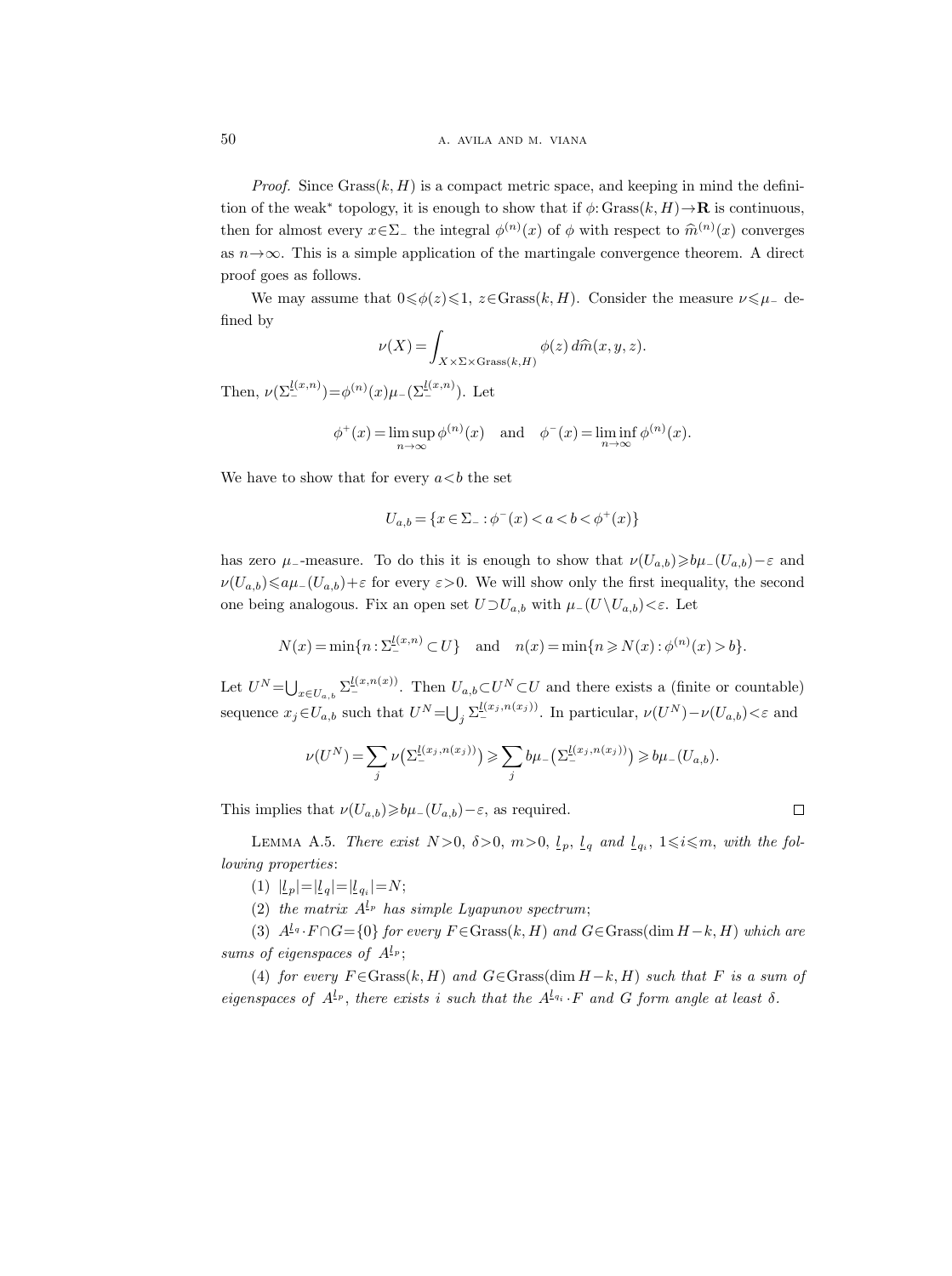*Proof.* Since $\mathrm{Grass}(k,H)$ is a compact metric space, and keeping in mind the definition of the weak* topology, it is enough to show that if $\phi\colon \mathrm{Grass}(k,H)\to\mathbf{R}$ is continuous, then for almost every $x\in\Sigma_-$ the integral $\phi^{(n)}(x)$ of $\phi$ with respect to $\widehat{m}^{(n)}(x)$ converges as $n\to\infty$. This is a simple application of the martingale convergence theorem. A direct proof goes as follows.

We may assume that $0\leqslant\phi(z)\leqslant 1$, $z\in\mathrm{Grass}(k,H)$. Consider the measure $\nu\leqslant\mu_-$ defined by

$$\nu(X)=\int_{X\times\Sigma\times\mathrm{Grass}(k,H)}\phi(z)\,d\widehat{m}(x,y,z).$$

Then, $\nu(\Sigma_-^{\underline{l}(x,n)})=\phi^{(n)}(x)\mu_-(\Sigma_-^{\underline{l}(x,n)})$. Let

$$\phi^+(x)=\limsup_{n\to\infty}\phi^{(n)}(x)\quad\text{and}\quad\phi^-(x)=\liminf_{n\to\infty}\phi^{(n)}(x).$$

We have to show that for every $a<b$ the set

$$U_{a,b}=\{x\in\Sigma_-:\phi^-(x)<a<b<\phi^+(x)\}$$

has zero $\mu_-$-measure. To do this it is enough to show that $\nu(U_{a,b})\geqslant b\mu_-(U_{a,b})-\varepsilon$ and $\nu(U_{a,b})\leqslant a\mu_-(U_{a,b})+\varepsilon$ for every $\varepsilon>0$. We will show only the first inequality, the second one being analogous. Fix an open set $U\supset U_{a,b}$ with $\mu_-(U\setminus U_{a,b})<\varepsilon$. Let

$$N(x)=\min\{n:\Sigma_-^{\underline{l}(x,n)}\subset U\}\quad\text{and}\quad n(x)=\min\{n\geqslant N(x):\phi^{(n)}(x)>b\}.$$

Let $U^N=\bigcup_{x\in U_{a,b}}\Sigma_-^{\underline{l}(x,n(x))}$. Then $U_{a,b}\subset U^N\subset U$ and there exists a (finite or countable) sequence $x_j\in U_{a,b}$ such that $U^N=\bigcup_j\Sigma_-^{\underline{l}(x_j,n(x_j))}$. In particular, $\nu(U^N)-\nu(U_{a,b})<\varepsilon$ and

$$\nu(U^N)=\sum_j\nu\big(\Sigma_-^{\underline{l}(x_j,n(x_j))}\big)\geqslant\sum_j b\mu_-\big(\Sigma_-^{\underline{l}(x_j,n(x_j))}\big)\geqslant b\mu_-(U_{a,b}).$$

This implies that $\nu(U_{a,b})\geqslant b\mu_-(U_{a,b})-\varepsilon$, as required. $\square$

LEMMA A.5. *There exist $N>0$, $\delta>0$, $m>0$, $\underline{l}_p$, $\underline{l}_q$ and $\underline{l}_{q_i}$, $1\leqslant i\leqslant m$, with the following properties*:

(1) $|\underline{l}_p|=|\underline{l}_q|=|\underline{l}_{q_i}|=N$;

(2) *the matrix $A^{\underline{l}_p}$ has simple Lyapunov spectrum*;

(3) *$A^{\underline{l}_q}\cdot F\cap G=\{0\}$ for every $F\in\mathrm{Grass}(k,H)$ and $G\in\mathrm{Grass}(\dim H-k,H)$ which are sums of eigenspaces of $A^{\underline{l}_p}$*;

(4) *for every $F\in\mathrm{Grass}(k,H)$ and $G\in\mathrm{Grass}(\dim H-k,H)$ such that $F$ is a sum of eigenspaces of $A^{\underline{l}_p}$, there exists $i$ such that the $A^{\underline{l}_{q_i}}\cdot F$ and $G$ form angle at least $\delta$.*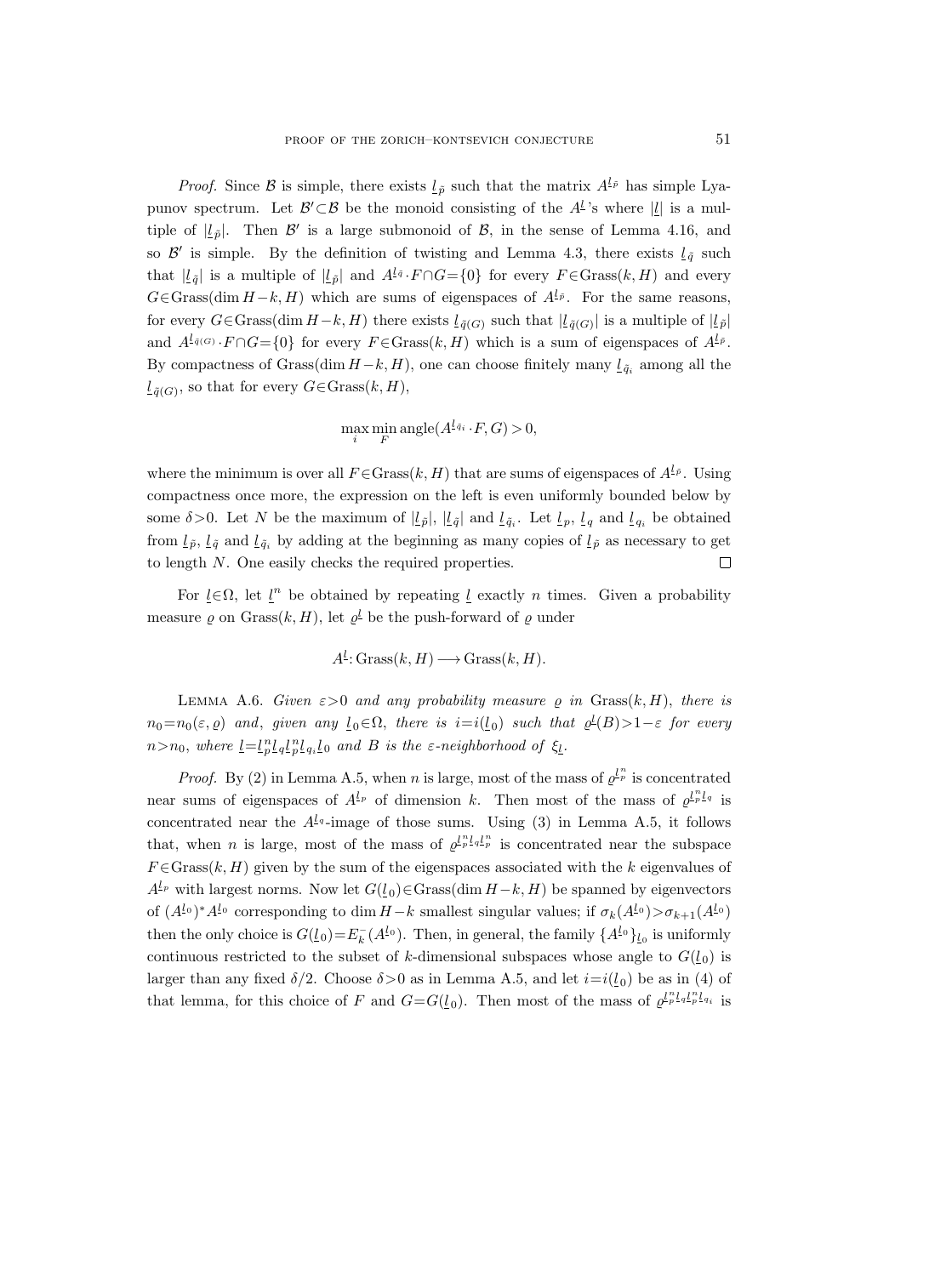*Proof.* Since $\mathcal{B}$ is simple, there exists $\underline{l}_{\tilde{p}}$ such that the matrix $A^{\underline{l}_{\tilde{p}}}$ has simple Lyapunov spectrum. Let $\mathcal{B}' \subset \mathcal{B}$ be the monoid consisting of the $A^{\underline{l}}$'s where $|\underline{l}|$ is a multiple of $|\underline{l}_{\tilde{p}}|$. Then $\mathcal{B}'$ is a large submonoid of $\mathcal{B}$, in the sense of Lemma 4.16, and so $\mathcal{B}'$ is simple. By the definition of twisting and Lemma 4.3, there exists $\underline{l}_{\tilde{q}}$ such that $|\underline{l}_{\tilde{q}}|$ is a multiple of $|\underline{l}_{\tilde{p}}|$ and $A^{\underline{l}_{\tilde{q}}} \cdot F \cap G = \{0\}$ for every $F \in \operatorname{Grass}(k, H)$ and every $G \in \operatorname{Grass}(\dim H - k, H)$ which are sums of eigenspaces of $A^{\underline{l}_{\tilde{p}}}$. For the same reasons, for every $G \in \operatorname{Grass}(\dim H - k, H)$ there exists $\underline{l}_{\tilde{q}(G)}$ such that $|\underline{l}_{\tilde{q}(G)}|$ is a multiple of $|\underline{l}_{\tilde{p}}|$ and $A^{\underline{l}_{\tilde{q}(G)}} \cdot F \cap G = \{0\}$ for every $F \in \operatorname{Grass}(k, H)$ which is a sum of eigenspaces of $A^{\underline{l}_{\tilde{p}}}$. By compactness of $\operatorname{Grass}(\dim H - k, H)$, one can choose finitely many $\underline{l}_{\tilde{q}_i}$ among all the $\underline{l}_{\tilde{q}(G)}$, so that for every $G \in \operatorname{Grass}(k, H)$,

$$\max_i \min_F \operatorname{angle}(A^{\underline{l}_{\tilde{q}_i}} \cdot F, G) > 0,$$

where the minimum is over all $F \in \operatorname{Grass}(k, H)$ that are sums of eigenspaces of $A^{\underline{l}_{\tilde{p}}}$. Using compactness once more, the expression on the left is even uniformly bounded below by some $\delta > 0$. Let $N$ be the maximum of $|\underline{l}_{\tilde{p}}|$, $|\underline{l}_{\tilde{q}}|$ and $\underline{l}_{\tilde{q}_i}$. Let $\underline{l}_p$, $\underline{l}_q$ and $\underline{l}_{q_i}$ be obtained from $\underline{l}_{\tilde{p}}$, $\underline{l}_{\tilde{q}}$ and $\underline{l}_{\tilde{q}_i}$ by adding at the beginning as many copies of $\underline{l}_{\tilde{p}}$ as necessary to get to length $N$. One easily checks the required properties. $\square$

For $\underline{l} \in \Omega$, let $\underline{l}^n$ be obtained by repeating $\underline{l}$ exactly $n$ times. Given a probability measure $\varrho$ on $\operatorname{Grass}(k, H)$, let $\varrho^{\underline{l}}$ be the push-forward of $\varrho$ under

$$A^{\underline{l}} \colon \operatorname{Grass}(k, H) \longrightarrow \operatorname{Grass}(k, H).$$

Lemma A.6. *Given $\varepsilon > 0$ and any probability measure $\varrho$ in $\operatorname{Grass}(k, H)$, there is $n_0 = n_0(\varepsilon, \varrho)$ and, given any $\underline{l}_0 \in \Omega$, there is $i = i(\underline{l}_0)$ such that $\varrho^{\underline{l}}(B) > 1 - \varepsilon$ for every $n > n_0$, where $\underline{l} = \underline{l}_p^n \underline{l}_q \underline{l}_p^n \underline{l}_{q_i} \underline{l}_0$ and $B$ is the $\varepsilon$-neighborhood of $\xi_{\underline{l}}$.*

*Proof.* By (2) in Lemma A.5, when $n$ is large, most of the mass of $\varrho^{\underline{l}_p^n}$ is concentrated near sums of eigenspaces of $A^{\underline{l}_p}$ of dimension $k$. Then most of the mass of $\varrho^{\underline{l}_p^n \underline{l}_q}$ is concentrated near the $A^{\underline{l}_q}$-image of those sums. Using (3) in Lemma A.5, it follows that, when $n$ is large, most of the mass of $\varrho^{\underline{l}_p^n \underline{l}_q \underline{l}_p^n}$ is concentrated near the subspace $F \in \operatorname{Grass}(k, H)$ given by the sum of the eigenspaces associated with the $k$ eigenvalues of $A^{\underline{l}_p}$ with largest norms. Now let $G(\underline{l}_0) \in \operatorname{Grass}(\dim H - k, H)$ be spanned by eigenvectors of $(A^{\underline{l}_0})^* A^{\underline{l}_0}$ corresponding to $\dim H - k$ smallest singular values; if $\sigma_k(A^{\underline{l}_0}) > \sigma_{k+1}(A^{\underline{l}_0})$ then the only choice is $G(\underline{l}_0) = E_k^-(A^{\underline{l}_0})$. Then, in general, the family $\{A^{\underline{l}_0}\}_{\underline{l}_0}$ is uniformly continuous restricted to the subset of $k$-dimensional subspaces whose angle to $G(\underline{l}_0)$ is larger than any fixed $\delta/2$. Choose $\delta > 0$ as in Lemma A.5, and let $i = i(\underline{l}_0)$ be as in (4) of that lemma, for this choice of $F$ and $G = G(\underline{l}_0)$. Then most of the mass of $\varrho^{\underline{l}_p^n \underline{l}_q \underline{l}_p^n \underline{l}_{q_i}}$ is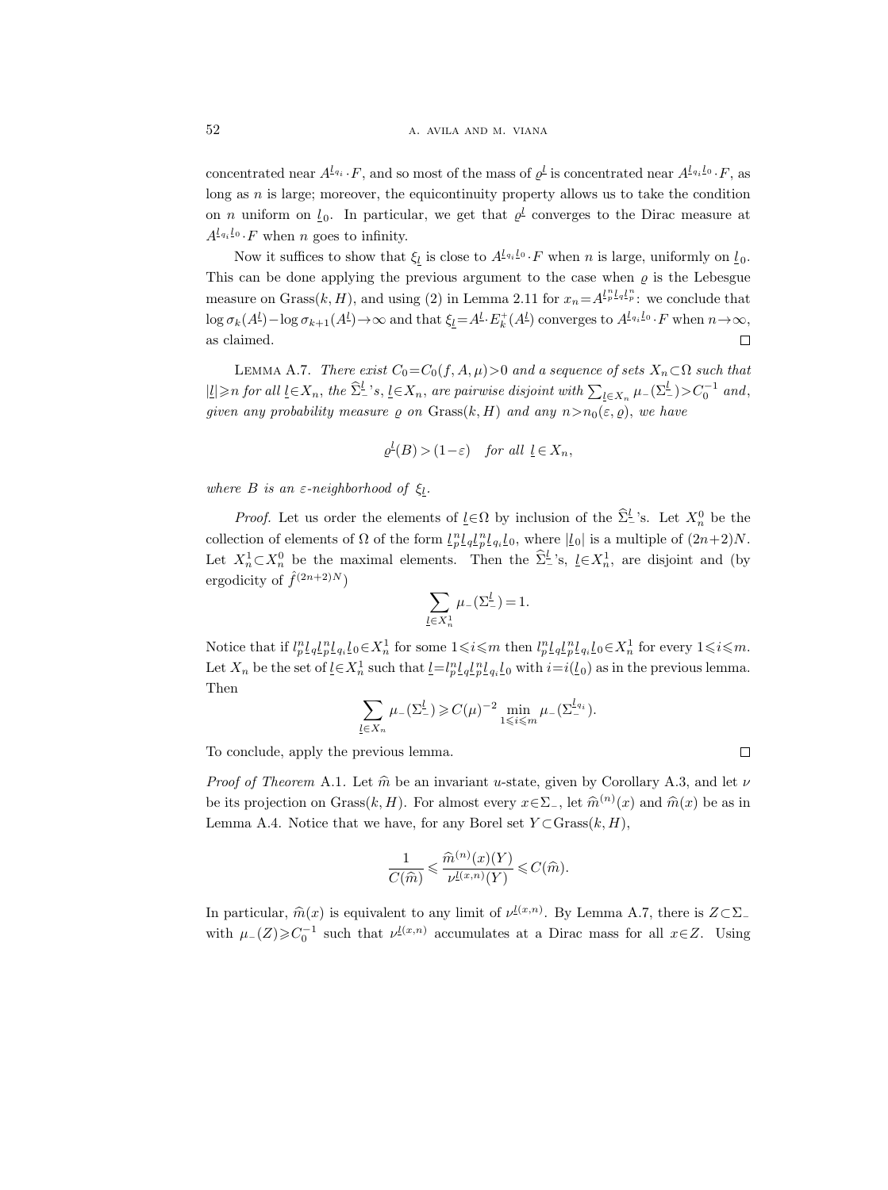concentrated near $A^{\underline{l}_{q_i}} \cdot F$, and so most of the mass of $\varrho^{\underline{l}}$ is concentrated near $A^{\underline{l}_{q_i}\underline{l}_0} \cdot F$, as long as $n$ is large; moreover, the equicontinuity property allows us to take the condition on $n$ uniform on $\underline{l}_0$. In particular, we get that $\varrho^{\underline{l}}$ converges to the Dirac measure at $A^{\underline{l}_{q_i}\underline{l}_0} \cdot F$ when $n$ goes to infinity.

Now it suffices to show that $\xi_{\underline{l}}$ is close to $A^{\underline{l}_{q_i}\underline{l}_0} \cdot F$ when $n$ is large, uniformly on $\underline{l}_0$. This can be done applying the previous argument to the case when $\varrho$ is the Lebesgue measure on $\operatorname{Grass}(k, H)$, and using (2) in Lemma 2.11 for $x_n = A^{\underline{l}_p^n \underline{l}_q \underline{l}_p^n}$: we conclude that $\log \sigma_k(A^{\underline{l}}) - \log \sigma_{k+1}(A^{\underline{l}}) \to \infty$ and that $\xi_{\underline{l}} = A^{\underline{l}} \cdot E_k^+(A^{\underline{l}})$ converges to $A^{\underline{l}_{q_i}\underline{l}_0} \cdot F$ when $n \to \infty$, as claimed. $\square$

Lemma A.7. *There exist $C_0 = C_0(f, A, \mu) > 0$ and a sequence of sets $X_n \subset \Omega$ such that $|\underline{l}| \geqslant n$ for all $\underline{l} \in X_n$, the $\widehat{\Sigma}_-^{\underline{l}}$'s, $\underline{l} \in X_n$, are pairwise disjoint with $\sum_{\underline{l} \in X_n} \mu_-(\Sigma_-^{\underline{l}}) > C_0^{-1}$ and, given any probability measure $\varrho$ on $\operatorname{Grass}(k, H)$ and any $n > n_0(\varepsilon, \varrho)$, we have*

$$\varrho^{\underline{l}}(B) > (1-\varepsilon) \quad \text{for all } \underline{l} \in X_n,$$

*where $B$ is an $\varepsilon$-neighborhood of $\xi_{\underline{l}}$.*

*Proof.* Let us order the elements of $\underline{l} \in \Omega$ by inclusion of the $\widehat{\Sigma}_-^{\underline{l}}$'s. Let $X_n^0$ be the collection of elements of $\Omega$ of the form $\underline{l}_p^n \underline{l}_q \underline{l}_p^n \underline{l}_{q_i} \underline{l}_0$, where $|\underline{l}_0|$ is a multiple of $(2n+2)N$. Let $X_n^1 \subset X_n^0$ be the maximal elements. Then the $\widehat{\Sigma}_-^{\underline{l}}$'s, $\underline{l} \in X_n^1$, are disjoint and (by ergodicity of $\hat{f}^{(2n+2)N}$)

$$\sum_{\underline{l} \in X_n^1} \mu_-(\Sigma_-^{\underline{l}}) = 1.$$

Notice that if $l_p^n \underline{l}_q \underline{l}_p^n \underline{l}_{q_i} \underline{l}_0 \in X_n^1$ for some $1 \leqslant i \leqslant m$ then $l_p^n \underline{l}_q \underline{l}_p^n \underline{l}_{q_i} \underline{l}_0 \in X_n^1$ for every $1 \leqslant i \leqslant m$. Let $X_n$ be the set of $\underline{l} \in X_n^1$ such that $\underline{l} = l_p^n \underline{l}_q \underline{l}_p^n \underline{l}_{q_i} \underline{l}_0$ with $i = i(\underline{l}_0)$ as in the previous lemma. Then

$$\sum_{\underline{l} \in X_n} \mu_-(\Sigma_-^{\underline{l}}) \geqslant C(\mu)^{-2} \min_{1 \leqslant i \leqslant m} \mu_-(\Sigma_-^{\underline{l}_{q_i}}).$$

To conclude, apply the previous lemma. $\square$

*Proof of Theorem* A.1. Let $\widehat{m}$ be an invariant $u$-state, given by Corollary A.3, and let $\nu$ be its projection on $\operatorname{Grass}(k, H)$. For almost every $x \in \Sigma_-$, let $\widehat{m}^{(n)}(x)$ and $\widehat{m}(x)$ be as in Lemma A.4. Notice that we have, for any Borel set $Y \subset \operatorname{Grass}(k, H)$,

$$\frac{1}{C(\widehat{m})} \leqslant \frac{\widehat{m}^{(n)}(x)(Y)}{\nu^{\underline{l}(x,n)}(Y)} \leqslant C(\widehat{m}).$$

In particular, $\widehat{m}(x)$ is equivalent to any limit of $\nu^{\underline{l}(x,n)}$. By Lemma A.7, there is $Z \subset \Sigma_-$ with $\mu_-(Z) \geqslant C_0^{-1}$ such that $\nu^{\underline{l}(x,n)}$ accumulates at a Dirac mass for all $x \in Z$. Using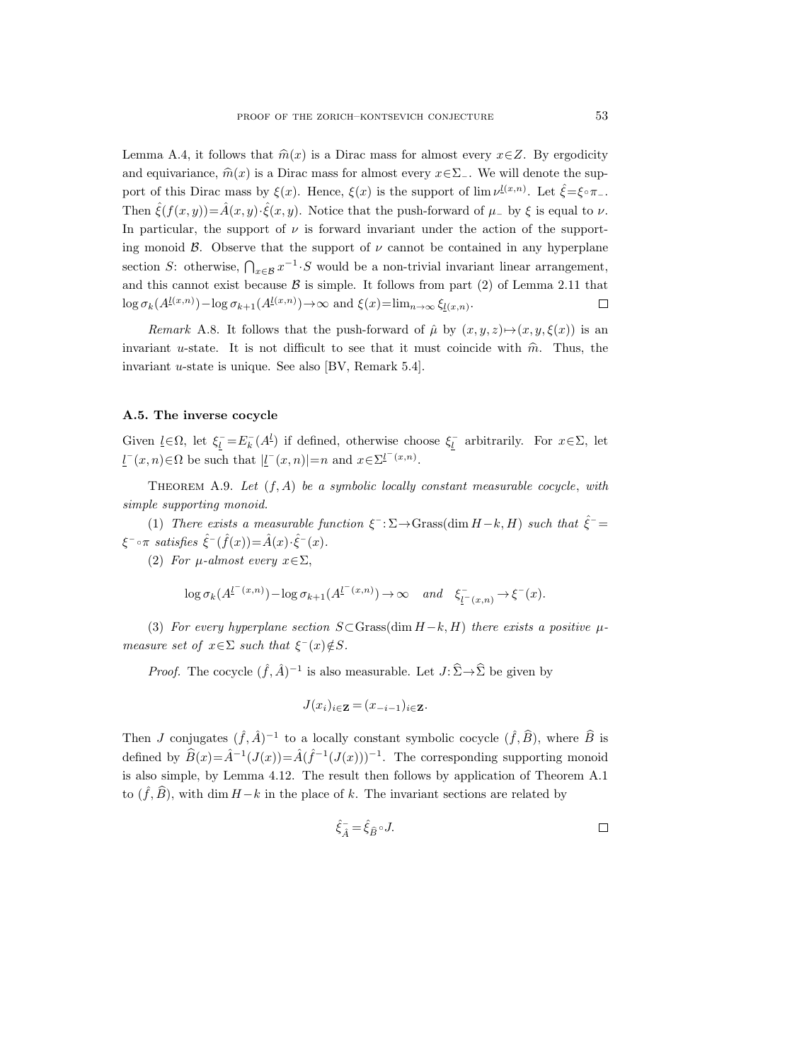Lemma A.4, it follows that $\widehat{m}(x)$ is a Dirac mass for almost every $x\in Z$. By ergodicity and equivariance, $\widehat{m}(x)$ is a Dirac mass for almost every $x\in\Sigma_-$. We will denote the support of this Dirac mass by $\xi(x)$. Hence, $\xi(x)$ is the support of $\lim \nu^{\underline{l}(x,n)}$. Let $\hat{\xi}=\xi\circ\pi_-$. Then $\hat{\xi}(f(x,y))=\hat{A}(x,y)\cdot\hat{\xi}(x,y)$. Notice that the push-forward of $\mu_-$ by $\xi$ is equal to $\nu$. In particular, the support of $\nu$ is forward invariant under the action of the supporting monoid $\mathcal{B}$. Observe that the support of $\nu$ cannot be contained in any hyperplane section $S$: otherwise, $\bigcap_{x\in\mathcal{B}} x^{-1}\cdot S$ would be a non-trivial invariant linear arrangement, and this cannot exist because $\mathcal{B}$ is simple. It follows from part (2) of Lemma 2.11 that $\log\sigma_k(A^{\underline{l}(x,n)})-\log\sigma_{k+1}(A^{\underline{l}(x,n)})\to\infty$ and $\xi(x)=\lim_{n\to\infty}\xi_{\underline{l}(x,n)}$. ∎

*Remark* A.8. It follows that the push-forward of $\hat{\mu}$ by $(x,y,z)\mapsto(x,y,\xi(x))$ is an invariant $u$-state. It is not difficult to see that it must coincide with $\widehat{m}$. Thus, the invariant $u$-state is unique. See also [BV, Remark 5.4].

### A.5. The inverse cocycle

Given $\underline{l}\in\Omega$, let $\xi^-_{\underline{l}}=E^-_k(A^{\underline{l}})$ if defined, otherwise choose $\xi^-_{\underline{l}}$ arbitrarily. For $x\in\Sigma$, let $\underline{l}^-(x,n)\in\Omega$ be such that $|\underline{l}^-(x,n)|=n$ and $x\in\Sigma^{\underline{l}^-(x,n)}$.

Theorem A.9. *Let $(f,A)$ be a symbolic locally constant measurable cocycle, with simple supporting monoid.*

(1) *There exists a measurable function $\xi^-:\Sigma\to\mathrm{Grass}(\dim H-k,H)$ such that $\hat{\xi}^-=\xi^-\circ\pi$ satisfies $\hat{\xi}^-(\hat{f}(x))=\hat{A}(x)\cdot\hat{\xi}^-(x)$.*

(2) *For $\mu$-almost every $x\in\Sigma$,*

$$\log\sigma_k(A^{\underline{l}^-(x,n)})-\log\sigma_{k+1}(A^{\underline{l}^-(x,n)})\to\infty\quad\textit{and}\quad \xi^-_{\underline{l}^-(x,n)}\to\xi^-(x).$$

(3) *For every hyperplane section $S\subset\mathrm{Grass}(\dim H-k,H)$ there exists a positive $\mu$-measure set of $x\in\Sigma$ such that $\xi^-(x)\notin S$.*

*Proof.* The cocycle $(\hat{f},\hat{A})^{-1}$ is also measurable. Let $J:\widehat{\Sigma}\to\widehat{\Sigma}$ be given by

$$J(x_i)_{i\in\mathbf{Z}}=(x_{-i-1})_{i\in\mathbf{Z}}.$$

Then $J$ conjugates $(\hat{f},\hat{A})^{-1}$ to a locally constant symbolic cocycle $(\hat{f},\widehat{B})$, where $\widehat{B}$ is defined by $\widehat{B}(x)=\hat{A}^{-1}(J(x))=\hat{A}(\hat{f}^{-1}(J(x)))^{-1}$. The corresponding supporting monoid is also simple, by Lemma 4.12. The result then follows by application of Theorem A.1 to $(\hat{f},\widehat{B})$, with $\dim H-k$ in the place of $k$. The invariant sections are related by

$$\hat{\xi}^-_{\hat{A}}=\hat{\xi}_{\widehat{B}}\circ J.$$

∎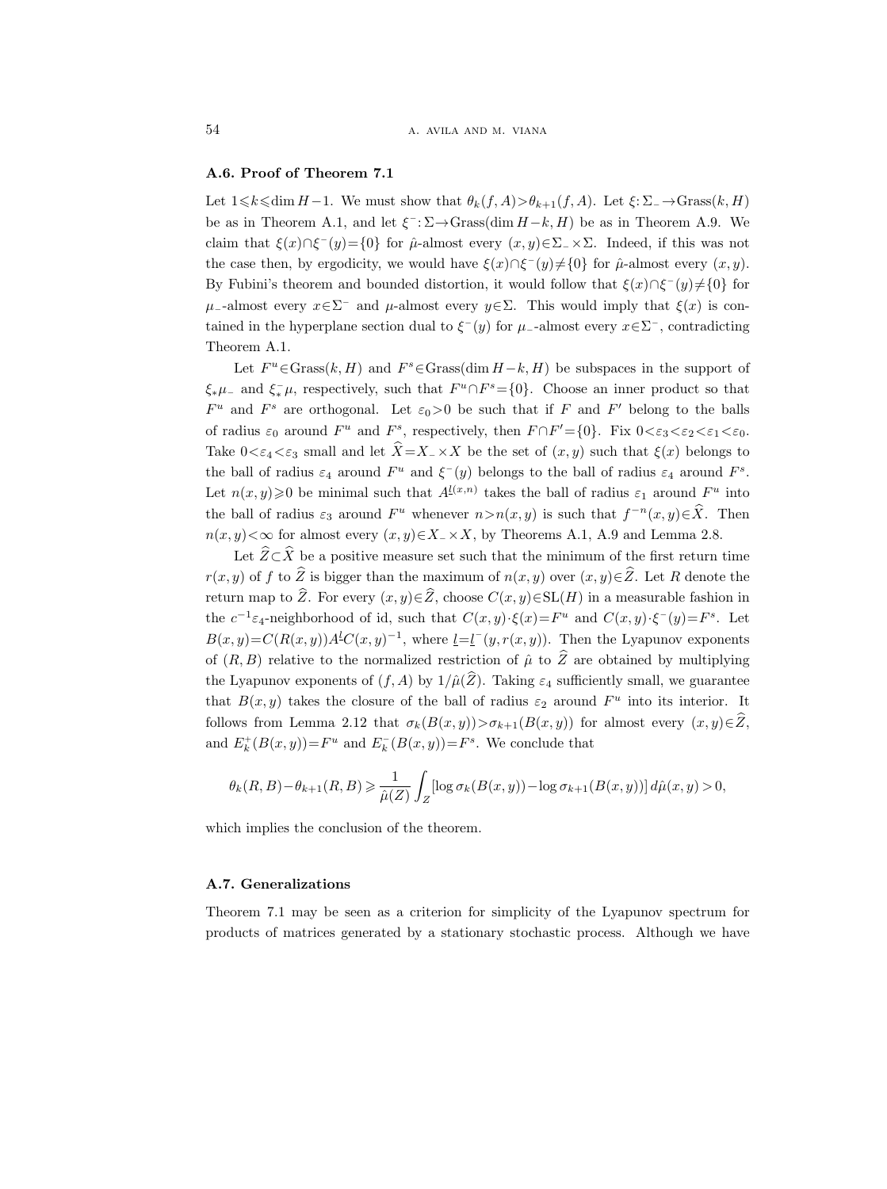### A.6. Proof of Theorem 7.1

Let $1 \leqslant k \leqslant \dim H - 1$. We must show that $\theta_k(f, A) > \theta_{k+1}(f, A)$. Let $\xi: \Sigma_- \to \mathrm{Grass}(k, H)$ be as in Theorem A.1, and let $\xi^-: \Sigma \to \mathrm{Grass}(\dim H - k, H)$ be as in Theorem A.9. We claim that $\xi(x) \cap \xi^-(y) = \{0\}$ for $\hat{\mu}$-almost every $(x, y) \in \Sigma_- \times \Sigma$. Indeed, if this was not the case then, by ergodicity, we would have $\xi(x) \cap \xi^-(y) \neq \{0\}$ for $\hat{\mu}$-almost every $(x, y)$. By Fubini's theorem and bounded distortion, it would follow that $\xi(x) \cap \xi^-(y) \neq \{0\}$ for $\mu_-$-almost every $x \in \Sigma^-$ and $\mu$-almost every $y \in \Sigma$. This would imply that $\xi(x)$ is contained in the hyperplane section dual to $\xi^-(y)$ for $\mu_-$-almost every $x \in \Sigma^-$, contradicting Theorem A.1.

Let $F^u \in \mathrm{Grass}(k, H)$ and $F^s \in \mathrm{Grass}(\dim H - k, H)$ be subspaces in the support of $\xi_* \mu_-$ and $\xi^-_* \mu$, respectively, such that $F^u \cap F^s = \{0\}$. Choose an inner product so that $F^u$ and $F^s$ are orthogonal. Let $\varepsilon_0 > 0$ be such that if $F$ and $F'$ belong to the balls of radius $\varepsilon_0$ around $F^u$ and $F^s$, respectively, then $F \cap F' = \{0\}$. Fix $0 < \varepsilon_3 < \varepsilon_2 < \varepsilon_1 < \varepsilon_0$. Take $0 < \varepsilon_4 < \varepsilon_3$ small and let $\widehat{X} = X_- \times X$ be the set of $(x, y)$ such that $\xi(x)$ belongs to the ball of radius $\varepsilon_4$ around $F^u$ and $\xi^-(y)$ belongs to the ball of radius $\varepsilon_4$ around $F^s$. Let $n(x, y) \geqslant 0$ be minimal such that $A^{\underline{l}(x,n)}$ takes the ball of radius $\varepsilon_1$ around $F^u$ into the ball of radius $\varepsilon_3$ around $F^u$ whenever $n > n(x, y)$ is such that $f^{-n}(x, y) \in \widehat{X}$. Then $n(x, y) < \infty$ for almost every $(x, y) \in X_- \times X$, by Theorems A.1, A.9 and Lemma 2.8.

Let $\widehat{Z} \subset \widehat{X}$ be a positive measure set such that the minimum of the first return time $r(x, y)$ of $f$ to $\widehat{Z}$ is bigger than the maximum of $n(x, y)$ over $(x, y) \in \widehat{Z}$. Let $R$ denote the return map to $\widehat{Z}$. For every $(x, y) \in \widehat{Z}$, choose $C(x, y) \in \mathrm{SL}(H)$ in a measurable fashion in the $c^{-1}\varepsilon_4$-neighborhood of id, such that $C(x, y) \cdot \xi(x) = F^u$ and $C(x, y) \cdot \xi^-(y) = F^s$. Let $B(x, y) = C(R(x, y)) A^{\underline{l}} C(x, y)^{-1}$, where $\underline{l} = \underline{l}^-(y, r(x, y))$. Then the Lyapunov exponents of $(R, B)$ relative to the normalized restriction of $\hat{\mu}$ to $\widehat{Z}$ are obtained by multiplying the Lyapunov exponents of $(f, A)$ by $1/\hat{\mu}(\widehat{Z})$. Taking $\varepsilon_4$ sufficiently small, we guarantee that $B(x, y)$ takes the closure of the ball of radius $\varepsilon_2$ around $F^u$ into its interior. It follows from Lemma 2.12 that $\sigma_k(B(x, y)) > \sigma_{k+1}(B(x, y))$ for almost every $(x, y) \in \widehat{Z}$, and $E_k^+(B(x, y)) = F^u$ and $E_k^-(B(x, y)) = F^s$. We conclude that

$$\theta_k(R, B) - \theta_{k+1}(R, B) \geqslant \frac{1}{\hat{\mu}(Z)} \int_Z [\log \sigma_k(B(x, y)) - \log \sigma_{k+1}(B(x, y))] \, d\hat{\mu}(x, y) > 0,$$

which implies the conclusion of the theorem.

### A.7. Generalizations

Theorem 7.1 may be seen as a criterion for simplicity of the Lyapunov spectrum for products of matrices generated by a stationary stochastic process. Although we have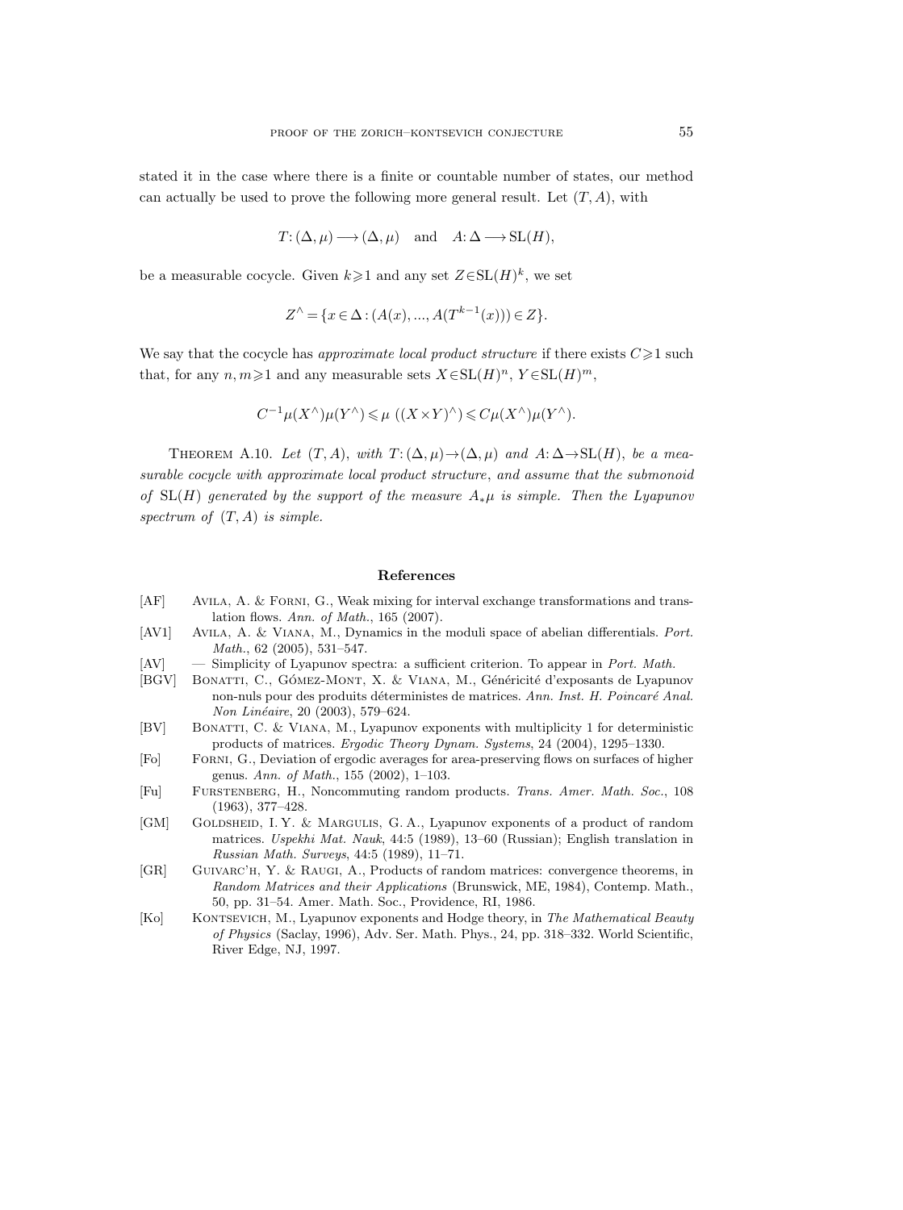stated it in the case where there is a finite or countable number of states, our method can actually be used to prove the following more general result. Let $(T, A)$, with

$$T:(\Delta,\mu) \longrightarrow (\Delta,\mu) \quad \text{and} \quad A:\Delta \longrightarrow \mathrm{SL}(H),$$

be a measurable cocycle. Given $k \geqslant 1$ and any set $Z \in \mathrm{SL}(H)^k$, we set

$$Z^{\wedge} = \{x \in \Delta : (A(x), ..., A(T^{k-1}(x))) \in Z\}.$$

We say that the cocycle has *approximate local product structure* if there exists $C \geqslant 1$ such that, for any $n, m \geqslant 1$ and any measurable sets $X \in \mathrm{SL}(H)^n$, $Y \in \mathrm{SL}(H)^m$,

$$C^{-1}\mu(X^{\wedge})\mu(Y^{\wedge}) \leqslant \mu\left((X \times Y)^{\wedge}\right) \leqslant C\mu(X^{\wedge})\mu(Y^{\wedge}).$$

THEOREM A.10. *Let $(T, A)$, with $T:(\Delta,\mu) \to (\Delta,\mu)$ and $A:\Delta \to \mathrm{SL}(H)$, be a measurable cocycle with approximate local product structure, and assume that the submonoid of $\mathrm{SL}(H)$ generated by the support of the measure $A_*\mu$ is simple. Then the Lyapunov spectrum of $(T, A)$ is simple.*

## References

[AF] Avila, A. & Forni, G., Weak mixing for interval exchange transformations and translation flows. *Ann. of Math.*, 165 (2007).

[AV1] Avila, A. & Viana, M., Dynamics in the moduli space of abelian differentials. *Port. Math.*, 62 (2005), 531–547.

[AV] — Simplicity of Lyapunov spectra: a sufficient criterion. To appear in *Port. Math.*

[BGV] Bonatti, C., Gómez-Mont, X. & Viana, M., Généricité d'exposants de Lyapunov non-nuls pour des produits déterministes de matrices. *Ann. Inst. H. Poincaré Anal. Non Linéaire*, 20 (2003), 579–624.

[BV] Bonatti, C. & Viana, M., Lyapunov exponents with multiplicity 1 for deterministic products of matrices. *Ergodic Theory Dynam. Systems*, 24 (2004), 1295–1330.

[Fo] Forni, G., Deviation of ergodic averages for area-preserving flows on surfaces of higher genus. *Ann. of Math.*, 155 (2002), 1–103.

[Fu] Furstenberg, H., Noncommuting random products. *Trans. Amer. Math. Soc.*, 108 (1963), 377–428.

[GM] Goldsheid, I. Y. & Margulis, G. A., Lyapunov exponents of a product of random matrices. *Uspekhi Mat. Nauk*, 44:5 (1989), 13–60 (Russian); English translation in *Russian Math. Surveys*, 44:5 (1989), 11–71.

[GR] Guivarc'h, Y. & Raugi, A., Products of random matrices: convergence theorems, in *Random Matrices and their Applications* (Brunswick, ME, 1984), Contemp. Math., 50, pp. 31–54. Amer. Math. Soc., Providence, RI, 1986.

[Ko] Kontsevich, M., Lyapunov exponents and Hodge theory, in *The Mathematical Beauty of Physics* (Saclay, 1996), Adv. Ser. Math. Phys., 24, pp. 318–332. World Scientific, River Edge, NJ, 1997.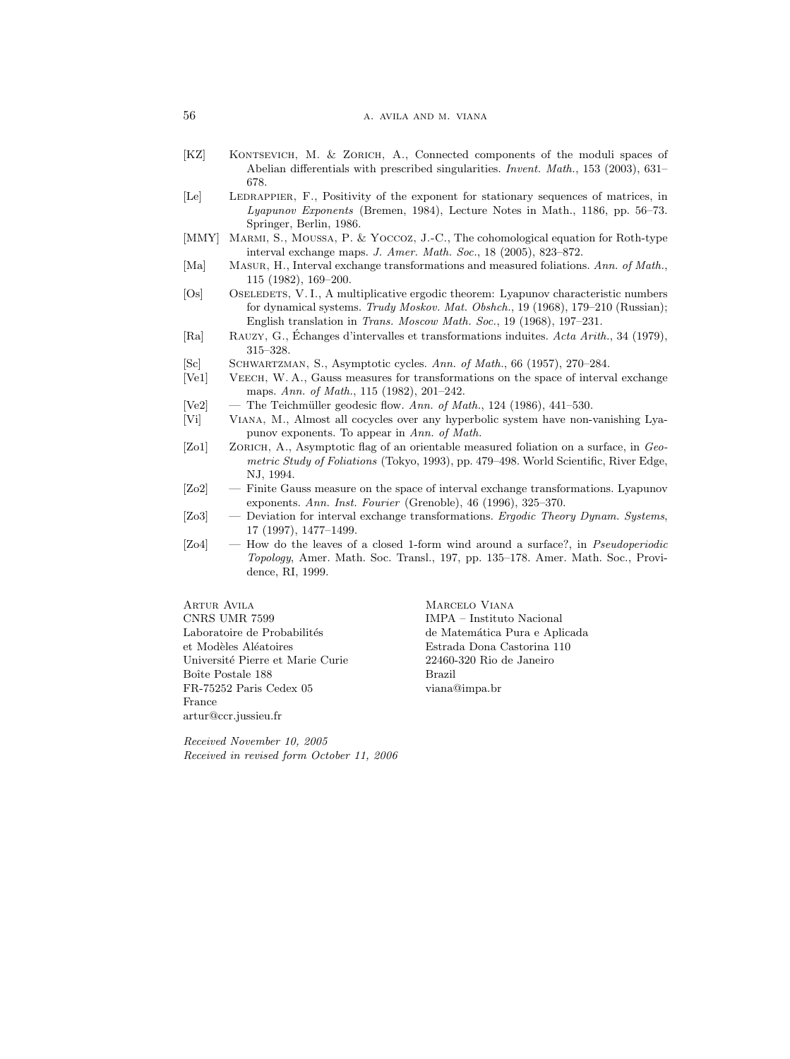- [KZ] Kontsevich, M. & Zorich, A., Connected components of the moduli spaces of Abelian differentials with prescribed singularities. *Invent. Math.*, 153 (2003), 631–678.
- [Le] Ledrappier, F., Positivity of the exponent for stationary sequences of matrices, in *Lyapunov Exponents* (Bremen, 1984), Lecture Notes in Math., 1186, pp. 56–73. Springer, Berlin, 1986.
- [MMY] Marmi, S., Moussa, P. & Yoccoz, J.-C., The cohomological equation for Roth-type interval exchange maps. *J. Amer. Math. Soc.*, 18 (2005), 823–872.
- [Ma] Masur, H., Interval exchange transformations and measured foliations. *Ann. of Math.*, 115 (1982), 169–200.
- [Os] Oseledets, V. I., A multiplicative ergodic theorem: Lyapunov characteristic numbers for dynamical systems. *Trudy Moskov. Mat. Obshch.*, 19 (1968), 179–210 (Russian); English translation in *Trans. Moscow Math. Soc.*, 19 (1968), 197–231.
- [Ra] Rauzy, G., Échanges d'intervalles et transformations induites. *Acta Arith.*, 34 (1979), 315–328.
- [Sc] Schwartzman, S., Asymptotic cycles. *Ann. of Math.*, 66 (1957), 270–284.
- [Ve1] Veech, W. A., Gauss measures for transformations on the space of interval exchange maps. *Ann. of Math.*, 115 (1982), 201–242.
- [Ve2] — The Teichmüller geodesic flow. *Ann. of Math.*, 124 (1986), 441–530.
- [Vi] Viana, M., Almost all cocycles over any hyperbolic system have non-vanishing Lyapunov exponents. To appear in *Ann. of Math.*
- [Zo1] Zorich, A., Asymptotic flag of an orientable measured foliation on a surface, in *Geometric Study of Foliations* (Tokyo, 1993), pp. 479–498. World Scientific, River Edge, NJ, 1994.
- [Zo2] — Finite Gauss measure on the space of interval exchange transformations. Lyapunov exponents. *Ann. Inst. Fourier* (Grenoble), 46 (1996), 325–370.
- [Zo3] — Deviation for interval exchange transformations. *Ergodic Theory Dynam. Systems*, 17 (1997), 1477–1499.
- [Zo4] — How do the leaves of a closed 1-form wind around a surface?, in *Pseudoperiodic Topology*, Amer. Math. Soc. Transl., 197, pp. 135–178. Amer. Math. Soc., Providence, RI, 1999.

Artur Avila
CNRS UMR 7599
Laboratoire de Probabilités
et Modèles Aléatoires
Université Pierre et Marie Curie
Boîte Postale 188
FR-75252 Paris Cedex 05
France
artur@ccr.jussieu.fr

Marcelo Viana
IMPA – Instituto Nacional
de Matemática Pura e Aplicada
Estrada Dona Castorina 110
22460-320 Rio de Janeiro
Brazil
viana@impa.br

*Received November 10, 2005*
*Received in revised form October 11, 2006*